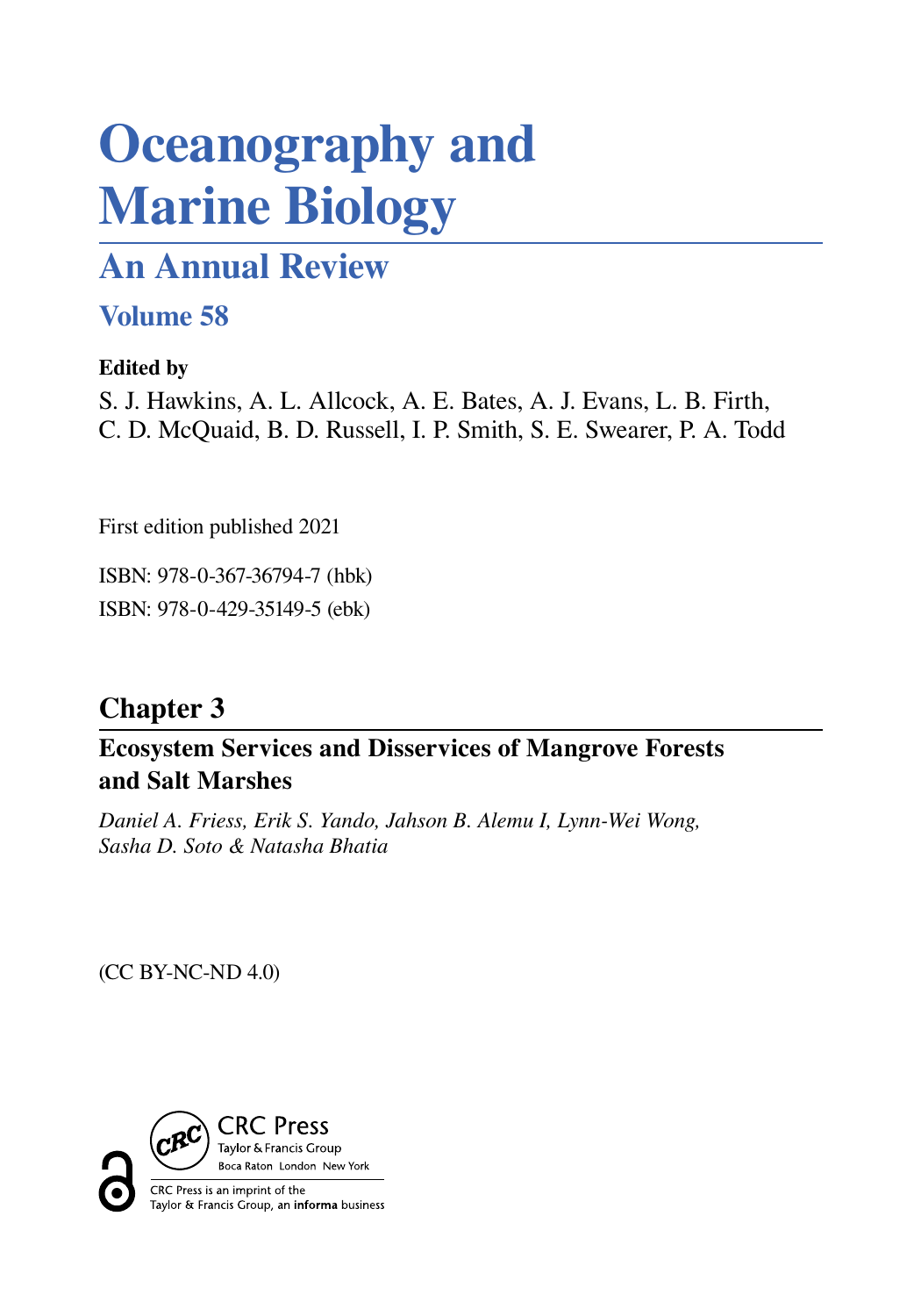# Oceanography and Marine Biology

## An Annual Review

### Volume 58

**Edited by**

S. J. Hawkins, A. L. Allcock, A. E. Bates, A. J. Evans, L. B. Firth, C. D. McQuaid, B. D. Russell, I. P. Smith, S. E. Swearer, P. A. Todd

First edition published 2021

ISBN: 978-0-367-36794-7 (hbk)

ISBN: 978-0-429-35149-5 (ebk)

## Chapter 3

**Ecosystem Services and Disservices of Mangrove Forests and Salt Marshes**

*Daniel A. Friess, Erik S. Yando, Jahson B. Alemu I, Lynn-Wei Wong, Sasha D. Soto & Natasha Bhatia*

(CC BY-NC-ND 4.0)

CRC Press
Taylor & Francis Group
Boca Raton London New York

CRC Press is an imprint of the Taylor & Francis Group, an **informa** business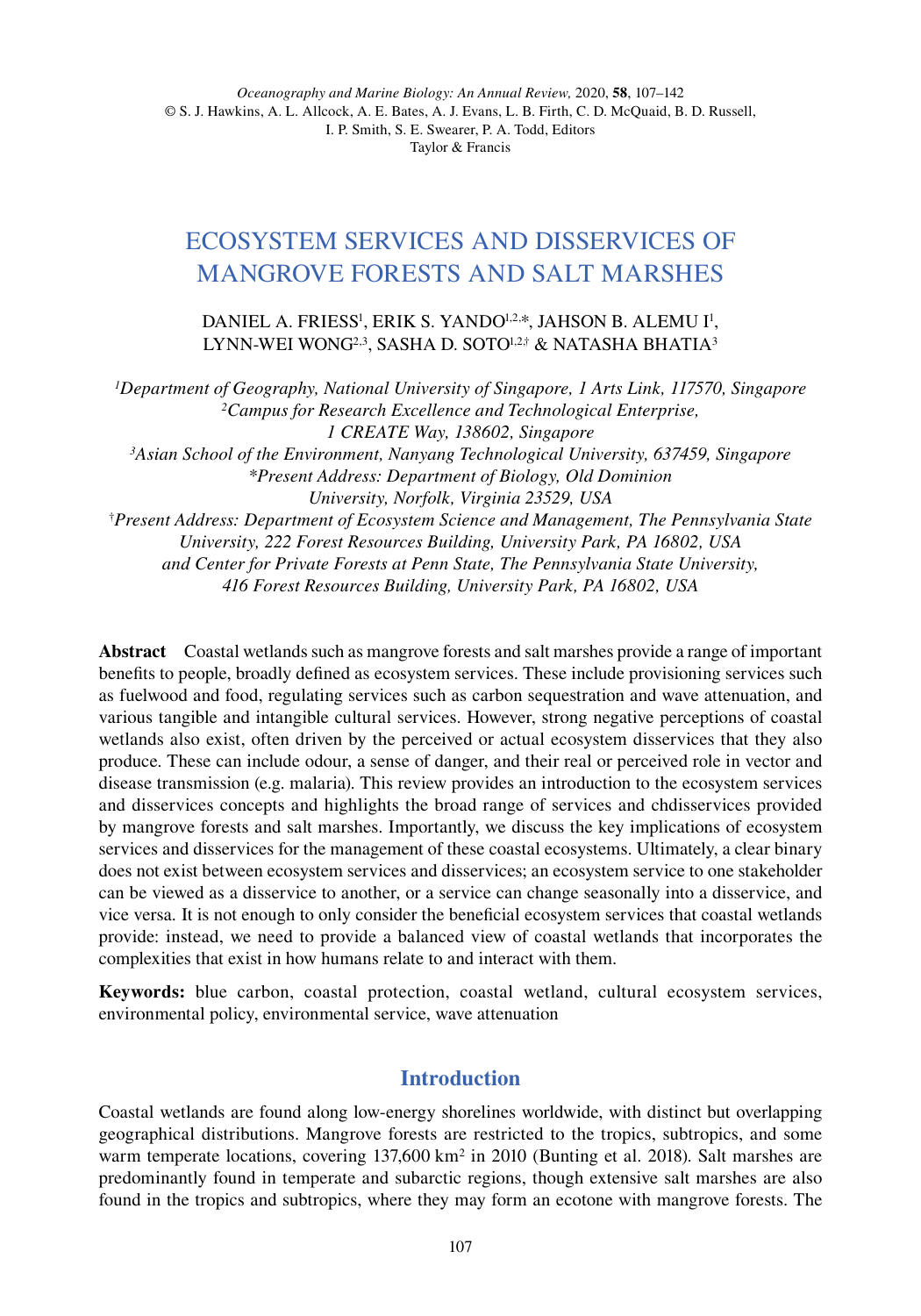*Oceanography and Marine Biology: An Annual Review,* 2020, **58**, 107–142
© S. J. Hawkins, A. L. Allcock, A. E. Bates, A. J. Evans, L. B. Firth, C. D. McQuaid, B. D. Russell, I. P. Smith, S. E. Swearer, P. A. Todd, Editors
Taylor & Francis

# ECOSYSTEM SERVICES AND DISSERVICES OF MANGROVE FORESTS AND SALT MARSHES

DANIEL A. FRIESS[1], ERIK S. YANDO[1,2,*], JAHSON B. ALEMU I[1], LYNN-WEI WONG[2,3], SASHA D. SOTO[1,2,†] & NATASHA BHATIA[3]

[1]*Department of Geography, National University of Singapore, 1 Arts Link, 117570, Singapore*
[2]*Campus for Research Excellence and Technological Enterprise, 1 CREATE Way, 138602, Singapore*
[3]*Asian School of the Environment, Nanyang Technological University, 637459, Singapore*
*\*Present Address: Department of Biology, Old Dominion University, Norfolk, Virginia 23529, USA*
[†]*Present Address: Department of Ecosystem Science and Management, The Pennsylvania State University, 222 Forest Resources Building, University Park, PA 16802, USA and Center for Private Forests at Penn State, The Pennsylvania State University, 416 Forest Resources Building, University Park, PA 16802, USA*

**Abstract** Coastal wetlands such as mangrove forests and salt marshes provide a range of important benefits to people, broadly defined as ecosystem services. These include provisioning services such as fuelwood and food, regulating services such as carbon sequestration and wave attenuation, and various tangible and intangible cultural services. However, strong negative perceptions of coastal wetlands also exist, often driven by the perceived or actual ecosystem disservices that they also produce. These can include odour, a sense of danger, and their real or perceived role in vector and disease transmission (e.g. malaria). This review provides an introduction to the ecosystem services and disservices concepts and highlights the broad range of services and chdisservices provided by mangrove forests and salt marshes. Importantly, we discuss the key implications of ecosystem services and disservices for the management of these coastal ecosystems. Ultimately, a clear binary does not exist between ecosystem services and disservices; an ecosystem service to one stakeholder can be viewed as a disservice to another, or a service can change seasonally into a disservice, and vice versa. It is not enough to only consider the beneficial ecosystem services that coastal wetlands provide: instead, we need to provide a balanced view of coastal wetlands that incorporates the complexities that exist in how humans relate to and interact with them.

**Keywords:** blue carbon, coastal protection, coastal wetland, cultural ecosystem services, environmental policy, environmental service, wave attenuation

## Introduction

Coastal wetlands are found along low-energy shorelines worldwide, with distinct but overlapping geographical distributions. Mangrove forests are restricted to the tropics, subtropics, and some warm temperate locations, covering 137,600 km$^2$ in 2010 (Bunting et al. 2018). Salt marshes are predominantly found in temperate and subarctic regions, though extensive salt marshes are also found in the tropics and subtropics, where they may form an ecotone with mangrove forests. The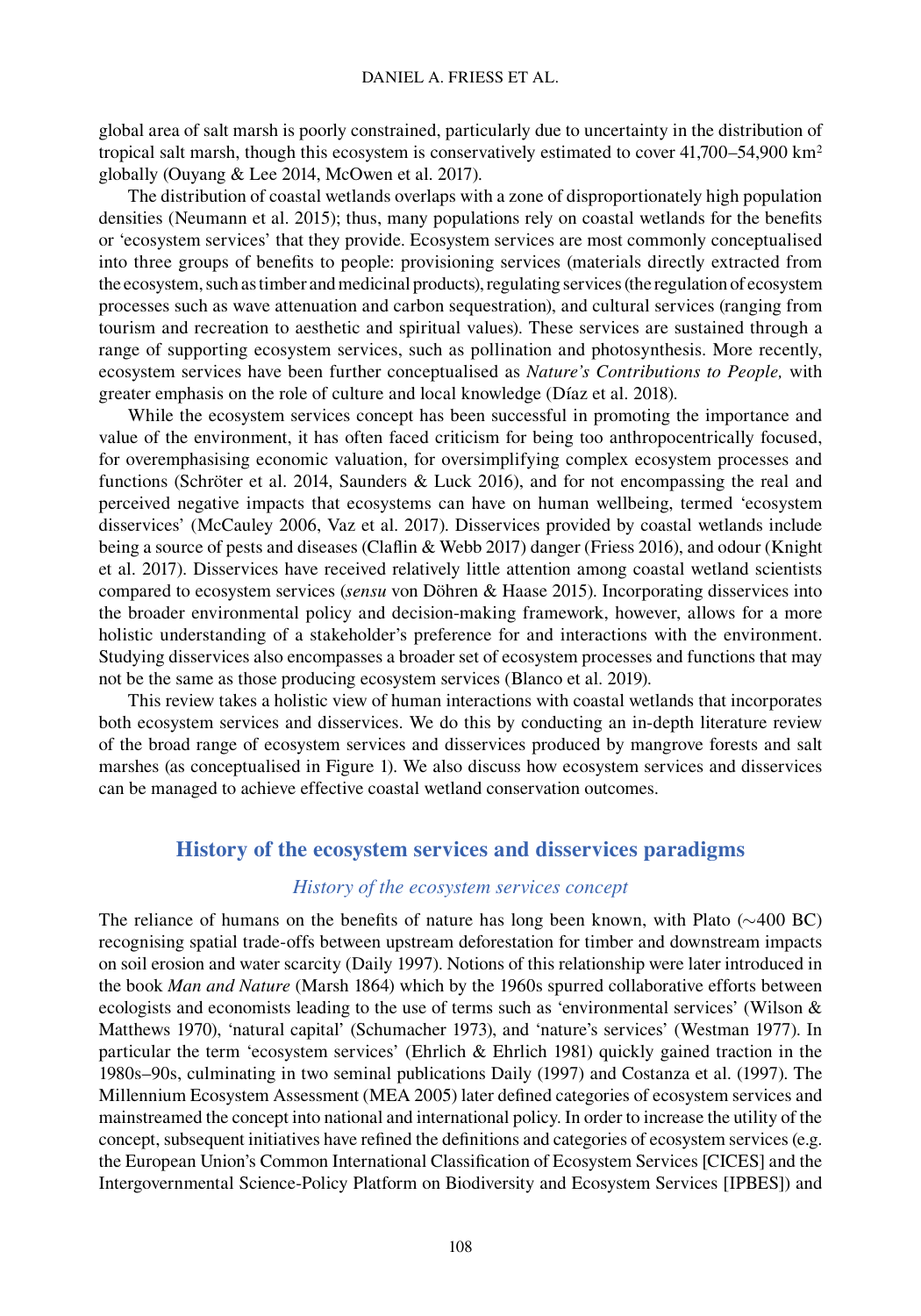global area of salt marsh is poorly constrained, particularly due to uncertainty in the distribution of tropical salt marsh, though this ecosystem is conservatively estimated to cover 41,700–54,900 km$^2$ globally (Ouyang & Lee 2014, McOwen et al. 2017).

The distribution of coastal wetlands overlaps with a zone of disproportionately high population densities (Neumann et al. 2015); thus, many populations rely on coastal wetlands for the benefits or 'ecosystem services' that they provide. Ecosystem services are most commonly conceptualised into three groups of benefits to people: provisioning services (materials directly extracted from the ecosystem, such as timber and medicinal products), regulating services (the regulation of ecosystem processes such as wave attenuation and carbon sequestration), and cultural services (ranging from tourism and recreation to aesthetic and spiritual values). These services are sustained through a range of supporting ecosystem services, such as pollination and photosynthesis. More recently, ecosystem services have been further conceptualised as *Nature's Contributions to People,* with greater emphasis on the role of culture and local knowledge (Díaz et al. 2018).

While the ecosystem services concept has been successful in promoting the importance and value of the environment, it has often faced criticism for being too anthropocentrically focused, for overemphasising economic valuation, for oversimplifying complex ecosystem processes and functions (Schröter et al. 2014, Saunders & Luck 2016), and for not encompassing the real and perceived negative impacts that ecosystems can have on human wellbeing, termed 'ecosystem disservices' (McCauley 2006, Vaz et al. 2017). Disservices provided by coastal wetlands include being a source of pests and diseases (Claflin & Webb 2017) danger (Friess 2016), and odour (Knight et al. 2017). Disservices have received relatively little attention among coastal wetland scientists compared to ecosystem services (*sensu* von Döhren & Haase 2015). Incorporating disservices into the broader environmental policy and decision-making framework, however, allows for a more holistic understanding of a stakeholder's preference for and interactions with the environment. Studying disservices also encompasses a broader set of ecosystem processes and functions that may not be the same as those producing ecosystem services (Blanco et al. 2019).

This review takes a holistic view of human interactions with coastal wetlands that incorporates both ecosystem services and disservices. We do this by conducting an in-depth literature review of the broad range of ecosystem services and disservices produced by mangrove forests and salt marshes (as conceptualised in Figure 1). We also discuss how ecosystem services and disservices can be managed to achieve effective coastal wetland conservation outcomes.

## History of the ecosystem services and disservices paradigms

### *History of the ecosystem services concept*

The reliance of humans on the benefits of nature has long been known, with Plato (~400 BC) recognising spatial trade-offs between upstream deforestation for timber and downstream impacts on soil erosion and water scarcity (Daily 1997). Notions of this relationship were later introduced in the book *Man and Nature* (Marsh 1864) which by the 1960s spurred collaborative efforts between ecologists and economists leading to the use of terms such as 'environmental services' (Wilson & Matthews 1970), 'natural capital' (Schumacher 1973), and 'nature's services' (Westman 1977). In particular the term 'ecosystem services' (Ehrlich & Ehrlich 1981) quickly gained traction in the 1980s–90s, culminating in two seminal publications Daily (1997) and Costanza et al. (1997). The Millennium Ecosystem Assessment (MEA 2005) later defined categories of ecosystem services and mainstreamed the concept into national and international policy. In order to increase the utility of the concept, subsequent initiatives have refined the definitions and categories of ecosystem services (e.g. the European Union's Common International Classification of Ecosystem Services [CICES] and the Intergovernmental Science-Policy Platform on Biodiversity and Ecosystem Services [IPBES]) and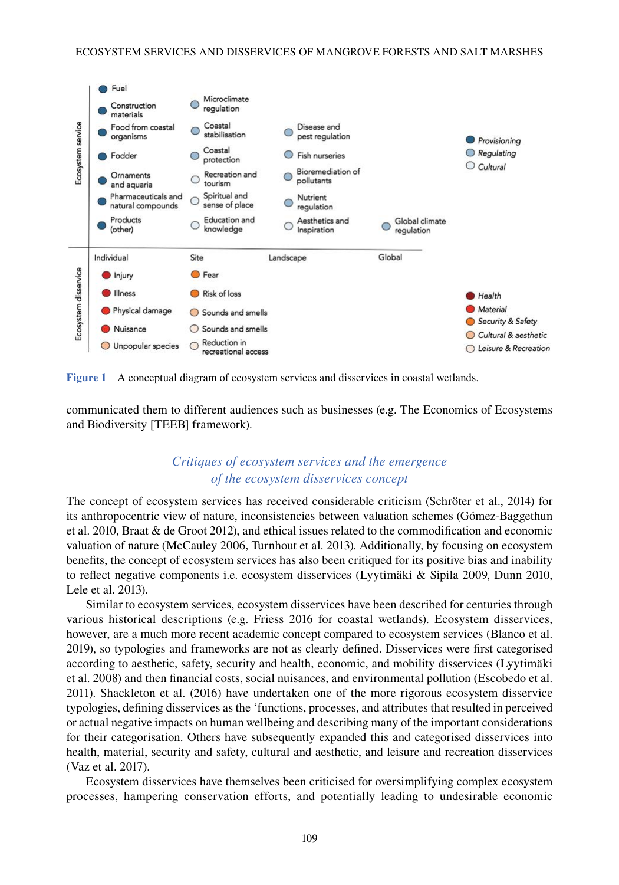Ecosystem service

| | | | | |
|---|---|---|---|---|
| Fuel | | | | |
| Construction materials | Microclimate regulation | | | |
| Food from coastal organisms | Coastal stabilisation | Disease and pest regulation | | |
| Fodder | Coastal protection | Fish nurseries | | |
| Ornaments and aquaria | Recreation and tourism | Bioremediation of pollutants | | |
| Pharmaceuticals and natural compounds | Spiritual and sense of place | Nutrient regulation | | |
| Products (other) | Education and knowledge | Aesthetics and Inspiration | Global climate regulation | |

Legend: Provisioning; Regulating; Cultural

Ecosystem disservice

| Individual | Site | Landscape | Global |
|---|---|---|---|
| Injury | Fear | | |
| Illness | Risk of loss | | |
| Physical damage | Sounds and smells | | |
| Nuisance | Sounds and smells | | |
| Unpopular species | Reduction in recreational access | | |

Legend: Health; Material; Security & Safety; Cultural & aesthetic; Leisure & Recreation

**Figure 1** A conceptual diagram of ecosystem services and disservices in coastal wetlands.

communicated them to different audiences such as businesses (e.g. The Economics of Ecosystems and Biodiversity [TEEB] framework).

## *Critiques of ecosystem services and the emergence of the ecosystem disservices concept*

The concept of ecosystem services has received considerable criticism (Schröter et al., 2014) for its anthropocentric view of nature, inconsistencies between valuation schemes (Gómez-Baggethun et al. 2010, Braat & de Groot 2012), and ethical issues related to the commodification and economic valuation of nature (McCauley 2006, Turnhout et al. 2013). Additionally, by focusing on ecosystem benefits, the concept of ecosystem services has also been critiqued for its positive bias and inability to reflect negative components i.e. ecosystem disservices (Lyytimäki & Sipila 2009, Dunn 2010, Lele et al. 2013).

Similar to ecosystem services, ecosystem disservices have been described for centuries through various historical descriptions (e.g. Friess 2016 for coastal wetlands). Ecosystem disservices, however, are a much more recent academic concept compared to ecosystem services (Blanco et al. 2019), so typologies and frameworks are not as clearly defined. Disservices were first categorised according to aesthetic, safety, security and health, economic, and mobility disservices (Lyytimäki et al. 2008) and then financial costs, social nuisances, and environmental pollution (Escobedo et al. 2011). Shackleton et al. (2016) have undertaken one of the more rigorous ecosystem disservice typologies, defining disservices as the 'functions, processes, and attributes that resulted in perceived or actual negative impacts on human wellbeing and describing many of the important considerations for their categorisation. Others have subsequently expanded this and categorised disservices into health, material, security and safety, cultural and aesthetic, and leisure and recreation disservices (Vaz et al. 2017).

Ecosystem disservices have themselves been criticised for oversimplifying complex ecosystem processes, hampering conservation efforts, and potentially leading to undesirable economic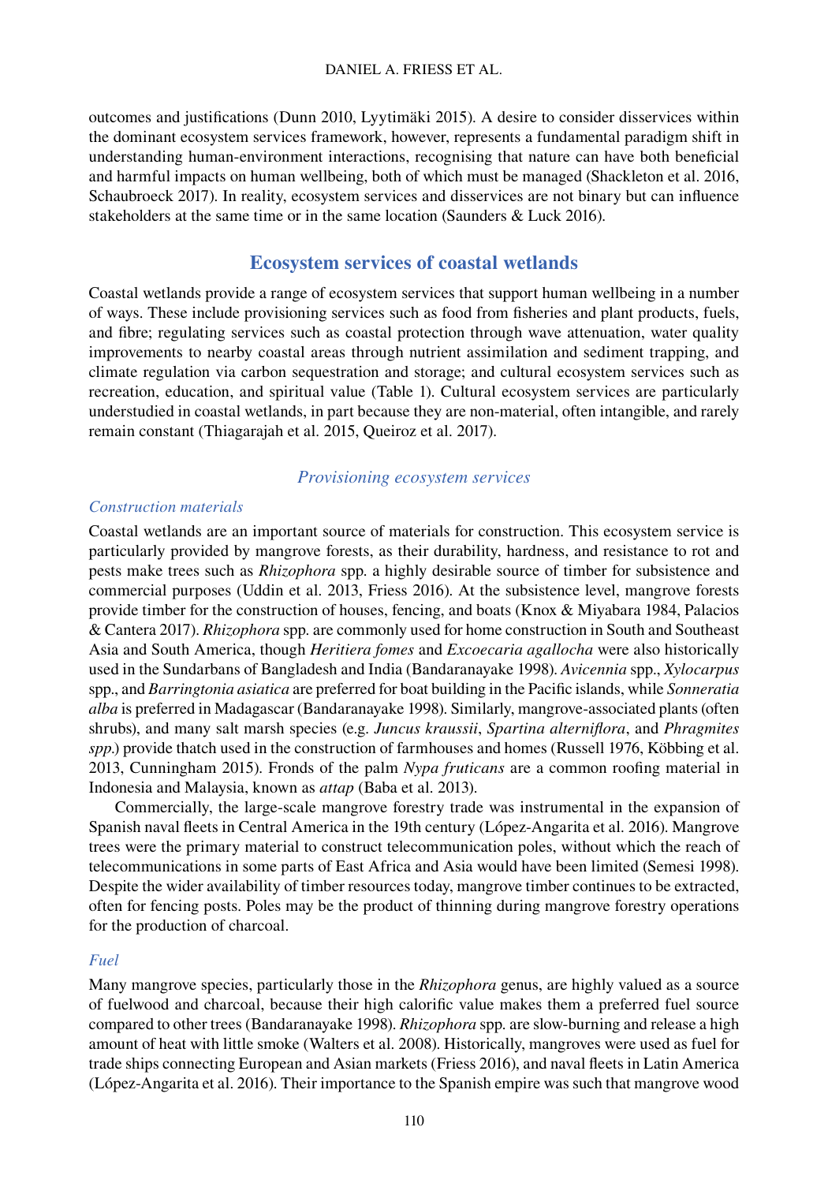outcomes and justifications (Dunn 2010, Lyytimäki 2015). A desire to consider disservices within the dominant ecosystem services framework, however, represents a fundamental paradigm shift in understanding human-environment interactions, recognising that nature can have both beneficial and harmful impacts on human wellbeing, both of which must be managed (Shackleton et al. 2016, Schaubroeck 2017). In reality, ecosystem services and disservices are not binary but can influence stakeholders at the same time or in the same location (Saunders & Luck 2016).

## Ecosystem services of coastal wetlands

Coastal wetlands provide a range of ecosystem services that support human wellbeing in a number of ways. These include provisioning services such as food from fisheries and plant products, fuels, and fibre; regulating services such as coastal protection through wave attenuation, water quality improvements to nearby coastal areas through nutrient assimilation and sediment trapping, and climate regulation via carbon sequestration and storage; and cultural ecosystem services such as recreation, education, and spiritual value (Table 1). Cultural ecosystem services are particularly understudied in coastal wetlands, in part because they are non-material, often intangible, and rarely remain constant (Thiagarajah et al. 2015, Queiroz et al. 2017).

### *Provisioning ecosystem services*

#### *Construction materials*

Coastal wetlands are an important source of materials for construction. This ecosystem service is particularly provided by mangrove forests, as their durability, hardness, and resistance to rot and pests make trees such as *Rhizophora* spp. a highly desirable source of timber for subsistence and commercial purposes (Uddin et al. 2013, Friess 2016). At the subsistence level, mangrove forests provide timber for the construction of houses, fencing, and boats (Knox & Miyabara 1984, Palacios & Cantera 2017). *Rhizophora* spp. are commonly used for home construction in South and Southeast Asia and South America, though *Heritiera fomes* and *Excoecaria agallocha* were also historically used in the Sundarbans of Bangladesh and India (Bandaranayake 1998). *Avicennia* spp., *Xylocarpus* spp., and *Barringtonia asiatica* are preferred for boat building in the Pacific islands, while *Sonneratia alba* is preferred in Madagascar (Bandaranayake 1998). Similarly, mangrove-associated plants (often shrubs), and many salt marsh species (e.g. *Juncus kraussii*, *Spartina alterniflora*, and *Phragmites spp.*) provide thatch used in the construction of farmhouses and homes (Russell 1976, Köbbing et al. 2013, Cunningham 2015). Fronds of the palm *Nypa fruticans* are a common roofing material in Indonesia and Malaysia, known as *attap* (Baba et al. 2013).

Commercially, the large-scale mangrove forestry trade was instrumental in the expansion of Spanish naval fleets in Central America in the 19th century (López-Angarita et al. 2016). Mangrove trees were the primary material to construct telecommunication poles, without which the reach of telecommunications in some parts of East Africa and Asia would have been limited (Semesi 1998). Despite the wider availability of timber resources today, mangrove timber continues to be extracted, often for fencing posts. Poles may be the product of thinning during mangrove forestry operations for the production of charcoal.

#### *Fuel*

Many mangrove species, particularly those in the *Rhizophora* genus, are highly valued as a source of fuelwood and charcoal, because their high calorific value makes them a preferred fuel source compared to other trees (Bandaranayake 1998). *Rhizophora* spp. are slow-burning and release a high amount of heat with little smoke (Walters et al. 2008). Historically, mangroves were used as fuel for trade ships connecting European and Asian markets (Friess 2016), and naval fleets in Latin America (López-Angarita et al. 2016). Their importance to the Spanish empire was such that mangrove wood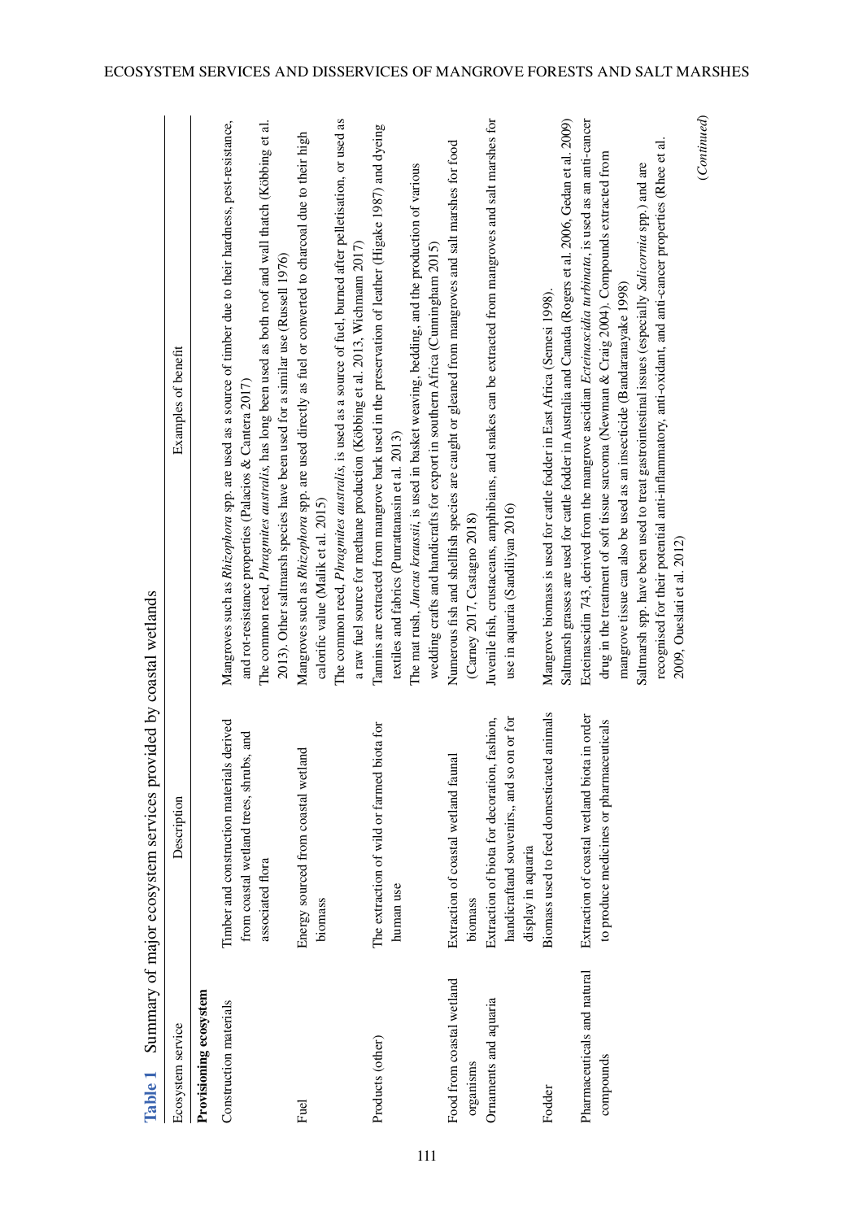**Table 1** Summary of major ecosystem services provided by coastal wetlands

| Ecosystem service | Description | Examples of benefit |
|---|---|---|
| **Provisioning ecosystem** | | |
| Construction materials | Timber and construction materials derived from coastal wetland trees, shrubs, and associated flora | Mangroves such as *Rhizophora* spp. are used as a source of timber due to their hardness, pest-resistance, and rot-resistance properties (Palacios & Cantera 2017) |
| | | The common reed, *Phragmites australis*, has long been used as both roof and wall thatch (Köbbing et al. 2013). Other saltmarsh species have been used for a similar use (Russell 1976) |
| Fuel | Energy sourced from coastal wetland biomass | Mangroves such as *Rhizophora* spp. are used directly as fuel or converted to charcoal due to their high calorific value (Malik et al. 2015) |
| | | The common reed, *Phragmites australis*, is used as a source of fuel, burned after pelletisation, or used as a raw fuel source for methane production (Köbbing et al. 2013, Wichmann 2017) |
| Products (other) | The extraction of wild or farmed biota for human use | Tannins are extracted from mangrove bark used in the preservation of leather (Higake 1987) and dyeing textiles and fabrics (Punrattanasin et al. 2013) |
| | | The mat rush, *Juncus kraussii*, is used in basket weaving, bedding, and the production of various wedding crafts and handicrafts for export in southern Africa (Cunningham 2015) |
| Food from coastal wetland organisms | Extraction of coastal wetland faunal biomass | Numerous fish and shellfish species are caught or gleaned from mangroves and salt marshes for food (Carney 2017, Castagno 2018) |
| Ornaments and aquaria | Extraction of biota for decoration, fashion, handicraftand souvenirs,, and so on or for display in aquaria | Juvenile fish, crustaceans, amphibians, and snakes can be extracted from mangroves and salt marshes for use in aquaria (Sandilyan 2016) |
| Fodder | Biomass used to feed domesticated animals | Mangrove biomass is used for cattle fodder in East Africa (Semesi 1998). |
| | | Saltmarsh grasses are used for cattle fodder in Australia and Canada (Rogers et al. 2006, Gedan et al. 2009) |
| Pharmaceuticals and natural compounds | Extraction of coastal wetland biota in order to produce medicines or pharmaceuticals | Ecteinascidin 743, derived from the mangrove ascidian *Ecteinascidia turbinata*, is used as an anti-cancer drug in the treatment of soft tissue sarcoma (Newman & Craig 2004). Compounds extracted from mangrove tissue can also be used as an insecticide (Bandaranayake 1998) |
| | | Saltmarsh spp. have been used to treat gastrointestinal issues (especially *Salicornia* spp.) and are recognised for their potential anti-inflammatory, anti-oxidant, and anti-cancer properties (Rhee et al. 2009, Oueslati et al. 2012) |

(*Continued*)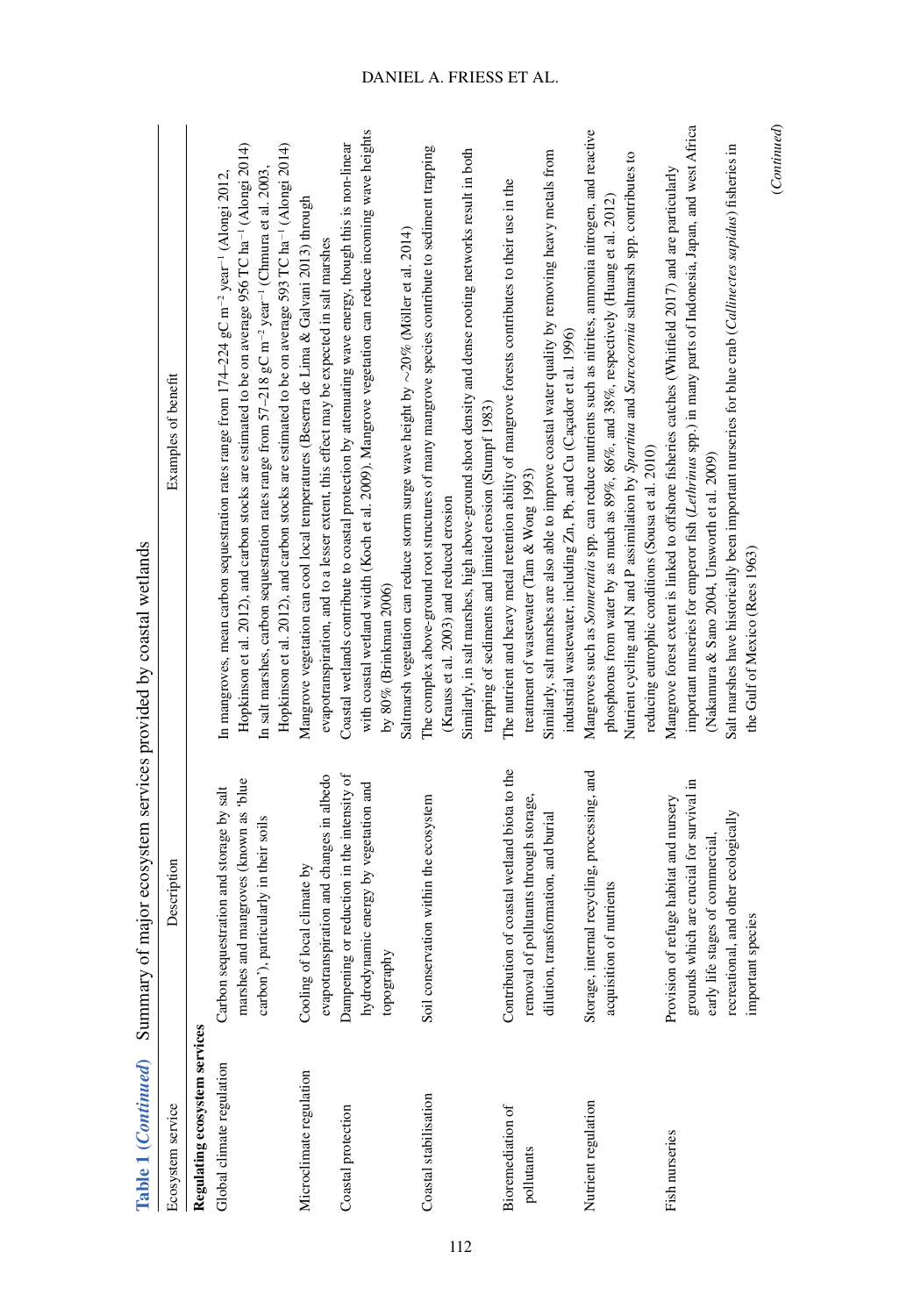**Table 1** (*Continued*) Summary of major ecosystem services provided by coastal wetlands

| Ecosystem service | Description | Examples of benefit |
|---|---|---|
| **Regulating ecosystem services** | | |
| Global climate regulation | Carbon sequestration and storage by salt marshes and mangroves (known as 'blue carbon'), particularly in their soils | In mangroves, mean carbon sequestration rates range from 174–224 gC m$^{-2}$ year$^{-1}$ (Alongi 2012, Hopkinson et al. 2012), and carbon stocks are estimated to be on average 956 TC ha$^{-1}$ (Alongi 2014)<br>In salt marshes, carbon sequestration rates range from 57–218 gC m$^{-2}$ year$^{-1}$ (Chmura et al. 2003, Hopkinson et al. 2012), and carbon stocks are estimated to be on average 593 TC ha$^{-1}$ (Alongi 2014) |
| Microclimate regulation | Cooling of local climate by evapotranspiration and changes in albedo | Mangrove vegetation can cool local temperatures (Beserra de Lima & Galvani 2013) through evapotranspiration, and to a lesser extent, this effect may be expected in salt marshes |
| Coastal protection | Dampening or reduction in the intensity of hydrodynamic energy by vegetation and topography | Coastal wetlands contribute to coastal protection by attenuating wave energy, though this is non-linear with coastal wetland width (Koch et al. 2009). Mangrove vegetation can reduce incoming wave heights by 80% (Brinkman 2006)<br>Saltmarsh vegetation can reduce storm surge wave height by ~20% (Möller et al. 2014) |
| Coastal stabilisation | Soil conservation within the ecosystem | The complex above-ground root structures of many mangrove species contribute to sediment trapping (Krauss et al. 2003) and reduced erosion<br>Similarly, in salt marshes, high above-ground shoot density and dense rooting networks result in both trapping of sediments and limited erosion (Stumpf 1983) |
| Bioremediation of pollutants | Contribution of coastal wetland biota to the removal of pollutants through storage, dilution, transformation, and burial | The nutrient and heavy metal retention ability of mangrove forests contributes to their use in the treatment of wastewater (Tam & Wong 1993)<br>Similarly, salt marshes are also able to improve coastal water quality by removing heavy metals from industrial wastewater, including Zn, Pb, and Cu (Caçador et al. 1996) |
| Nutrient regulation | Storage, internal recycling, processing, and acquisition of nutrients | Mangroves such as *Sonneratia* spp. can reduce nutrients such as nitrites, ammonia nitrogen, and reactive phosphorus from water by as much as 89%, 86%, and 38%, respectively (Huang et al. 2012)<br>Nutrient cycling and N and P assimilation by *Spartina* and *Sarcocornia* saltmarsh spp. contributes to reducing eutrophic conditions (Sousa et al. 2010) |
| Fish nurseries | Provision of refuge habitat and nursery grounds which are crucial for survival in early life stages of commercial, recreational, and other ecologically important species | Mangrove forest extent is linked to offshore fisheries catches (Whitfield 2017) and are particularly important nurseries for emperor fish (*Lethrinus* spp.) in many parts of Indonesia, Japan, and west Africa (Nakamura & Sano 2004, Unsworth et al. 2009)<br>Salt marshes have historically been important nurseries for blue crab (*Callinectes sapidus*) fisheries in the Gulf of Mexico (Rees 1963) |

(*Continued*)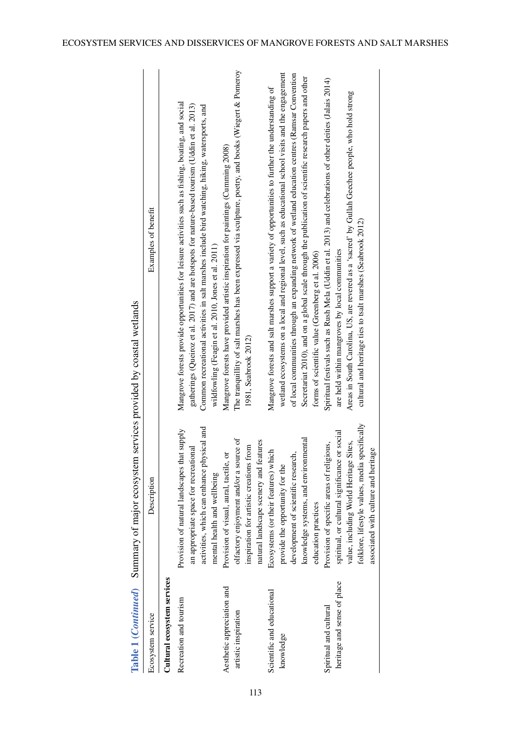**Table 1 (Continued)** Summary of major ecosystem services provided by coastal wetlands

| Ecosystem service | Description | Examples of benefit |
|---|---|---|
| **Cultural ecosystem services** | | |
| Recreation and tourism | Provision of natural landscapes that supply an appropriate space for recreational activities, which can enhance physical and mental health and wellbeing | Mangrove forests provide opportunities for leisure activities such as fishing, boating, and social gatherings (Queiroz et al. 2017) and are hotspots for nature-based tourism (Uddin et al. 2013)<br>Common recreational activities in salt marshes include bird watching, hiking, watersports, and wildfowling (Feagin et al. 2010, Jones et al. 2011) |
| Aesthetic appreciation and artistic inspiration | Provision of visual, aural, tactile, or olfactory enjoyment and/or a source of inspiration for artistic creations from natural landscape scenery and features | Mangrove forests have provided artistic inspiration for paintings (Cumming 2008)<br>The tranquillity of salt marshes has been expressed via sculpture, poetry, and books (Wiegert & Pomeroy 1981, Seabrook 2012) |
| Scientific and educational knowledge | Ecosystems (or their features) which provide the opportunity for the development of scientific research, knowledge systems, and environmental education practices | Mangrove forests and salt marshes support a variety of opportunities to further the understanding of wetland ecosystems on a local and regional level, such as educational school visits and the engagement of local communities through an expanding network of wetland education centres (Ramsar Convention Secretariat 2010), and on a global scale through the publication of scientific research papers and other forms of scientific value (Greenberg et al. 2006) |
| Spiritual and cultural heritage and sense of place | Provision of specific areas of religious, spiritual, or cultural significance or social value, including World Heritage Sites, folklore, lifestyle values, media specifically associated with culture and heritage | Spiritual festivals such as Rush Mela (Uddin et al. 2013) and celebrations of other deities (Jalais 2014) are held within mangroves by local communities<br>Areas in South Carolina, US, are revered as a 'sacred' by Gullah Geechee people, who hold strong cultural and heritage ties to tsalt marshes (Seabrook 2012) |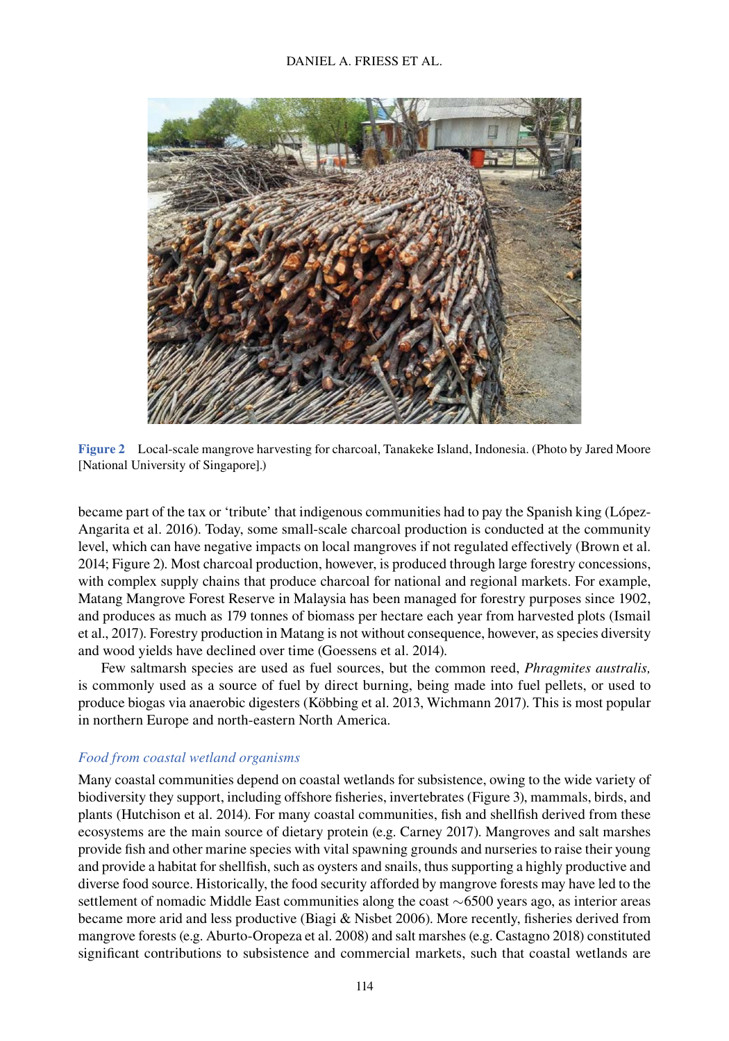**Figure 2** Local-scale mangrove harvesting for charcoal, Tanakeke Island, Indonesia. (Photo by Jared Moore [National University of Singapore].)

became part of the tax or 'tribute' that indigenous communities had to pay the Spanish king (López-Angarita et al. 2016). Today, some small-scale charcoal production is conducted at the community level, which can have negative impacts on local mangroves if not regulated effectively (Brown et al. 2014; Figure 2). Most charcoal production, however, is produced through large forestry concessions, with complex supply chains that produce charcoal for national and regional markets. For example, Matang Mangrove Forest Reserve in Malaysia has been managed for forestry purposes since 1902, and produces as much as 179 tonnes of biomass per hectare each year from harvested plots (Ismail et al., 2017). Forestry production in Matang is not without consequence, however, as species diversity and wood yields have declined over time (Goessens et al. 2014).

Few saltmarsh species are used as fuel sources, but the common reed, *Phragmites australis,* is commonly used as a source of fuel by direct burning, being made into fuel pellets, or used to produce biogas via anaerobic digesters (Köbbing et al. 2013, Wichmann 2017). This is most popular in northern Europe and north-eastern North America.

### *Food from coastal wetland organisms*

Many coastal communities depend on coastal wetlands for subsistence, owing to the wide variety of biodiversity they support, including offshore fisheries, invertebrates (Figure 3), mammals, birds, and plants (Hutchison et al. 2014). For many coastal communities, fish and shellfish derived from these ecosystems are the main source of dietary protein (e.g. Carney 2017). Mangroves and salt marshes provide fish and other marine species with vital spawning grounds and nurseries to raise their young and provide a habitat for shellfish, such as oysters and snails, thus supporting a highly productive and diverse food source. Historically, the food security afforded by mangrove forests may have led to the settlement of nomadic Middle East communities along the coast ~6500 years ago, as interior areas became more arid and less productive (Biagi & Nisbet 2006). More recently, fisheries derived from mangrove forests (e.g. Aburto-Oropeza et al. 2008) and salt marshes (e.g. Castagno 2018) constituted significant contributions to subsistence and commercial markets, such that coastal wetlands are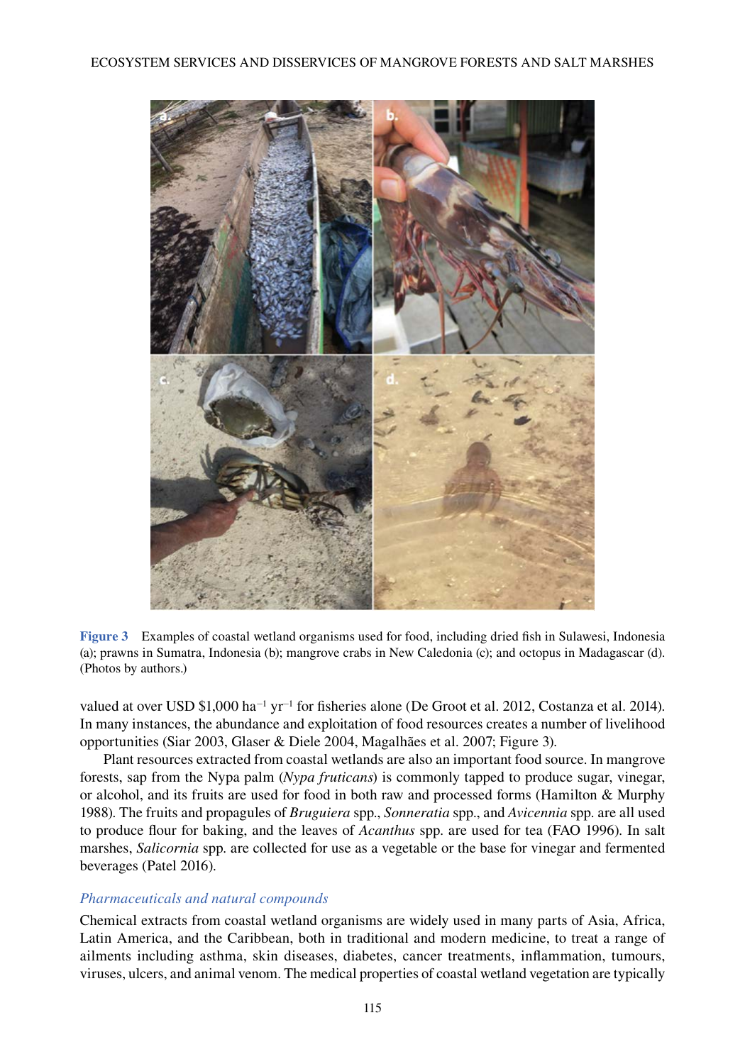Figure 3 Examples of coastal wetland organisms used for food, including dried fish in Sulawesi, Indonesia (a); prawns in Sumatra, Indonesia (b); mangrove crabs in New Caledonia (c); and octopus in Madagascar (d). (Photos by authors.)

valued at over USD $1,000 $ha^{-1}$ $yr^{-1}$ for fisheries alone (De Groot et al. 2012, Costanza et al. 2014). In many instances, the abundance and exploitation of food resources creates a number of livelihood opportunities (Siar 2003, Glaser & Diele 2004, Magalhães et al. 2007; Figure 3).

Plant resources extracted from coastal wetlands are also an important food source. In mangrove forests, sap from the Nypa palm (*Nypa fruticans*) is commonly tapped to produce sugar, vinegar, or alcohol, and its fruits are used for food in both raw and processed forms (Hamilton & Murphy 1988). The fruits and propagules of *Bruguiera* spp., *Sonneratia* spp., and *Avicennia* spp. are all used to produce flour for baking, and the leaves of *Acanthus* spp. are used for tea (FAO 1996). In salt marshes, *Salicornia* spp. are collected for use as a vegetable or the base for vinegar and fermented beverages (Patel 2016).

### *Pharmaceuticals and natural compounds*

Chemical extracts from coastal wetland organisms are widely used in many parts of Asia, Africa, Latin America, and the Caribbean, both in traditional and modern medicine, to treat a range of ailments including asthma, skin diseases, diabetes, cancer treatments, inflammation, tumours, viruses, ulcers, and animal venom. The medical properties of coastal wetland vegetation are typically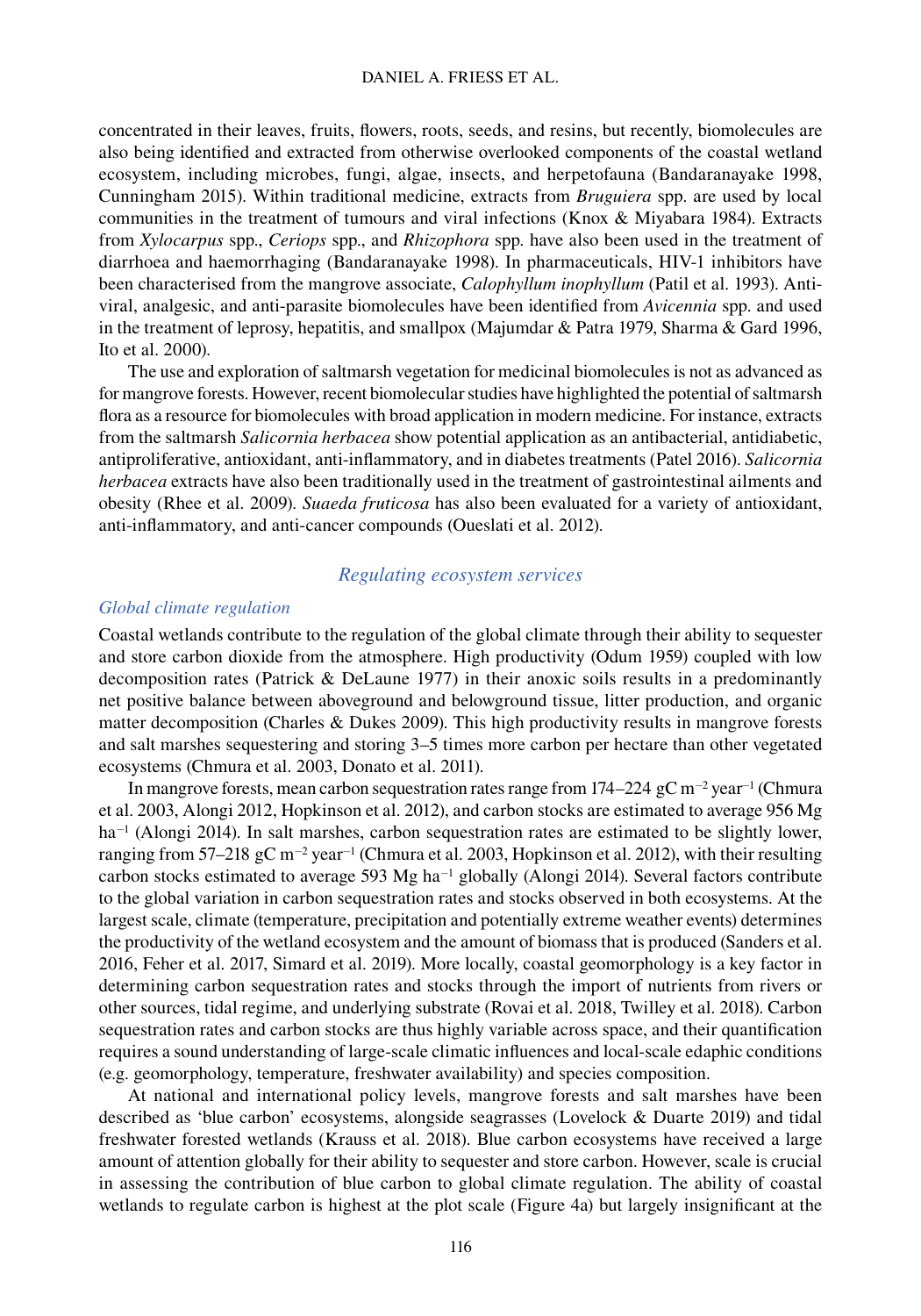concentrated in their leaves, fruits, flowers, roots, seeds, and resins, but recently, biomolecules are also being identified and extracted from otherwise overlooked components of the coastal wetland ecosystem, including microbes, fungi, algae, insects, and herpetofauna (Bandaranayake 1998, Cunningham 2015). Within traditional medicine, extracts from *Bruguiera* spp. are used by local communities in the treatment of tumours and viral infections (Knox & Miyabara 1984). Extracts from *Xylocarpus* spp., *Ceriops* spp., and *Rhizophora* spp. have also been used in the treatment of diarrhoea and haemorrhaging (Bandaranayake 1998). In pharmaceuticals, HIV-1 inhibitors have been characterised from the mangrove associate, *Calophyllum inophyllum* (Patil et al. 1993). Anti-viral, analgesic, and anti-parasite biomolecules have been identified from *Avicennia* spp. and used in the treatment of leprosy, hepatitis, and smallpox (Majumdar & Patra 1979, Sharma & Gard 1996, Ito et al. 2000).

The use and exploration of saltmarsh vegetation for medicinal biomolecules is not as advanced as for mangrove forests. However, recent biomolecular studies have highlighted the potential of saltmarsh flora as a resource for biomolecules with broad application in modern medicine. For instance, extracts from the saltmarsh *Salicornia herbacea* show potential application as an antibacterial, antidiabetic, antiproliferative, antioxidant, anti-inflammatory, and in diabetes treatments (Patel 2016). *Salicornia herbacea* extracts have also been traditionally used in the treatment of gastrointestinal ailments and obesity (Rhee et al. 2009). *Suaeda fruticosa* has also been evaluated for a variety of antioxidant, anti-inflammatory, and anti-cancer compounds (Oueslati et al. 2012).

## *Regulating ecosystem services*

### *Global climate regulation*

Coastal wetlands contribute to the regulation of the global climate through their ability to sequester and store carbon dioxide from the atmosphere. High productivity (Odum 1959) coupled with low decomposition rates (Patrick & DeLaune 1977) in their anoxic soils results in a predominantly net positive balance between aboveground and belowground tissue, litter production, and organic matter decomposition (Charles & Dukes 2009). This high productivity results in mangrove forests and salt marshes sequestering and storing 3–5 times more carbon per hectare than other vegetated ecosystems (Chmura et al. 2003, Donato et al. 2011).

In mangrove forests, mean carbon sequestration rates range from 174–224 gC $m^{-2}$ $year^{-1}$ (Chmura et al. 2003, Alongi 2012, Hopkinson et al. 2012), and carbon stocks are estimated to average 956 Mg $ha^{-1}$ (Alongi 2014). In salt marshes, carbon sequestration rates are estimated to be slightly lower, ranging from 57–218 gC $m^{-2}$ $year^{-1}$ (Chmura et al. 2003, Hopkinson et al. 2012), with their resulting carbon stocks estimated to average 593 Mg $ha^{-1}$ globally (Alongi 2014). Several factors contribute to the global variation in carbon sequestration rates and stocks observed in both ecosystems. At the largest scale, climate (temperature, precipitation and potentially extreme weather events) determines the productivity of the wetland ecosystem and the amount of biomass that is produced (Sanders et al. 2016, Feher et al. 2017, Simard et al. 2019). More locally, coastal geomorphology is a key factor in determining carbon sequestration rates and stocks through the import of nutrients from rivers or other sources, tidal regime, and underlying substrate (Rovai et al. 2018, Twilley et al. 2018). Carbon sequestration rates and carbon stocks are thus highly variable across space, and their quantification requires a sound understanding of large-scale climatic influences and local-scale edaphic conditions (e.g. geomorphology, temperature, freshwater availability) and species composition.

At national and international policy levels, mangrove forests and salt marshes have been described as 'blue carbon' ecosystems, alongside seagrasses (Lovelock & Duarte 2019) and tidal freshwater forested wetlands (Krauss et al. 2018). Blue carbon ecosystems have received a large amount of attention globally for their ability to sequester and store carbon. However, scale is crucial in assessing the contribution of blue carbon to global climate regulation. The ability of coastal wetlands to regulate carbon is highest at the plot scale (Figure 4a) but largely insignificant at the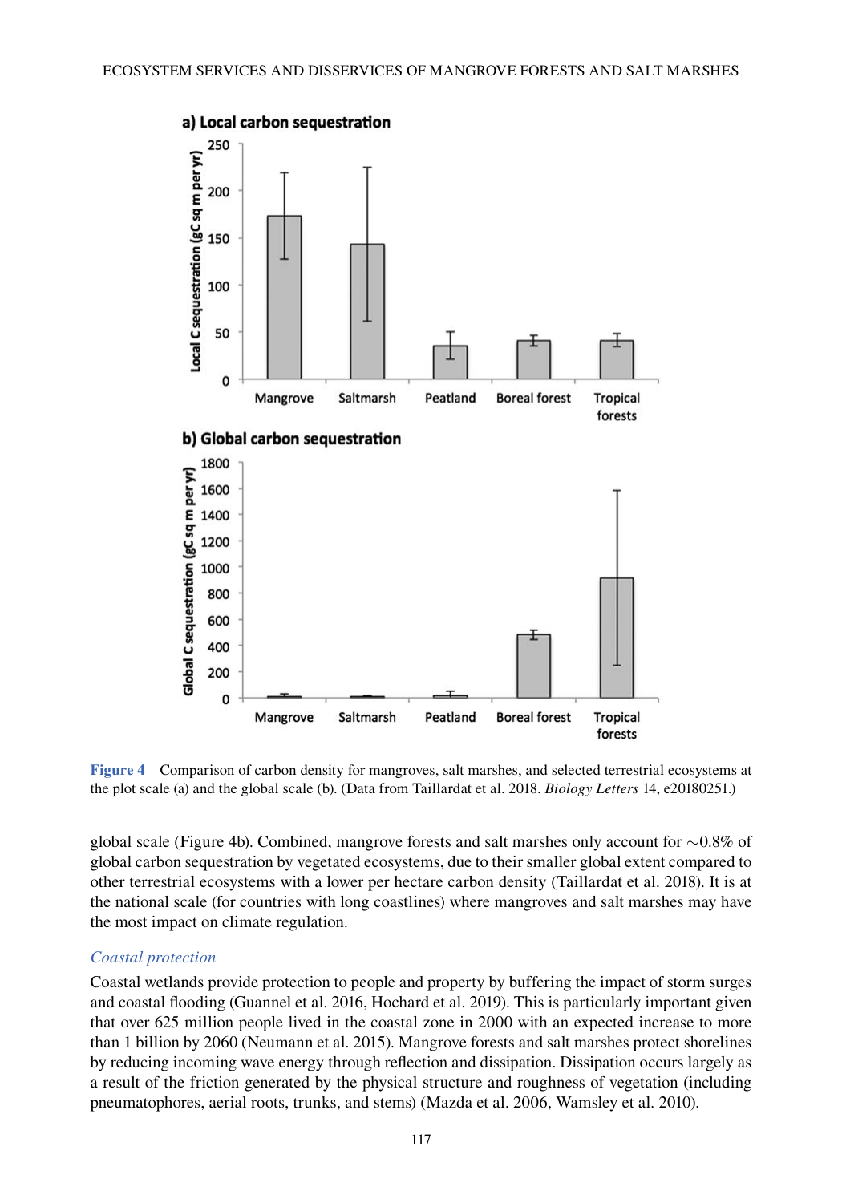**Figure 4** Comparison of carbon density for mangroves, salt marshes, and selected terrestrial ecosystems at the plot scale (a) and the global scale (b). (Data from Taillardat et al. 2018. *Biology Letters* 14, e20180251.)

global scale (Figure 4b). Combined, mangrove forests and salt marshes only account for ∼0.8% of global carbon sequestration by vegetated ecosystems, due to their smaller global extent compared to other terrestrial ecosystems with a lower per hectare carbon density (Taillardat et al. 2018). It is at the national scale (for countries with long coastlines) where mangroves and salt marshes may have the most impact on climate regulation.

### *Coastal protection*

Coastal wetlands provide protection to people and property by buffering the impact of storm surges and coastal flooding (Guannel et al. 2016, Hochard et al. 2019). This is particularly important given that over 625 million people lived in the coastal zone in 2000 with an expected increase to more than 1 billion by 2060 (Neumann et al. 2015). Mangrove forests and salt marshes protect shorelines by reducing incoming wave energy through reflection and dissipation. Dissipation occurs largely as a result of the friction generated by the physical structure and roughness of vegetation (including pneumatophores, aerial roots, trunks, and stems) (Mazda et al. 2006, Wamsley et al. 2010).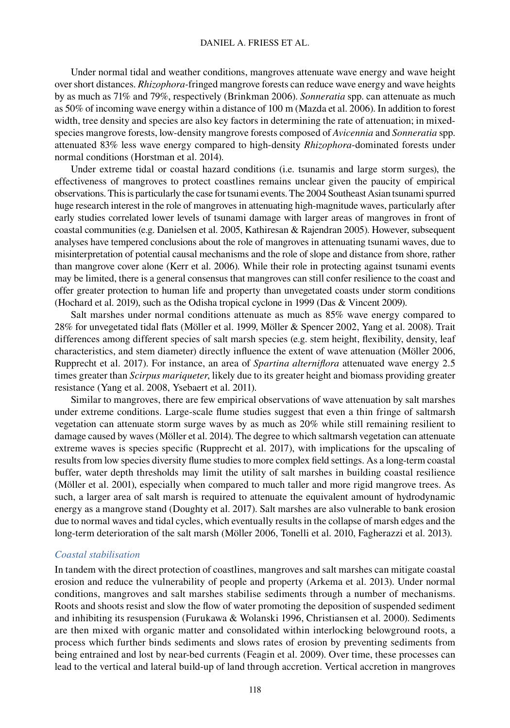Under normal tidal and weather conditions, mangroves attenuate wave energy and wave height over short distances. *Rhizophora*-fringed mangrove forests can reduce wave energy and wave heights by as much as 71% and 79%, respectively (Brinkman 2006). *Sonneratia* spp. can attenuate as much as 50% of incoming wave energy within a distance of 100 m (Mazda et al. 2006). In addition to forest width, tree density and species are also key factors in determining the rate of attenuation; in mixed-species mangrove forests, low-density mangrove forests composed of *Avicennia* and *Sonneratia* spp. attenuated 83% less wave energy compared to high-density *Rhizophora*-dominated forests under normal conditions (Horstman et al. 2014).

Under extreme tidal or coastal hazard conditions (i.e. tsunamis and large storm surges), the effectiveness of mangroves to protect coastlines remains unclear given the paucity of empirical observations. This is particularly the case for tsunami events. The 2004 Southeast Asian tsunami spurred huge research interest in the role of mangroves in attenuating high-magnitude waves, particularly after early studies correlated lower levels of tsunami damage with larger areas of mangroves in front of coastal communities (e.g. Danielsen et al. 2005, Kathiresan & Rajendran 2005). However, subsequent analyses have tempered conclusions about the role of mangroves in attenuating tsunami waves, due to misinterpretation of potential causal mechanisms and the role of slope and distance from shore, rather than mangrove cover alone (Kerr et al. 2006). While their role in protecting against tsunami events may be limited, there is a general consensus that mangroves can still confer resilience to the coast and offer greater protection to human life and property than unvegetated coasts under storm conditions (Hochard et al. 2019), such as the Odisha tropical cyclone in 1999 (Das & Vincent 2009).

Salt marshes under normal conditions attenuate as much as 85% wave energy compared to 28% for unvegetated tidal flats (Möller et al. 1999, Möller & Spencer 2002, Yang et al. 2008). Trait differences among different species of salt marsh species (e.g. stem height, flexibility, density, leaf characteristics, and stem diameter) directly influence the extent of wave attenuation (Möller 2006, Rupprecht et al. 2017). For instance, an area of *Spartina alterniflora* attenuated wave energy 2.5 times greater than *Scirpus mariqueter*, likely due to its greater height and biomass providing greater resistance (Yang et al. 2008, Ysebaert et al. 2011).

Similar to mangroves, there are few empirical observations of wave attenuation by salt marshes under extreme conditions. Large-scale flume studies suggest that even a thin fringe of saltmarsh vegetation can attenuate storm surge waves by as much as 20% while still remaining resilient to damage caused by waves (Möller et al. 2014). The degree to which saltmarsh vegetation can attenuate extreme waves is species specific (Rupprecht et al. 2017), with implications for the upscaling of results from low species diversity flume studies to more complex field settings. As a long-term coastal buffer, water depth thresholds may limit the utility of salt marshes in building coastal resilience (Möller et al. 2001), especially when compared to much taller and more rigid mangrove trees. As such, a larger area of salt marsh is required to attenuate the equivalent amount of hydrodynamic energy as a mangrove stand (Doughty et al. 2017). Salt marshes are also vulnerable to bank erosion due to normal waves and tidal cycles, which eventually results in the collapse of marsh edges and the long-term deterioration of the salt marsh (Möller 2006, Tonelli et al. 2010, Fagherazzi et al. 2013).

### *Coastal stabilisation*

In tandem with the direct protection of coastlines, mangroves and salt marshes can mitigate coastal erosion and reduce the vulnerability of people and property (Arkema et al. 2013). Under normal conditions, mangroves and salt marshes stabilise sediments through a number of mechanisms. Roots and shoots resist and slow the flow of water promoting the deposition of suspended sediment and inhibiting its resuspension (Furukawa & Wolanski 1996, Christiansen et al. 2000). Sediments are then mixed with organic matter and consolidated within interlocking belowground roots, a process which further binds sediments and slows rates of erosion by preventing sediments from being entrained and lost by near-bed currents (Feagin et al. 2009). Over time, these processes can lead to the vertical and lateral build-up of land through accretion. Vertical accretion in mangroves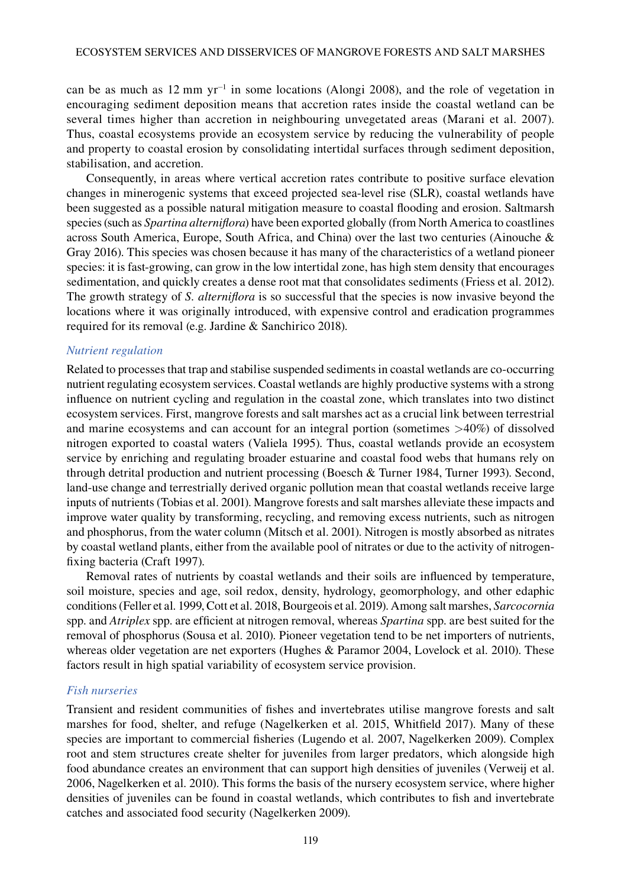can be as much as 12 mm $yr^{-1}$ in some locations (Alongi 2008), and the role of vegetation in encouraging sediment deposition means that accretion rates inside the coastal wetland can be several times higher than accretion in neighbouring unvegetated areas (Marani et al. 2007). Thus, coastal ecosystems provide an ecosystem service by reducing the vulnerability of people and property to coastal erosion by consolidating intertidal surfaces through sediment deposition, stabilisation, and accretion.

Consequently, in areas where vertical accretion rates contribute to positive surface elevation changes in minerogenic systems that exceed projected sea-level rise (SLR), coastal wetlands have been suggested as a possible natural mitigation measure to coastal flooding and erosion. Saltmarsh species (such as *Spartina alterniflora*) have been exported globally (from North America to coastlines across South America, Europe, South Africa, and China) over the last two centuries (Ainouche & Gray 2016). This species was chosen because it has many of the characteristics of a wetland pioneer species: it is fast-growing, can grow in the low intertidal zone, has high stem density that encourages sedimentation, and quickly creates a dense root mat that consolidates sediments (Friess et al. 2012). The growth strategy of *S. alterniflora* is so successful that the species is now invasive beyond the locations where it was originally introduced, with expensive control and eradication programmes required for its removal (e.g. Jardine & Sanchirico 2018).

### *Nutrient regulation*

Related to processes that trap and stabilise suspended sediments in coastal wetlands are co-occurring nutrient regulating ecosystem services. Coastal wetlands are highly productive systems with a strong influence on nutrient cycling and regulation in the coastal zone, which translates into two distinct ecosystem services. First, mangrove forests and salt marshes act as a crucial link between terrestrial and marine ecosystems and can account for an integral portion (sometimes >40%) of dissolved nitrogen exported to coastal waters (Valiela 1995). Thus, coastal wetlands provide an ecosystem service by enriching and regulating broader estuarine and coastal food webs that humans rely on through detrital production and nutrient processing (Boesch & Turner 1984, Turner 1993). Second, land-use change and terrestrially derived organic pollution mean that coastal wetlands receive large inputs of nutrients (Tobias et al. 2001). Mangrove forests and salt marshes alleviate these impacts and improve water quality by transforming, recycling, and removing excess nutrients, such as nitrogen and phosphorus, from the water column (Mitsch et al. 2001). Nitrogen is mostly absorbed as nitrates by coastal wetland plants, either from the available pool of nitrates or due to the activity of nitrogen-fixing bacteria (Craft 1997).

Removal rates of nutrients by coastal wetlands and their soils are influenced by temperature, soil moisture, species and age, soil redox, density, hydrology, geomorphology, and other edaphic conditions (Feller et al. 1999, Cott et al. 2018, Bourgeois et al. 2019). Among salt marshes, *Sarcocornia* spp. and *Atriplex* spp. are efficient at nitrogen removal, whereas *Spartina* spp. are best suited for the removal of phosphorus (Sousa et al. 2010). Pioneer vegetation tend to be net importers of nutrients, whereas older vegetation are net exporters (Hughes & Paramor 2004, Lovelock et al. 2010). These factors result in high spatial variability of ecosystem service provision.

### *Fish nurseries*

Transient and resident communities of fishes and invertebrates utilise mangrove forests and salt marshes for food, shelter, and refuge (Nagelkerken et al. 2015, Whitfield 2017). Many of these species are important to commercial fisheries (Lugendo et al. 2007, Nagelkerken 2009). Complex root and stem structures create shelter for juveniles from larger predators, which alongside high food abundance creates an environment that can support high densities of juveniles (Verweij et al. 2006, Nagelkerken et al. 2010). This forms the basis of the nursery ecosystem service, where higher densities of juveniles can be found in coastal wetlands, which contributes to fish and invertebrate catches and associated food security (Nagelkerken 2009).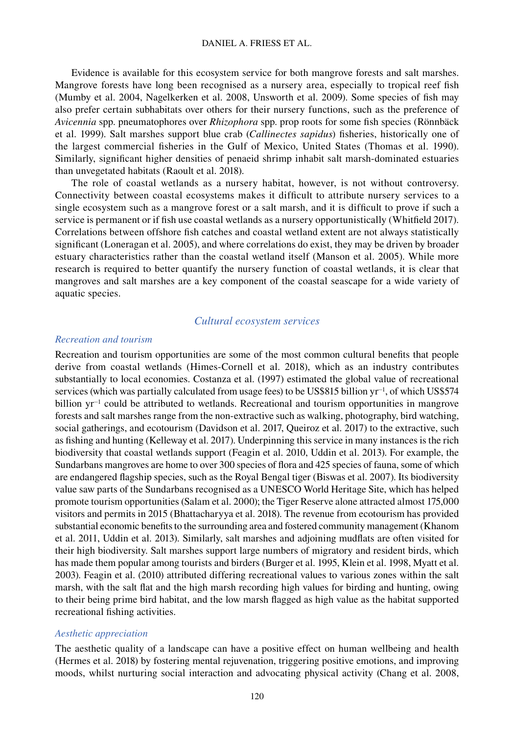Evidence is available for this ecosystem service for both mangrove forests and salt marshes. Mangrove forests have long been recognised as a nursery area, especially to tropical reef fish (Mumby et al. 2004, Nagelkerken et al. 2008, Unsworth et al. 2009). Some species of fish may also prefer certain subhabitats over others for their nursery functions, such as the preference of *Avicennia* spp. pneumatophores over *Rhizophora* spp. prop roots for some fish species (Rönnbäck et al. 1999). Salt marshes support blue crab (*Callinectes sapidus*) fisheries, historically one of the largest commercial fisheries in the Gulf of Mexico, United States (Thomas et al. 1990). Similarly, significant higher densities of penaeid shrimp inhabit salt marsh-dominated estuaries than unvegetated habitats (Raoult et al. 2018).

The role of coastal wetlands as a nursery habitat, however, is not without controversy. Connectivity between coastal ecosystems makes it difficult to attribute nursery services to a single ecosystem such as a mangrove forest or a salt marsh, and it is difficult to prove if such a service is permanent or if fish use coastal wetlands as a nursery opportunistically (Whitfield 2017). Correlations between offshore fish catches and coastal wetland extent are not always statistically significant (Loneragan et al. 2005), and where correlations do exist, they may be driven by broader estuary characteristics rather than the coastal wetland itself (Manson et al. 2005). While more research is required to better quantify the nursery function of coastal wetlands, it is clear that mangroves and salt marshes are a key component of the coastal seascape for a wide variety of aquatic species.

## *Cultural ecosystem services*

### *Recreation and tourism*

Recreation and tourism opportunities are some of the most common cultural benefits that people derive from coastal wetlands (Himes-Cornell et al. 2018), which as an industry contributes substantially to local economies. Costanza et al. (1997) estimated the global value of recreational services (which was partially calculated from usage fees) to be US\$815 billion yr$^{-1}$, of which US\$574 billion yr$^{-1}$ could be attributed to wetlands. Recreational and tourism opportunities in mangrove forests and salt marshes range from the non-extractive such as walking, photography, bird watching, social gatherings, and ecotourism (Davidson et al. 2017, Queiroz et al. 2017) to the extractive, such as fishing and hunting (Kelleway et al. 2017). Underpinning this service in many instances is the rich biodiversity that coastal wetlands support (Feagin et al. 2010, Uddin et al. 2013). For example, the Sundarbans mangroves are home to over 300 species of flora and 425 species of fauna, some of which are endangered flagship species, such as the Royal Bengal tiger (Biswas et al. 2007). Its biodiversity value saw parts of the Sundarbans recognised as a UNESCO World Heritage Site, which has helped promote tourism opportunities (Salam et al. 2000); the Tiger Reserve alone attracted almost 175,000 visitors and permits in 2015 (Bhattacharyya et al. 2018). The revenue from ecotourism has provided substantial economic benefits to the surrounding area and fostered community management (Khanom et al. 2011, Uddin et al. 2013). Similarly, salt marshes and adjoining mudflats are often visited for their high biodiversity. Salt marshes support large numbers of migratory and resident birds, which has made them popular among tourists and birders (Burger et al. 1995, Klein et al. 1998, Myatt et al. 2003). Feagin et al. (2010) attributed differing recreational values to various zones within the salt marsh, with the salt flat and the high marsh recording high values for birding and hunting, owing to their being prime bird habitat, and the low marsh flagged as high value as the habitat supported recreational fishing activities.

### *Aesthetic appreciation*

The aesthetic quality of a landscape can have a positive effect on human wellbeing and health (Hermes et al. 2018) by fostering mental rejuvenation, triggering positive emotions, and improving moods, whilst nurturing social interaction and advocating physical activity (Chang et al. 2008,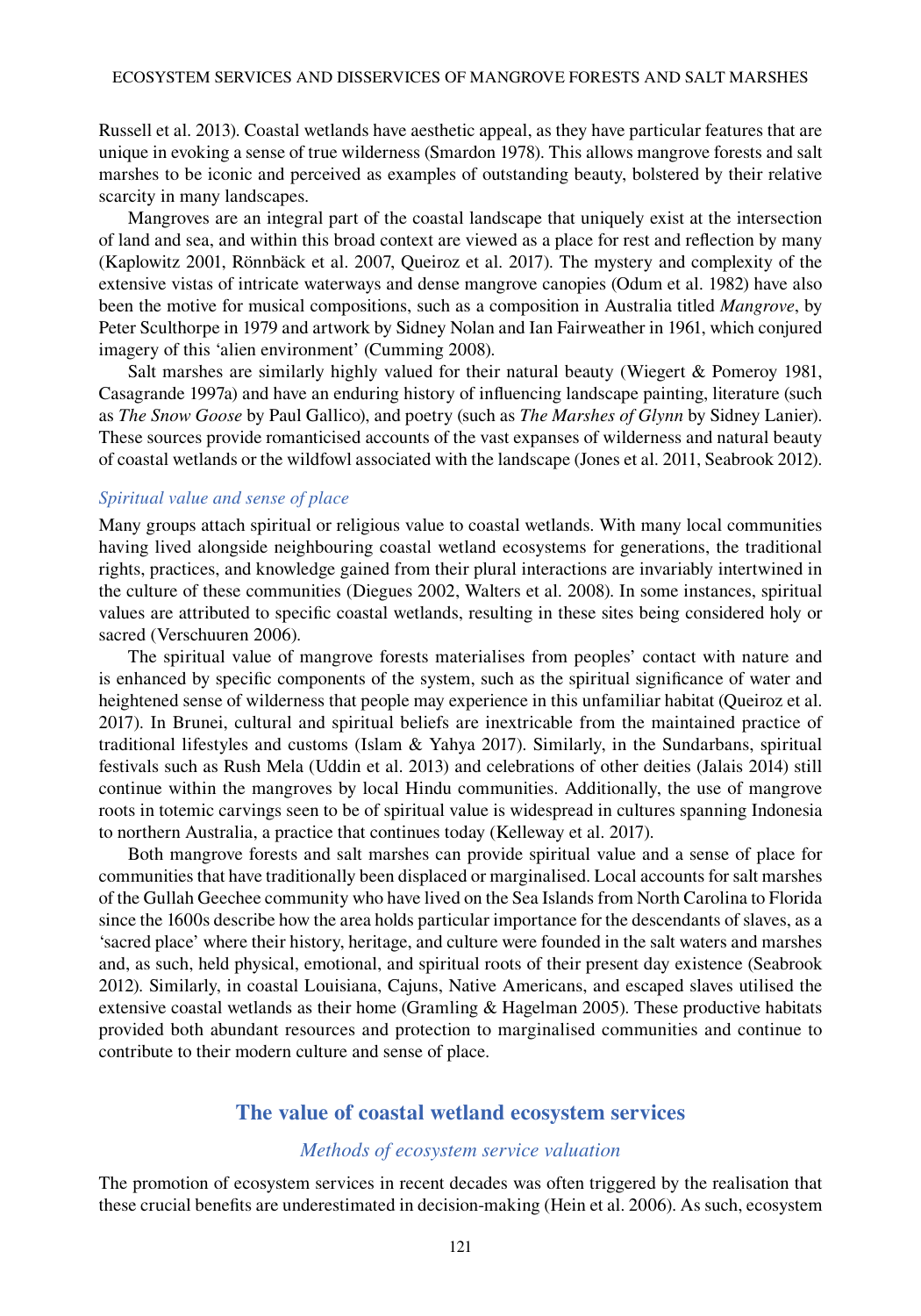Russell et al. 2013). Coastal wetlands have aesthetic appeal, as they have particular features that are unique in evoking a sense of true wilderness (Smardon 1978). This allows mangrove forests and salt marshes to be iconic and perceived as examples of outstanding beauty, bolstered by their relative scarcity in many landscapes.

Mangroves are an integral part of the coastal landscape that uniquely exist at the intersection of land and sea, and within this broad context are viewed as a place for rest and reflection by many (Kaplowitz 2001, Rönnbäck et al. 2007, Queiroz et al. 2017). The mystery and complexity of the extensive vistas of intricate waterways and dense mangrove canopies (Odum et al. 1982) have also been the motive for musical compositions, such as a composition in Australia titled *Mangrove*, by Peter Sculthorpe in 1979 and artwork by Sidney Nolan and Ian Fairweather in 1961, which conjured imagery of this 'alien environment' (Cumming 2008).

Salt marshes are similarly highly valued for their natural beauty (Wiegert & Pomeroy 1981, Casagrande 1997a) and have an enduring history of influencing landscape painting, literature (such as *The Snow Goose* by Paul Gallico), and poetry (such as *The Marshes of Glynn* by Sidney Lanier). These sources provide romanticised accounts of the vast expanses of wilderness and natural beauty of coastal wetlands or the wildfowl associated with the landscape (Jones et al. 2011, Seabrook 2012).

### *Spiritual value and sense of place*

Many groups attach spiritual or religious value to coastal wetlands. With many local communities having lived alongside neighbouring coastal wetland ecosystems for generations, the traditional rights, practices, and knowledge gained from their plural interactions are invariably intertwined in the culture of these communities (Diegues 2002, Walters et al. 2008). In some instances, spiritual values are attributed to specific coastal wetlands, resulting in these sites being considered holy or sacred (Verschuuren 2006).

The spiritual value of mangrove forests materialises from peoples' contact with nature and is enhanced by specific components of the system, such as the spiritual significance of water and heightened sense of wilderness that people may experience in this unfamiliar habitat (Queiroz et al. 2017). In Brunei, cultural and spiritual beliefs are inextricable from the maintained practice of traditional lifestyles and customs (Islam & Yahya 2017). Similarly, in the Sundarbans, spiritual festivals such as Rush Mela (Uddin et al. 2013) and celebrations of other deities (Jalais 2014) still continue within the mangroves by local Hindu communities. Additionally, the use of mangrove roots in totemic carvings seen to be of spiritual value is widespread in cultures spanning Indonesia to northern Australia, a practice that continues today (Kelleway et al. 2017).

Both mangrove forests and salt marshes can provide spiritual value and a sense of place for communities that have traditionally been displaced or marginalised. Local accounts for salt marshes of the Gullah Geechee community who have lived on the Sea Islands from North Carolina to Florida since the 1600s describe how the area holds particular importance for the descendants of slaves, as a 'sacred place' where their history, heritage, and culture were founded in the salt waters and marshes and, as such, held physical, emotional, and spiritual roots of their present day existence (Seabrook 2012). Similarly, in coastal Louisiana, Cajuns, Native Americans, and escaped slaves utilised the extensive coastal wetlands as their home (Gramling & Hagelman 2005). These productive habitats provided both abundant resources and protection to marginalised communities and continue to contribute to their modern culture and sense of place.

## The value of coastal wetland ecosystem services

### *Methods of ecosystem service valuation*

The promotion of ecosystem services in recent decades was often triggered by the realisation that these crucial benefits are underestimated in decision-making (Hein et al. 2006). As such, ecosystem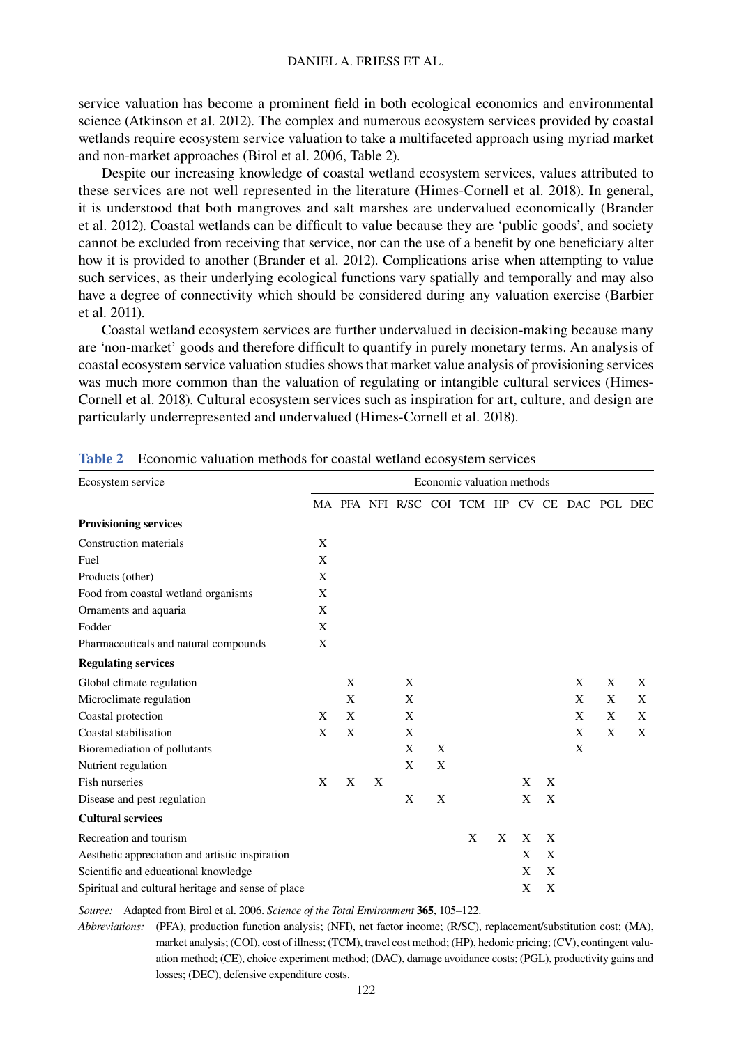service valuation has become a prominent field in both ecological economics and environmental science (Atkinson et al. 2012). The complex and numerous ecosystem services provided by coastal wetlands require ecosystem service valuation to take a multifaceted approach using myriad market and non-market approaches (Birol et al. 2006, Table 2).

Despite our increasing knowledge of coastal wetland ecosystem services, values attributed to these services are not well represented in the literature (Himes-Cornell et al. 2018). In general, it is understood that both mangroves and salt marshes are undervalued economically (Brander et al. 2012). Coastal wetlands can be difficult to value because they are 'public goods', and society cannot be excluded from receiving that service, nor can the use of a benefit by one beneficiary alter how it is provided to another (Brander et al. 2012). Complications arise when attempting to value such services, as their underlying ecological functions vary spatially and temporally and may also have a degree of connectivity which should be considered during any valuation exercise (Barbier et al. 2011).

Coastal wetland ecosystem services are further undervalued in decision-making because many are 'non-market' goods and therefore difficult to quantify in purely monetary terms. An analysis of coastal ecosystem service valuation studies shows that market value analysis of provisioning services was much more common than the valuation of regulating or intangible cultural services (Himes-Cornell et al. 2018). Cultural ecosystem services such as inspiration for art, culture, and design are particularly underrepresented and undervalued (Himes-Cornell et al. 2018).

**Table 2** Economic valuation methods for coastal wetland ecosystem services

| Ecosystem service | Economic valuation methods | | | | | | | | | | | |
|---|---|---|---|---|---|---|---|---|---|---|---|---|
| | MA | PFA | NFI | R/SC | COI | TCM | HP | CV | CE | DAC | PGL | DEC |
| **Provisioning services** | | | | | | | | | | | | |
| Construction materials | X | | | | | | | | | | | |
| Fuel | X | | | | | | | | | | | |
| Products (other) | X | | | | | | | | | | | |
| Food from coastal wetland organisms | X | | | | | | | | | | | |
| Ornaments and aquaria | X | | | | | | | | | | | |
| Fodder | X | | | | | | | | | | | |
| Pharmaceuticals and natural compounds | X | | | | | | | | | | | |
| **Regulating services** | | | | | | | | | | | | |
| Global climate regulation | | X | | X | | | | | | X | X | X |
| Microclimate regulation | | X | | X | | | | | | X | X | X |
| Coastal protection | X | X | | X | | | | | | X | X | X |
| Coastal stabilisation | X | X | | X | | | | | | X | X | X |
| Bioremediation of pollutants | | | | X | X | | | | | X | | |
| Nutrient regulation | | | | X | X | | | | | | | |
| Fish nurseries | X | X | X | | | | | X | X | | | |
| Disease and pest regulation | | | | X | X | | | X | X | | | |
| **Cultural services** | | | | | | | | | | | | |
| Recreation and tourism | | | | | | X | X | X | X | | | |
| Aesthetic appreciation and artistic inspiration | | | | | | | | X | X | | | |
| Scientific and educational knowledge | | | | | | | | X | X | | | |
| Spiritual and cultural heritage and sense of place | | | | | | | | X | X | | | |

*Source:* Adapted from Birol et al. 2006. *Science of the Total Environment* **365**, 105–122.

*Abbreviations:* (PFA), production function analysis; (NFI), net factor income; (R/SC), replacement/substitution cost; (MA), market analysis; (COI), cost of illness; (TCM), travel cost method; (HP), hedonic pricing; (CV), contingent valuation method; (CE), choice experiment method; (DAC), damage avoidance costs; (PGL), productivity gains and losses; (DEC), defensive expenditure costs.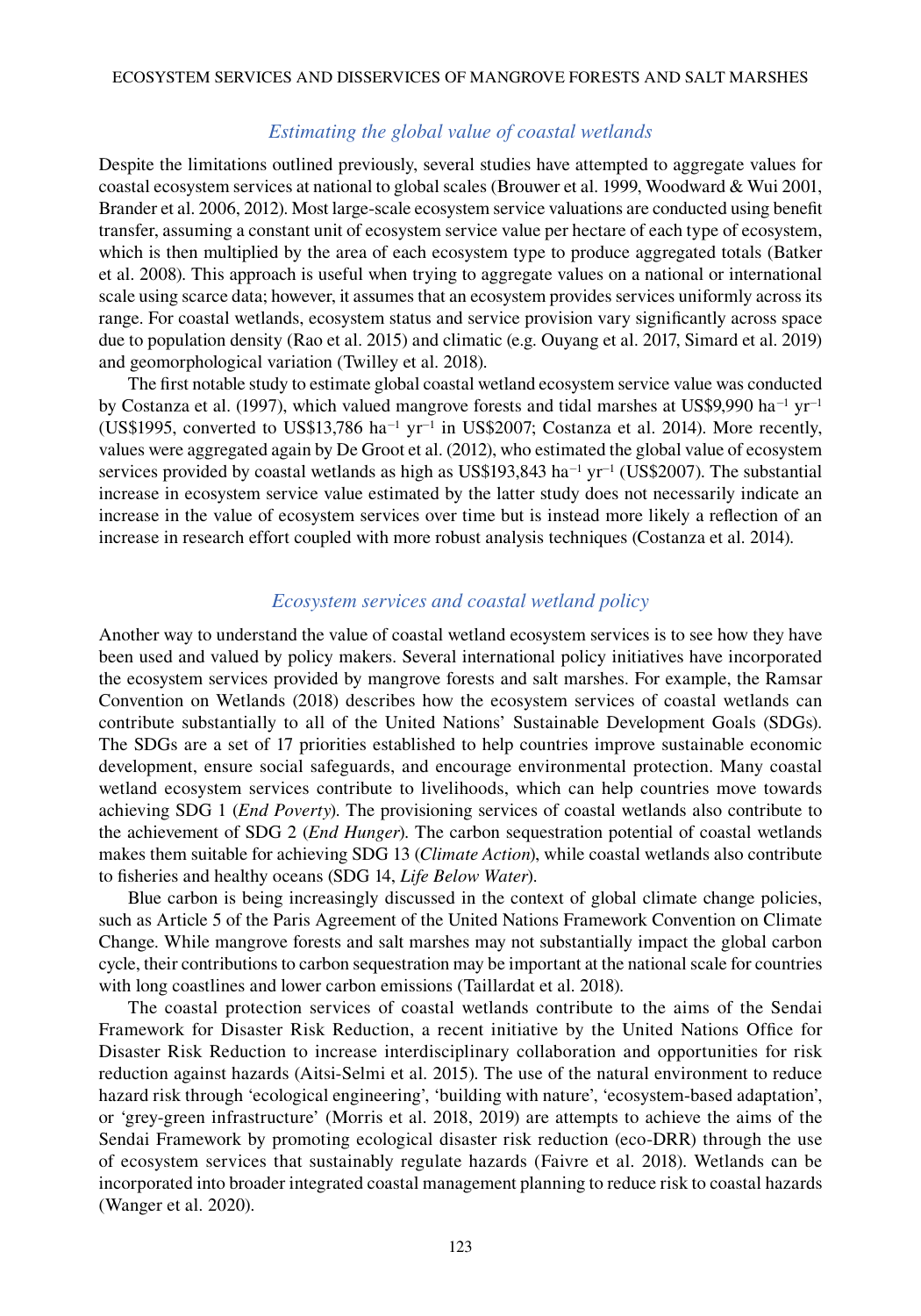### *Estimating the global value of coastal wetlands*

Despite the limitations outlined previously, several studies have attempted to aggregate values for coastal ecosystem services at national to global scales (Brouwer et al. 1999, Woodward & Wui 2001, Brander et al. 2006, 2012). Most large-scale ecosystem service valuations are conducted using benefit transfer, assuming a constant unit of ecosystem service value per hectare of each type of ecosystem, which is then multiplied by the area of each ecosystem type to produce aggregated totals (Batker et al. 2008). This approach is useful when trying to aggregate values on a national or international scale using scarce data; however, it assumes that an ecosystem provides services uniformly across its range. For coastal wetlands, ecosystem status and service provision vary significantly across space due to population density (Rao et al. 2015) and climatic (e.g. Ouyang et al. 2017, Simard et al. 2019) and geomorphological variation (Twilley et al. 2018).

The first notable study to estimate global coastal wetland ecosystem service value was conducted by Costanza et al. (1997), which valued mangrove forests and tidal marshes at US\$9,990 $ha^{-1}$ $yr^{-1}$ (US\$1995, converted to US\$13,786 $ha^{-1}$ $yr^{-1}$ in US\$2007; Costanza et al. 2014). More recently, values were aggregated again by De Groot et al. (2012), who estimated the global value of ecosystem services provided by coastal wetlands as high as US\$193,843 $ha^{-1}$ $yr^{-1}$ (US\$2007). The substantial increase in ecosystem service value estimated by the latter study does not necessarily indicate an increase in the value of ecosystem services over time but is instead more likely a reflection of an increase in research effort coupled with more robust analysis techniques (Costanza et al. 2014).

### *Ecosystem services and coastal wetland policy*

Another way to understand the value of coastal wetland ecosystem services is to see how they have been used and valued by policy makers. Several international policy initiatives have incorporated the ecosystem services provided by mangrove forests and salt marshes. For example, the Ramsar Convention on Wetlands (2018) describes how the ecosystem services of coastal wetlands can contribute substantially to all of the United Nations' Sustainable Development Goals (SDGs). The SDGs are a set of 17 priorities established to help countries improve sustainable economic development, ensure social safeguards, and encourage environmental protection. Many coastal wetland ecosystem services contribute to livelihoods, which can help countries move towards achieving SDG 1 (*End Poverty*). The provisioning services of coastal wetlands also contribute to the achievement of SDG 2 (*End Hunger*). The carbon sequestration potential of coastal wetlands makes them suitable for achieving SDG 13 (*Climate Action*), while coastal wetlands also contribute to fisheries and healthy oceans (SDG 14, *Life Below Water*).

Blue carbon is being increasingly discussed in the context of global climate change policies, such as Article 5 of the Paris Agreement of the United Nations Framework Convention on Climate Change. While mangrove forests and salt marshes may not substantially impact the global carbon cycle, their contributions to carbon sequestration may be important at the national scale for countries with long coastlines and lower carbon emissions (Taillardat et al. 2018).

The coastal protection services of coastal wetlands contribute to the aims of the Sendai Framework for Disaster Risk Reduction, a recent initiative by the United Nations Office for Disaster Risk Reduction to increase interdisciplinary collaboration and opportunities for risk reduction against hazards (Aitsi-Selmi et al. 2015). The use of the natural environment to reduce hazard risk through 'ecological engineering', 'building with nature', 'ecosystem-based adaptation', or 'grey-green infrastructure' (Morris et al. 2018, 2019) are attempts to achieve the aims of the Sendai Framework by promoting ecological disaster risk reduction (eco-DRR) through the use of ecosystem services that sustainably regulate hazards (Faivre et al. 2018). Wetlands can be incorporated into broader integrated coastal management planning to reduce risk to coastal hazards (Wanger et al. 2020).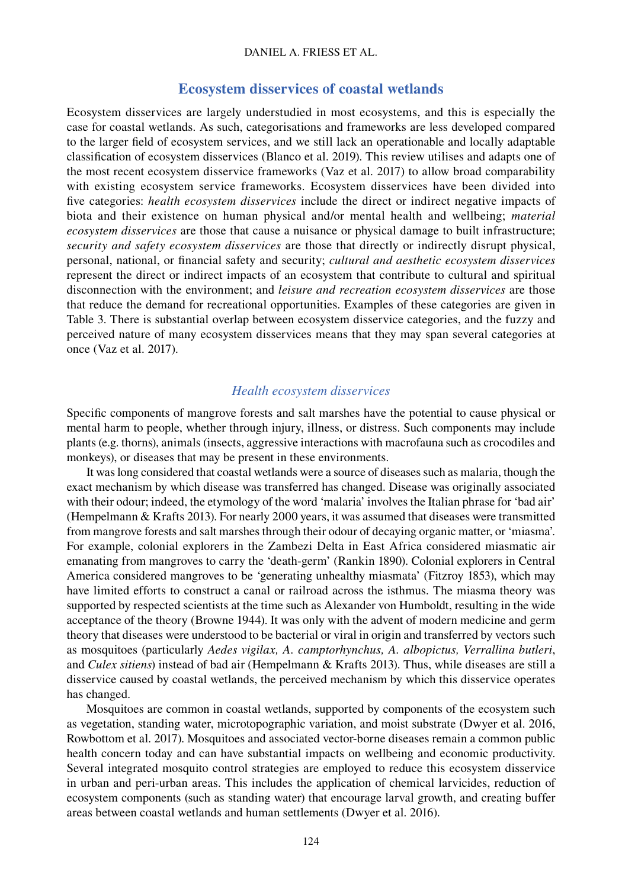## Ecosystem disservices of coastal wetlands

Ecosystem disservices are largely understudied in most ecosystems, and this is especially the case for coastal wetlands. As such, categorisations and frameworks are less developed compared to the larger field of ecosystem services, and we still lack an operationable and locally adaptable classification of ecosystem disservices (Blanco et al. 2019). This review utilises and adapts one of the most recent ecosystem disservice frameworks (Vaz et al. 2017) to allow broad comparability with existing ecosystem service frameworks. Ecosystem disservices have been divided into five categories: *health ecosystem disservices* include the direct or indirect negative impacts of biota and their existence on human physical and/or mental health and wellbeing; *material ecosystem disservices* are those that cause a nuisance or physical damage to built infrastructure; *security and safety ecosystem disservices* are those that directly or indirectly disrupt physical, personal, national, or financial safety and security; *cultural and aesthetic ecosystem disservices* represent the direct or indirect impacts of an ecosystem that contribute to cultural and spiritual disconnection with the environment; and *leisure and recreation ecosystem disservices* are those that reduce the demand for recreational opportunities. Examples of these categories are given in Table 3. There is substantial overlap between ecosystem disservice categories, and the fuzzy and perceived nature of many ecosystem disservices means that they may span several categories at once (Vaz et al. 2017).

### *Health ecosystem disservices*

Specific components of mangrove forests and salt marshes have the potential to cause physical or mental harm to people, whether through injury, illness, or distress. Such components may include plants (e.g. thorns), animals (insects, aggressive interactions with macrofauna such as crocodiles and monkeys), or diseases that may be present in these environments.

It was long considered that coastal wetlands were a source of diseases such as malaria, though the exact mechanism by which disease was transferred has changed. Disease was originally associated with their odour; indeed, the etymology of the word 'malaria' involves the Italian phrase for 'bad air' (Hempelmann & Krafts 2013). For nearly 2000 years, it was assumed that diseases were transmitted from mangrove forests and salt marshes through their odour of decaying organic matter, or 'miasma'. For example, colonial explorers in the Zambezi Delta in East Africa considered miasmatic air emanating from mangroves to carry the 'death-germ' (Rankin 1890). Colonial explorers in Central America considered mangroves to be 'generating unhealthy miasmata' (Fitzroy 1853), which may have limited efforts to construct a canal or railroad across the isthmus. The miasma theory was supported by respected scientists at the time such as Alexander von Humboldt, resulting in the wide acceptance of the theory (Browne 1944). It was only with the advent of modern medicine and germ theory that diseases were understood to be bacterial or viral in origin and transferred by vectors such as mosquitoes (particularly *Aedes vigilax, A. camptorhynchus, A. albopictus, Verrallina butleri*, and *Culex sitiens*) instead of bad air (Hempelmann & Krafts 2013). Thus, while diseases are still a disservice caused by coastal wetlands, the perceived mechanism by which this disservice operates has changed.

Mosquitoes are common in coastal wetlands, supported by components of the ecosystem such as vegetation, standing water, microtopographic variation, and moist substrate (Dwyer et al. 2016, Rowbottom et al. 2017). Mosquitoes and associated vector-borne diseases remain a common public health concern today and can have substantial impacts on wellbeing and economic productivity. Several integrated mosquito control strategies are employed to reduce this ecosystem disservice in urban and peri-urban areas. This includes the application of chemical larvicides, reduction of ecosystem components (such as standing water) that encourage larval growth, and creating buffer areas between coastal wetlands and human settlements (Dwyer et al. 2016).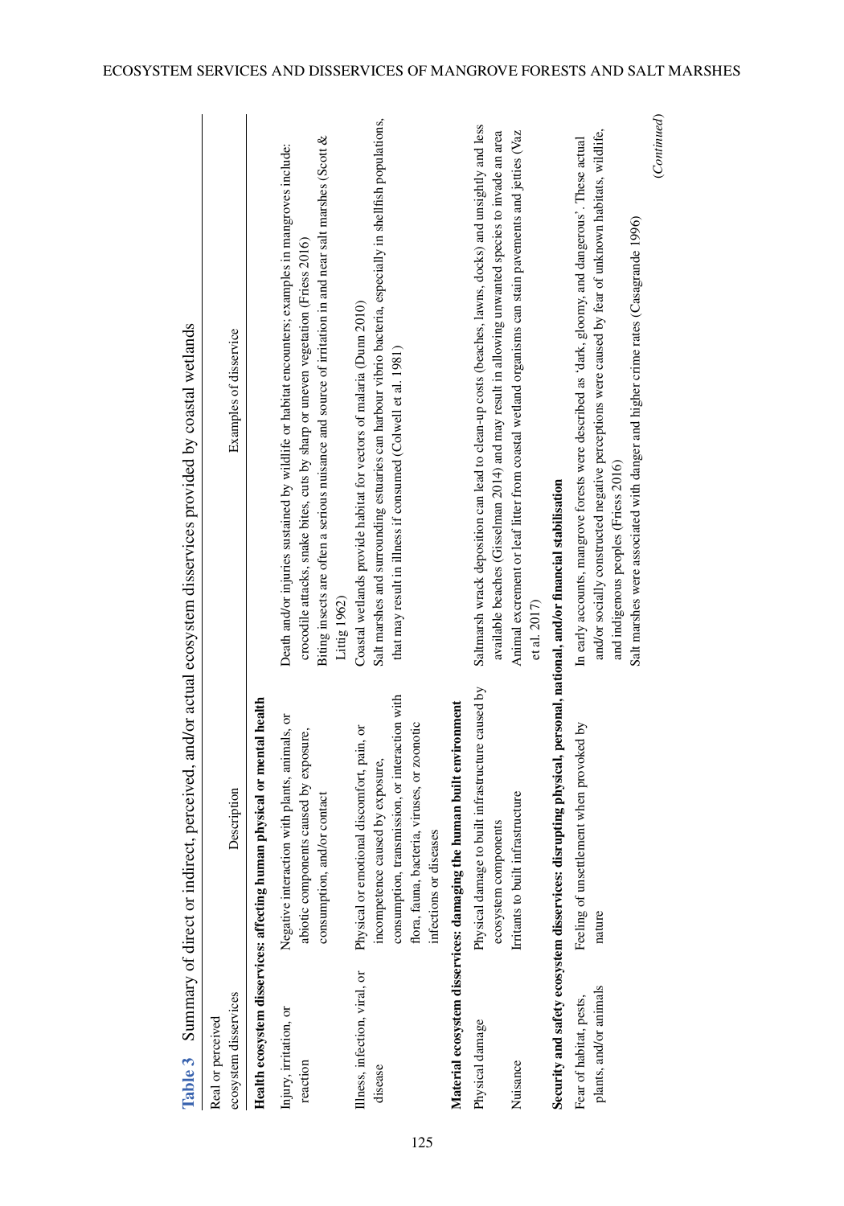**Table 3** Summary of direct or indirect, perceived, and/or actual ecosystem disservices provided by coastal wetlands

| Real or perceived ecosystem disservices | Description | Examples of disservice |
|---|---|---|
| **Health ecosystem disservices: affecting human physical or mental health** | | |
| Injury, irritation, or reaction | Negative interaction with plants, animals, or abiotic components caused by exposure, consumption, and/or contact | Death and/or injuries sustained by wildlife or habitat encounters; examples in mangroves include: crocodile attacks, snake bites, cuts by sharp or uneven vegetation (Friess 2016)<br>Biting insects are often a serious nuisance and source of irritation in and near salt marshes (Scott & Littig 1962) |
| Illness, infection, viral, or disease | Physical or emotional discomfort, pain, or incompetence caused by exposure, consumption, transmission, or interaction with flora, fauna, bacteria, viruses, or zoonotic infections or diseases | Coastal wetlands provide habitat for vectors of malaria (Dunn 2010)<br>Salt marshes and surrounding estuaries can harbour vibrio bacteria, especially in shellfish populations, that may result in illness if consumed (Colwell et al. 1981) |
| **Material ecosystem disservices: damaging the human built environment** | | |
| Physical damage | Physical damage to built infrastructure caused by ecosystem components | Saltmarsh wrack deposition can lead to clean-up costs (beaches, lawns, docks) and unsightly and less available beaches (Gisselman 2014) and may result in allowing unwanted species to invade an area |
| Nuisance | Irritants to built infrastructure | Animal excrement or leaf litter from coastal wetland organisms can stain pavements and jetties (Vaz et al. 2017) |
| **Security and safety ecosystem disservices: disrupting physical, personal, national, and/or financial stabilisation** | | |
| Fear of habitat, pests, plants, and/or animals | Feeling of unsettlement when provoked by nature | In early accounts, mangrove forests were described as 'dark, gloomy, and dangerous'. These actual and/or socially constructed negative perceptions were caused by fear of unknown habitats, wildlife, and indigenous peoples (Friess 2016)<br>Salt marshes were associated with danger and higher crime rates (Casagrande 1996) |

(*Continued*)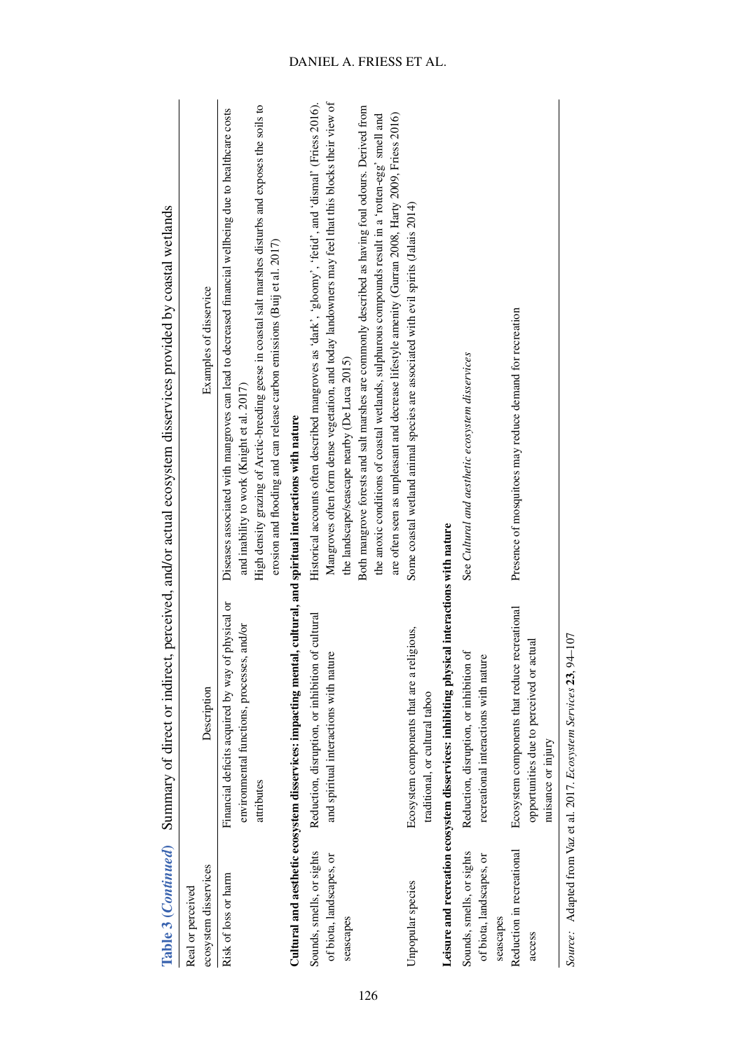**Table 3 (*Continued*)** Summary of direct or indirect, perceived, and/or actual ecosystem disservices provided by coastal wetlands

| Real or perceived ecosystem disservices | Description | Examples of disservice |
|---|---|---|
| Risk of loss or harm | Financial deficits acquired by way of physical or environmental functions, processes, and/or attributes | Diseases associated with mangroves can lead to decreased financial wellbeing due to healthcare costs and inability to work (Knight et al. 2017)<br>High density grazing of Arctic-breeding geese in coastal salt marshes disturbs and exposes the soils to erosion and flooding and can release carbon emissions (Buij et al. 2017) |
| **Cultural and aesthetic ecosystem disservices: impacting mental, cultural, and spiritual interactions with nature** | | |
| Sounds, smells, or sights of biota, landscapes, or seascapes | Reduction, disruption, or inhibition of cultural and spiritual interactions with nature | Historical accounts often described mangroves as 'dark', 'gloomy', 'fetid', and 'dismal' (Friess 2016). Mangroves often form dense vegetation, and today landowners may feel that this blocks their view of the landscape/seascape nearby (De Luca 2015)<br>Both mangrove forests and salt marshes are commonly described as having foul odours. Derived from the anoxic conditions of coastal wetlands, sulphurous compounds result in a 'rotten-egg' smell and are often seen as unpleasant and decrease lifestyle amenity (Gurran 2008, Harty 2009, Friess 2016) |
| Unpopular species | Ecosystem components that are a religious, traditional, or cultural taboo | Some coastal wetland animal species are associated with evil spirits (Jalais 2014) |
| **Leisure and recreation ecosystem disservices: inhibiting physical interactions with nature** | | |
| Sounds, smells, or sights of biota, landscapes, or seascapes | Reduction, disruption, or inhibition of recreational interactions with nature | See *Cultural and aesthetic ecosystem disservices* |
| Reduction in recreational access | Ecosystem components that reduce recreational opportunities due to perceived or actual nuisance or injury | Presence of mosquitoes may reduce demand for recreation |

*Source:* Adapted from Vaz et al. 2017. *Ecosystem Services* **23**, 94–107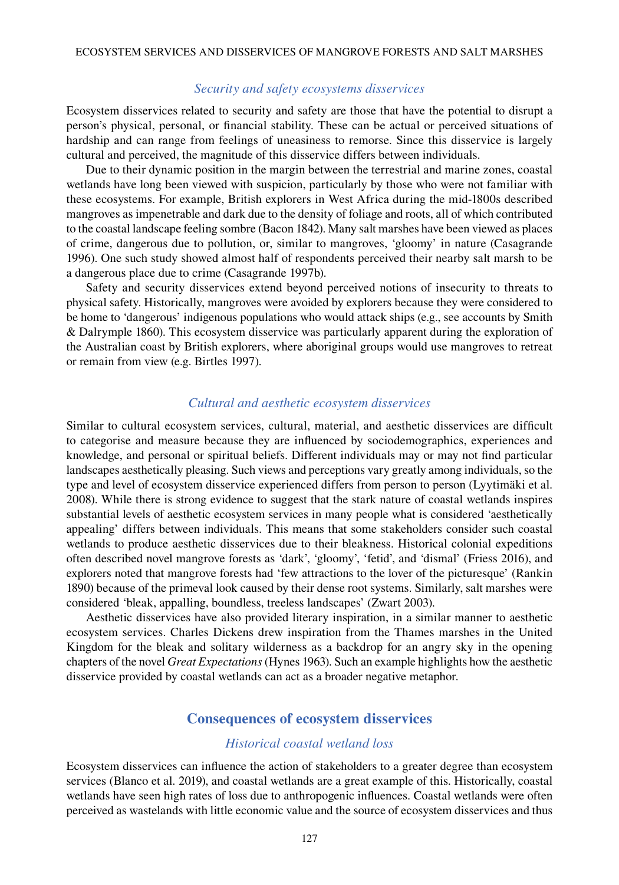### *Security and safety ecosystems disservices*

Ecosystem disservices related to security and safety are those that have the potential to disrupt a person's physical, personal, or financial stability. These can be actual or perceived situations of hardship and can range from feelings of uneasiness to remorse. Since this disservice is largely cultural and perceived, the magnitude of this disservice differs between individuals.

Due to their dynamic position in the margin between the terrestrial and marine zones, coastal wetlands have long been viewed with suspicion, particularly by those who were not familiar with these ecosystems. For example, British explorers in West Africa during the mid-1800s described mangroves as impenetrable and dark due to the density of foliage and roots, all of which contributed to the coastal landscape feeling sombre (Bacon 1842). Many salt marshes have been viewed as places of crime, dangerous due to pollution, or, similar to mangroves, 'gloomy' in nature (Casagrande 1996). One such study showed almost half of respondents perceived their nearby salt marsh to be a dangerous place due to crime (Casagrande 1997b).

Safety and security disservices extend beyond perceived notions of insecurity to threats to physical safety. Historically, mangroves were avoided by explorers because they were considered to be home to 'dangerous' indigenous populations who would attack ships (e.g., see accounts by Smith & Dalrymple 1860). This ecosystem disservice was particularly apparent during the exploration of the Australian coast by British explorers, where aboriginal groups would use mangroves to retreat or remain from view (e.g. Birtles 1997).

### *Cultural and aesthetic ecosystem disservices*

Similar to cultural ecosystem services, cultural, material, and aesthetic disservices are difficult to categorise and measure because they are influenced by sociodemographics, experiences and knowledge, and personal or spiritual beliefs. Different individuals may or may not find particular landscapes aesthetically pleasing. Such views and perceptions vary greatly among individuals, so the type and level of ecosystem disservice experienced differs from person to person (Lyytimäki et al. 2008). While there is strong evidence to suggest that the stark nature of coastal wetlands inspires substantial levels of aesthetic ecosystem services in many people what is considered 'aesthetically appealing' differs between individuals. This means that some stakeholders consider such coastal wetlands to produce aesthetic disservices due to their bleakness. Historical colonial expeditions often described novel mangrove forests as 'dark', 'gloomy', 'fetid', and 'dismal' (Friess 2016), and explorers noted that mangrove forests had 'few attractions to the lover of the picturesque' (Rankin 1890) because of the primeval look caused by their dense root systems. Similarly, salt marshes were considered 'bleak, appalling, boundless, treeless landscapes' (Zwart 2003).

Aesthetic disservices have also provided literary inspiration, in a similar manner to aesthetic ecosystem services. Charles Dickens drew inspiration from the Thames marshes in the United Kingdom for the bleak and solitary wilderness as a backdrop for an angry sky in the opening chapters of the novel *Great Expectations* (Hynes 1963). Such an example highlights how the aesthetic disservice provided by coastal wetlands can act as a broader negative metaphor.

## Consequences of ecosystem disservices

### *Historical coastal wetland loss*

Ecosystem disservices can influence the action of stakeholders to a greater degree than ecosystem services (Blanco et al. 2019), and coastal wetlands are a great example of this. Historically, coastal wetlands have seen high rates of loss due to anthropogenic influences. Coastal wetlands were often perceived as wastelands with little economic value and the source of ecosystem disservices and thus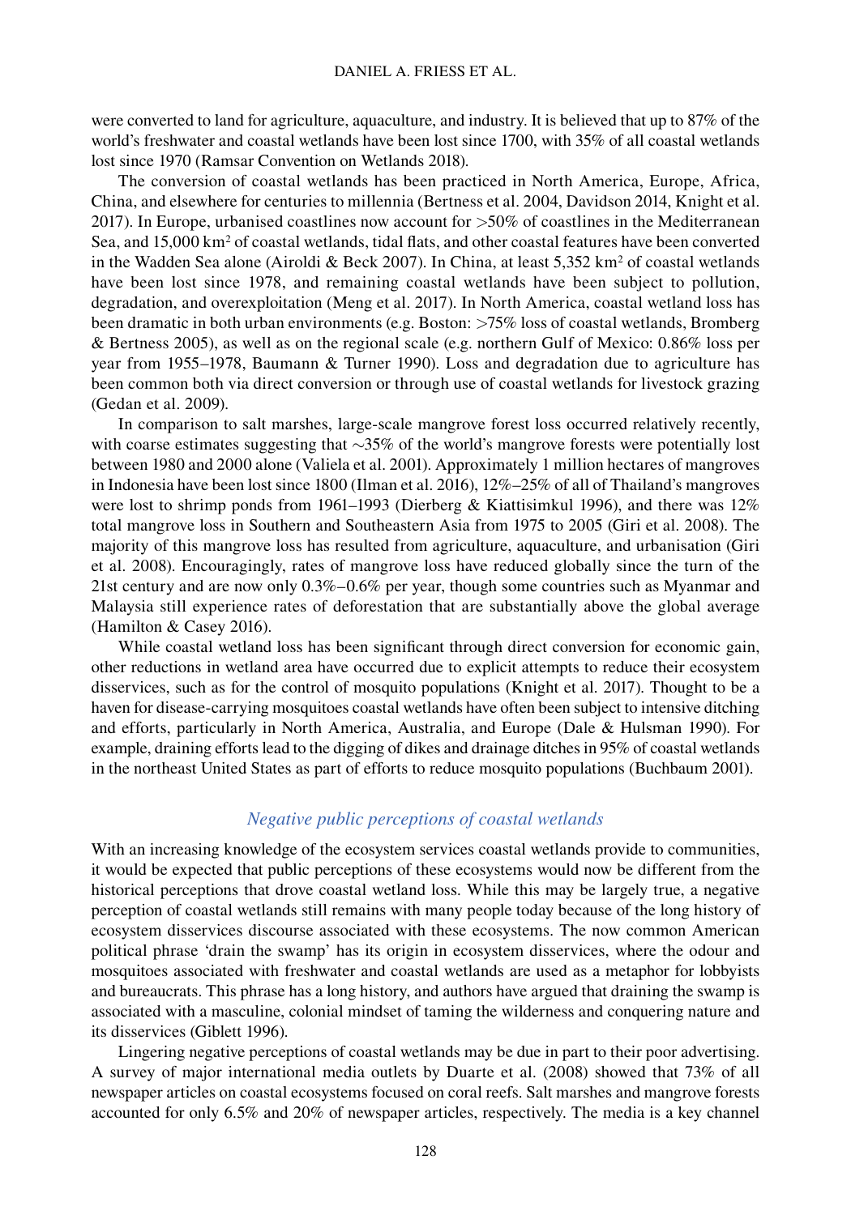were converted to land for agriculture, aquaculture, and industry. It is believed that up to 87% of the world's freshwater and coastal wetlands have been lost since 1700, with 35% of all coastal wetlands lost since 1970 (Ramsar Convention on Wetlands 2018).

The conversion of coastal wetlands has been practiced in North America, Europe, Africa, China, and elsewhere for centuries to millennia (Bertness et al. 2004, Davidson 2014, Knight et al. 2017). In Europe, urbanised coastlines now account for >50% of coastlines in the Mediterranean Sea, and 15,000 km$^2$ of coastal wetlands, tidal flats, and other coastal features have been converted in the Wadden Sea alone (Airoldi & Beck 2007). In China, at least 5,352 km$^2$ of coastal wetlands have been lost since 1978, and remaining coastal wetlands have been subject to pollution, degradation, and overexploitation (Meng et al. 2017). In North America, coastal wetland loss has been dramatic in both urban environments (e.g. Boston: >75% loss of coastal wetlands, Bromberg & Bertness 2005), as well as on the regional scale (e.g. northern Gulf of Mexico: 0.86% loss per year from 1955–1978, Baumann & Turner 1990). Loss and degradation due to agriculture has been common both via direct conversion or through use of coastal wetlands for livestock grazing (Gedan et al. 2009).

In comparison to salt marshes, large-scale mangrove forest loss occurred relatively recently, with coarse estimates suggesting that ~35% of the world's mangrove forests were potentially lost between 1980 and 2000 alone (Valiela et al. 2001). Approximately 1 million hectares of mangroves in Indonesia have been lost since 1800 (Ilman et al. 2016), 12%–25% of all of Thailand's mangroves were lost to shrimp ponds from 1961–1993 (Dierberg & Kiattisimkul 1996), and there was 12% total mangrove loss in Southern and Southeastern Asia from 1975 to 2005 (Giri et al. 2008). The majority of this mangrove loss has resulted from agriculture, aquaculture, and urbanisation (Giri et al. 2008). Encouragingly, rates of mangrove loss have reduced globally since the turn of the 21st century and are now only 0.3%–0.6% per year, though some countries such as Myanmar and Malaysia still experience rates of deforestation that are substantially above the global average (Hamilton & Casey 2016).

While coastal wetland loss has been significant through direct conversion for economic gain, other reductions in wetland area have occurred due to explicit attempts to reduce their ecosystem disservices, such as for the control of mosquito populations (Knight et al. 2017). Thought to be a haven for disease-carrying mosquitoes coastal wetlands have often been subject to intensive ditching and efforts, particularly in North America, Australia, and Europe (Dale & Hulsman 1990). For example, draining efforts lead to the digging of dikes and drainage ditches in 95% of coastal wetlands in the northeast United States as part of efforts to reduce mosquito populations (Buchbaum 2001).

### *Negative public perceptions of coastal wetlands*

With an increasing knowledge of the ecosystem services coastal wetlands provide to communities, it would be expected that public perceptions of these ecosystems would now be different from the historical perceptions that drove coastal wetland loss. While this may be largely true, a negative perception of coastal wetlands still remains with many people today because of the long history of ecosystem disservices discourse associated with these ecosystems. The now common American political phrase 'drain the swamp' has its origin in ecosystem disservices, where the odour and mosquitoes associated with freshwater and coastal wetlands are used as a metaphor for lobbyists and bureaucrats. This phrase has a long history, and authors have argued that draining the swamp is associated with a masculine, colonial mindset of taming the wilderness and conquering nature and its disservices (Giblett 1996).

Lingering negative perceptions of coastal wetlands may be due in part to their poor advertising. A survey of major international media outlets by Duarte et al. (2008) showed that 73% of all newspaper articles on coastal ecosystems focused on coral reefs. Salt marshes and mangrove forests accounted for only 6.5% and 20% of newspaper articles, respectively. The media is a key channel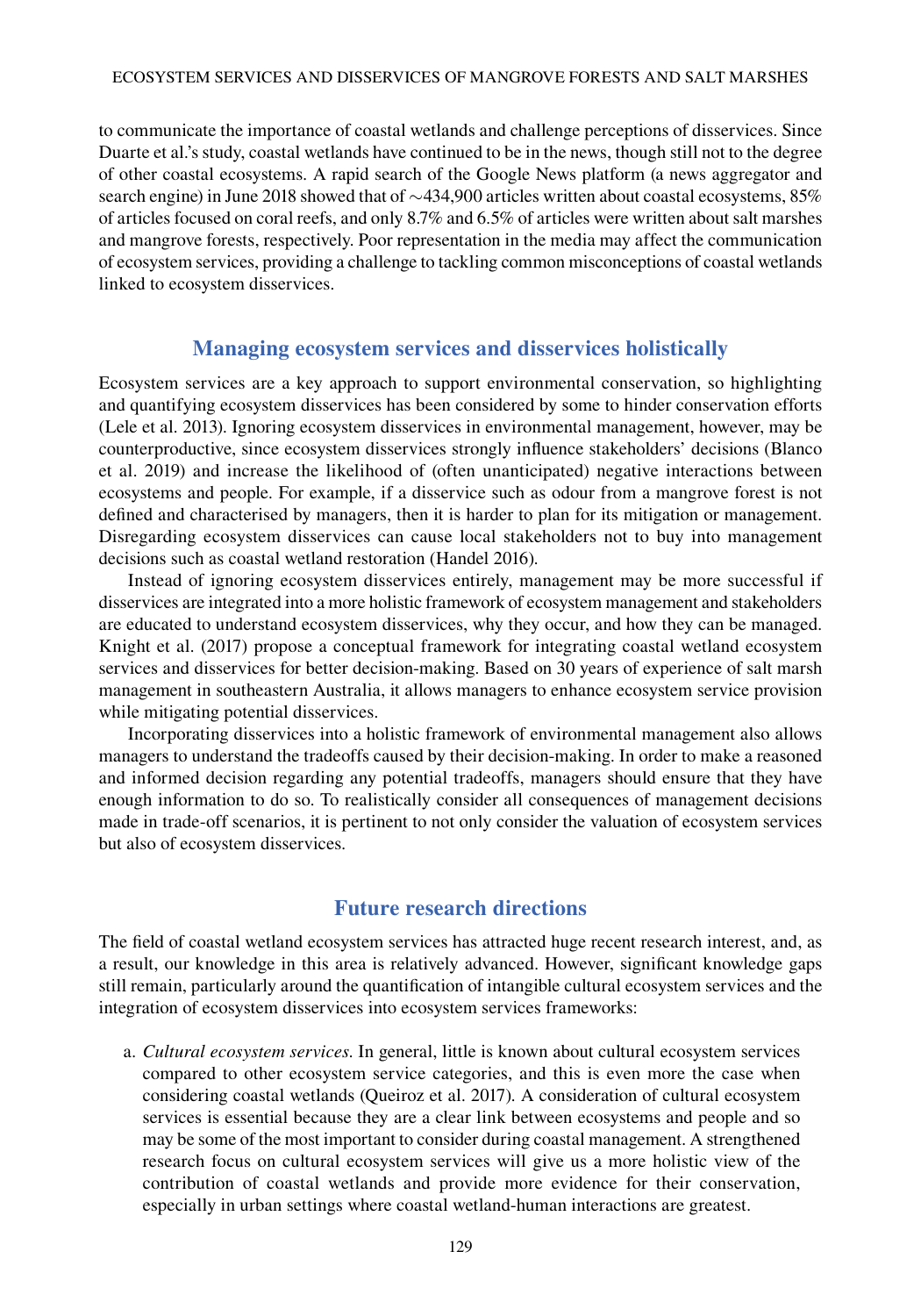to communicate the importance of coastal wetlands and challenge perceptions of disservices. Since Duarte et al.'s study, coastal wetlands have continued to be in the news, though still not to the degree of other coastal ecosystems. A rapid search of the Google News platform (a news aggregator and search engine) in June 2018 showed that of ~434,900 articles written about coastal ecosystems, 85% of articles focused on coral reefs, and only 8.7% and 6.5% of articles were written about salt marshes and mangrove forests, respectively. Poor representation in the media may affect the communication of ecosystem services, providing a challenge to tackling common misconceptions of coastal wetlands linked to ecosystem disservices.

## Managing ecosystem services and disservices holistically

Ecosystem services are a key approach to support environmental conservation, so highlighting and quantifying ecosystem disservices has been considered by some to hinder conservation efforts (Lele et al. 2013). Ignoring ecosystem disservices in environmental management, however, may be counterproductive, since ecosystem disservices strongly influence stakeholders' decisions (Blanco et al. 2019) and increase the likelihood of (often unanticipated) negative interactions between ecosystems and people. For example, if a disservice such as odour from a mangrove forest is not defined and characterised by managers, then it is harder to plan for its mitigation or management. Disregarding ecosystem disservices can cause local stakeholders not to buy into management decisions such as coastal wetland restoration (Handel 2016).

Instead of ignoring ecosystem disservices entirely, management may be more successful if disservices are integrated into a more holistic framework of ecosystem management and stakeholders are educated to understand ecosystem disservices, why they occur, and how they can be managed. Knight et al. (2017) propose a conceptual framework for integrating coastal wetland ecosystem services and disservices for better decision-making. Based on 30 years of experience of salt marsh management in southeastern Australia, it allows managers to enhance ecosystem service provision while mitigating potential disservices.

Incorporating disservices into a holistic framework of environmental management also allows managers to understand the tradeoffs caused by their decision-making. In order to make a reasoned and informed decision regarding any potential tradeoffs, managers should ensure that they have enough information to do so. To realistically consider all consequences of management decisions made in trade-off scenarios, it is pertinent to not only consider the valuation of ecosystem services but also of ecosystem disservices.

## Future research directions

The field of coastal wetland ecosystem services has attracted huge recent research interest, and, as a result, our knowledge in this area is relatively advanced. However, significant knowledge gaps still remain, particularly around the quantification of intangible cultural ecosystem services and the integration of ecosystem disservices into ecosystem services frameworks:

a. *Cultural ecosystem services.* In general, little is known about cultural ecosystem services compared to other ecosystem service categories, and this is even more the case when considering coastal wetlands (Queiroz et al. 2017). A consideration of cultural ecosystem services is essential because they are a clear link between ecosystems and people and so may be some of the most important to consider during coastal management. A strengthened research focus on cultural ecosystem services will give us a more holistic view of the contribution of coastal wetlands and provide more evidence for their conservation, especially in urban settings where coastal wetland-human interactions are greatest.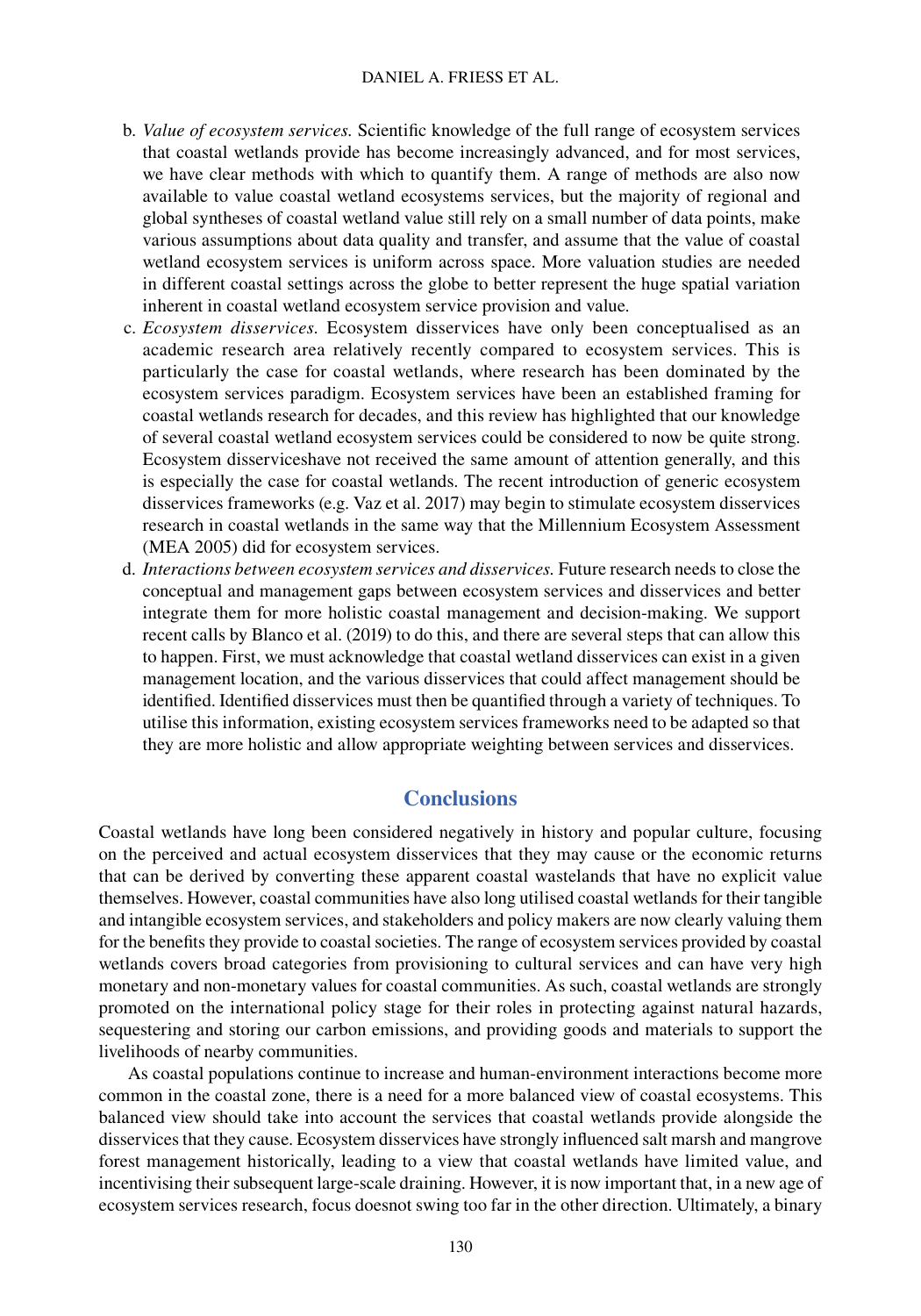b. *Value of ecosystem services.* Scientific knowledge of the full range of ecosystem services that coastal wetlands provide has become increasingly advanced, and for most services, we have clear methods with which to quantify them. A range of methods are also now available to value coastal wetland ecosystems services, but the majority of regional and global syntheses of coastal wetland value still rely on a small number of data points, make various assumptions about data quality and transfer, and assume that the value of coastal wetland ecosystem services is uniform across space. More valuation studies are needed in different coastal settings across the globe to better represent the huge spatial variation inherent in coastal wetland ecosystem service provision and value.
c. *Ecosystem disservices.* Ecosystem disservices have only been conceptualised as an academic research area relatively recently compared to ecosystem services. This is particularly the case for coastal wetlands, where research has been dominated by the ecosystem services paradigm. Ecosystem services have been an established framing for coastal wetlands research for decades, and this review has highlighted that our knowledge of several coastal wetland ecosystem services could be considered to now be quite strong. Ecosystem disserviceshave not received the same amount of attention generally, and this is especially the case for coastal wetlands. The recent introduction of generic ecosystem disservices frameworks (e.g. Vaz et al. 2017) may begin to stimulate ecosystem disservices research in coastal wetlands in the same way that the Millennium Ecosystem Assessment (MEA 2005) did for ecosystem services.
d. *Interactions between ecosystem services and disservices.* Future research needs to close the conceptual and management gaps between ecosystem services and disservices and better integrate them for more holistic coastal management and decision-making. We support recent calls by Blanco et al. (2019) to do this, and there are several steps that can allow this to happen. First, we must acknowledge that coastal wetland disservices can exist in a given management location, and the various disservices that could affect management should be identified. Identified disservices must then be quantified through a variety of techniques. To utilise this information, existing ecosystem services frameworks need to be adapted so that they are more holistic and allow appropriate weighting between services and disservices.

## Conclusions

Coastal wetlands have long been considered negatively in history and popular culture, focusing on the perceived and actual ecosystem disservices that they may cause or the economic returns that can be derived by converting these apparent coastal wastelands that have no explicit value themselves. However, coastal communities have also long utilised coastal wetlands for their tangible and intangible ecosystem services, and stakeholders and policy makers are now clearly valuing them for the benefits they provide to coastal societies. The range of ecosystem services provided by coastal wetlands covers broad categories from provisioning to cultural services and can have very high monetary and non-monetary values for coastal communities. As such, coastal wetlands are strongly promoted on the international policy stage for their roles in protecting against natural hazards, sequestering and storing our carbon emissions, and providing goods and materials to support the livelihoods of nearby communities.

As coastal populations continue to increase and human-environment interactions become more common in the coastal zone, there is a need for a more balanced view of coastal ecosystems. This balanced view should take into account the services that coastal wetlands provide alongside the disservices that they cause. Ecosystem disservices have strongly influenced salt marsh and mangrove forest management historically, leading to a view that coastal wetlands have limited value, and incentivising their subsequent large-scale draining. However, it is now important that, in a new age of ecosystem services research, focus doesnot swing too far in the other direction. Ultimately, a binary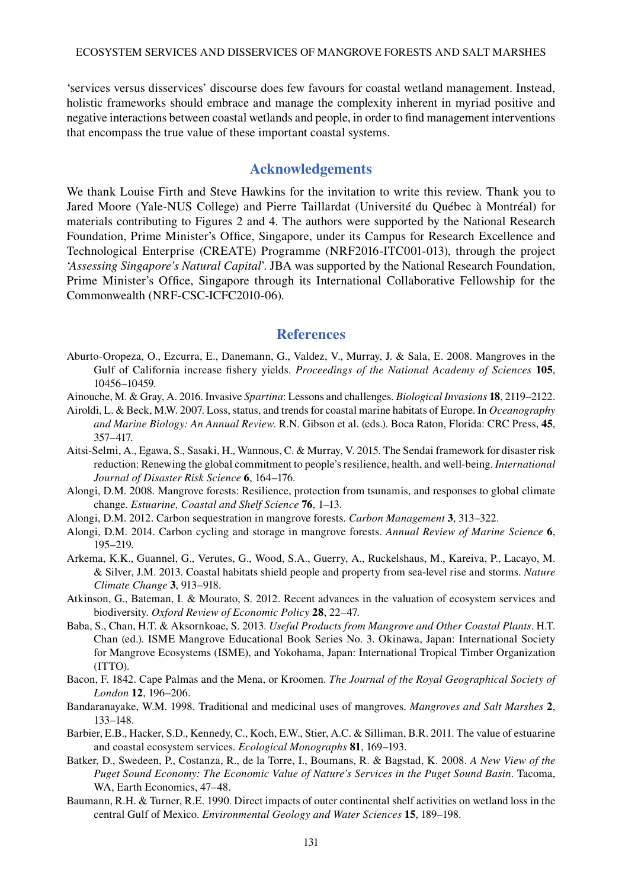'services versus disservices' discourse does few favours for coastal wetland management. Instead, holistic frameworks should embrace and manage the complexity inherent in myriad positive and negative interactions between coastal wetlands and people, in order to find management interventions that encompass the true value of these important coastal systems.

## Acknowledgements

We thank Louise Firth and Steve Hawkins for the invitation to write this review. Thank you to Jared Moore (Yale-NUS College) and Pierre Taillardat (Université du Québec à Montréal) for materials contributing to Figures 2 and 4. The authors were supported by the National Research Foundation, Prime Minister's Office, Singapore, under its Campus for Research Excellence and Technological Enterprise (CREATE) Programme (NRF2016-ITC001-013), through the project *'Assessing Singapore's Natural Capital*'. JBA was supported by the National Research Foundation, Prime Minister's Office, Singapore through its International Collaborative Fellowship for the Commonwealth (NRF-CSC-ICFC2010-06).

## References

Aburto-Oropeza, O., Ezcurra, E., Danemann, G., Valdez, V., Murray, J. & Sala, E. 2008. Mangroves in the Gulf of California increase fishery yields. *Proceedings of the National Academy of Sciences* **105**, 10456–10459.

Ainouche, M. & Gray, A. 2016. Invasive *Spartina*: Lessons and challenges. *Biological Invasions* **18**, 2119–2122.

Airoldi, L. & Beck, M.W. 2007. Loss, status, and trends for coastal marine habitats of Europe. In *Oceanography and Marine Biology: An Annual Review*. R.N. Gibson et al. (eds.). Boca Raton, Florida: CRC Press, **45**, 357–417.

Aitsi-Selmi, A., Egawa, S., Sasaki, H., Wannous, C. & Murray, V. 2015. The Sendai framework for disaster risk reduction: Renewing the global commitment to people's resilience, health, and well-being. *International Journal of Disaster Risk Science* **6**, 164–176.

Alongi, D.M. 2008. Mangrove forests: Resilience, protection from tsunamis, and responses to global climate change. *Estuarine, Coastal and Shelf Science* **76**, 1–13.

Alongi, D.M. 2012. Carbon sequestration in mangrove forests. *Carbon Management* **3**, 313–322.

Alongi, D.M. 2014. Carbon cycling and storage in mangrove forests. *Annual Review of Marine Science* **6**, 195–219.

Arkema, K.K., Guannel, G., Verutes, G., Wood, S.A., Guerry, A., Ruckelshaus, M., Kareiva, P., Lacayo, M. & Silver, J.M. 2013. Coastal habitats shield people and property from sea-level rise and storms. *Nature Climate Change* **3**, 913–918.

Atkinson, G., Bateman, I. & Mourato, S. 2012. Recent advances in the valuation of ecosystem services and biodiversity. *Oxford Review of Economic Policy* **28**, 22–47.

Baba, S., Chan, H.T. & Aksornkoae, S. 2013. *Useful Products from Mangrove and Other Coastal Plants*. H.T. Chan (ed.). ISME Mangrove Educational Book Series No. 3. Okinawa, Japan: International Society for Mangrove Ecosystems (ISME), and Yokohama, Japan: International Tropical Timber Organization (ITTO).

Bacon, F. 1842. Cape Palmas and the Mena, or Kroomen. *The Journal of the Royal Geographical Society of London* **12**, 196–206.

Bandaranayake, W.M. 1998. Traditional and medicinal uses of mangroves. *Mangroves and Salt Marshes* **2**, 133–148.

Barbier, E.B., Hacker, S.D., Kennedy, C., Koch, E.W., Stier, A.C. & Silliman, B.R. 2011. The value of estuarine and coastal ecosystem services. *Ecological Monographs* **81**, 169–193.

Batker, D., Swedeen, P., Costanza, R., de la Torre, I., Boumans, R. & Bagstad, K. 2008. *A New View of the Puget Sound Economy: The Economic Value of Nature's Services in the Puget Sound Basin*. Tacoma, WA, Earth Economics, 47–48.

Baumann, R.H. & Turner, R.E. 1990. Direct impacts of outer continental shelf activities on wetland loss in the central Gulf of Mexico. *Environmental Geology and Water Sciences* **15**, 189–198.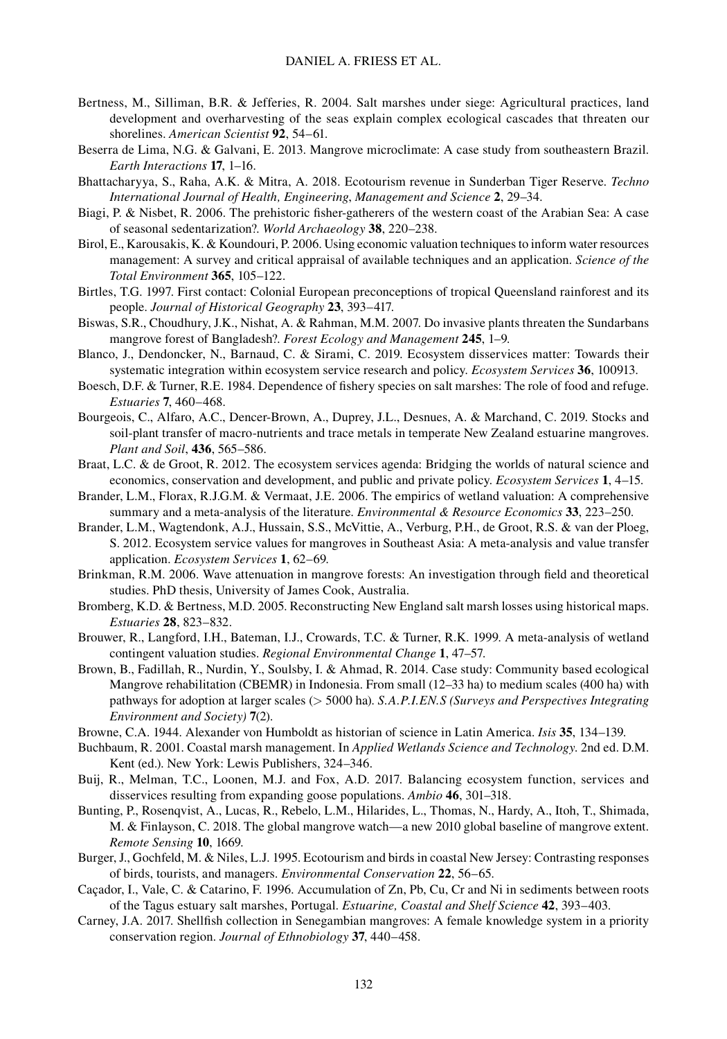Bertness, M., Silliman, B.R. & Jefferies, R. 2004. Salt marshes under siege: Agricultural practices, land development and overharvesting of the seas explain complex ecological cascades that threaten our shorelines. *American Scientist* **92**, 54–61.

Beserra de Lima, N.G. & Galvani, E. 2013. Mangrove microclimate: A case study from southeastern Brazil. *Earth Interactions* **17**, 1–16.

Bhattacharyya, S., Raha, A.K. & Mitra, A. 2018. Ecotourism revenue in Sunderban Tiger Reserve. *Techno International Journal of Health, Engineering, Management and Science* **2**, 29–34.

Biagi, P. & Nisbet, R. 2006. The prehistoric fisher-gatherers of the western coast of the Arabian Sea: A case of seasonal sedentarization?. *World Archaeology* **38**, 220–238.

Birol, E., Karousakis, K. & Koundouri, P. 2006. Using economic valuation techniques to inform water resources management: A survey and critical appraisal of available techniques and an application. *Science of the Total Environment* **365**, 105–122.

Birtles, T.G. 1997. First contact: Colonial European preconceptions of tropical Queensland rainforest and its people. *Journal of Historical Geography* **23**, 393–417.

Biswas, S.R., Choudhury, J.K., Nishat, A. & Rahman, M.M. 2007. Do invasive plants threaten the Sundarbans mangrove forest of Bangladesh?. *Forest Ecology and Management* **245**, 1–9.

Blanco, J., Dendoncker, N., Barnaud, C. & Sirami, C. 2019. Ecosystem disservices matter: Towards their systematic integration within ecosystem service research and policy. *Ecosystem Services* **36**, 100913.

Boesch, D.F. & Turner, R.E. 1984. Dependence of fishery species on salt marshes: The role of food and refuge. *Estuaries* **7**, 460–468.

Bourgeois, C., Alfaro, A.C., Dencer-Brown, A., Duprey, J.L., Desnues, A. & Marchand, C. 2019. Stocks and soil-plant transfer of macro-nutrients and trace metals in temperate New Zealand estuarine mangroves. *Plant and Soil*, **436**, 565–586.

Braat, L.C. & de Groot, R. 2012. The ecosystem services agenda: Bridging the worlds of natural science and economics, conservation and development, and public and private policy. *Ecosystem Services* **1**, 4–15.

Brander, L.M., Florax, R.J.G.M. & Vermaat, J.E. 2006. The empirics of wetland valuation: A comprehensive summary and a meta-analysis of the literature. *Environmental & Resource Economics* **33**, 223–250.

Brander, L.M., Wagtendonk, A.J., Hussain, S.S., McVittie, A., Verburg, P.H., de Groot, R.S. & van der Ploeg, S. 2012. Ecosystem service values for mangroves in Southeast Asia: A meta-analysis and value transfer application. *Ecosystem Services* **1**, 62–69.

Brinkman, R.M. 2006. Wave attenuation in mangrove forests: An investigation through field and theoretical studies. PhD thesis, University of James Cook, Australia.

Bromberg, K.D. & Bertness, M.D. 2005. Reconstructing New England salt marsh losses using historical maps. *Estuaries* **28**, 823–832.

Brouwer, R., Langford, I.H., Bateman, I.J., Crowards, T.C. & Turner, R.K. 1999. A meta-analysis of wetland contingent valuation studies. *Regional Environmental Change* **1**, 47–57.

Brown, B., Fadillah, R., Nurdin, Y., Soulsby, I. & Ahmad, R. 2014. Case study: Community based ecological Mangrove rehabilitation (CBEMR) in Indonesia. From small (12–33 ha) to medium scales (400 ha) with pathways for adoption at larger scales (> 5000 ha). *S.A.P.I.EN.S (Surveys and Perspectives Integrating Environment and Society)* **7**(2).

Browne, C.A. 1944. Alexander von Humboldt as historian of science in Latin America. *Isis* **35**, 134–139.

Buchbaum, R. 2001. Coastal marsh management. In *Applied Wetlands Science and Technology*. 2nd ed. D.M. Kent (ed.). New York: Lewis Publishers, 324–346.

Buij, R., Melman, T.C., Loonen, M.J. and Fox, A.D. 2017. Balancing ecosystem function, services and disservices resulting from expanding goose populations. *Ambio* **46**, 301–318.

Bunting, P., Rosenqvist, A., Lucas, R., Rebelo, L.M., Hilarides, L., Thomas, N., Hardy, A., Itoh, T., Shimada, M. & Finlayson, C. 2018. The global mangrove watch—a new 2010 global baseline of mangrove extent. *Remote Sensing* **10**, 1669.

Burger, J., Gochfeld, M. & Niles, L.J. 1995. Ecotourism and birds in coastal New Jersey: Contrasting responses of birds, tourists, and managers. *Environmental Conservation* **22**, 56–65.

Caçador, I., Vale, C. & Catarino, F. 1996. Accumulation of Zn, Pb, Cu, Cr and Ni in sediments between roots of the Tagus estuary salt marshes, Portugal. *Estuarine, Coastal and Shelf Science* **42**, 393–403.

Carney, J.A. 2017. Shellfish collection in Senegambian mangroves: A female knowledge system in a priority conservation region. *Journal of Ethnobiology* **37**, 440–458.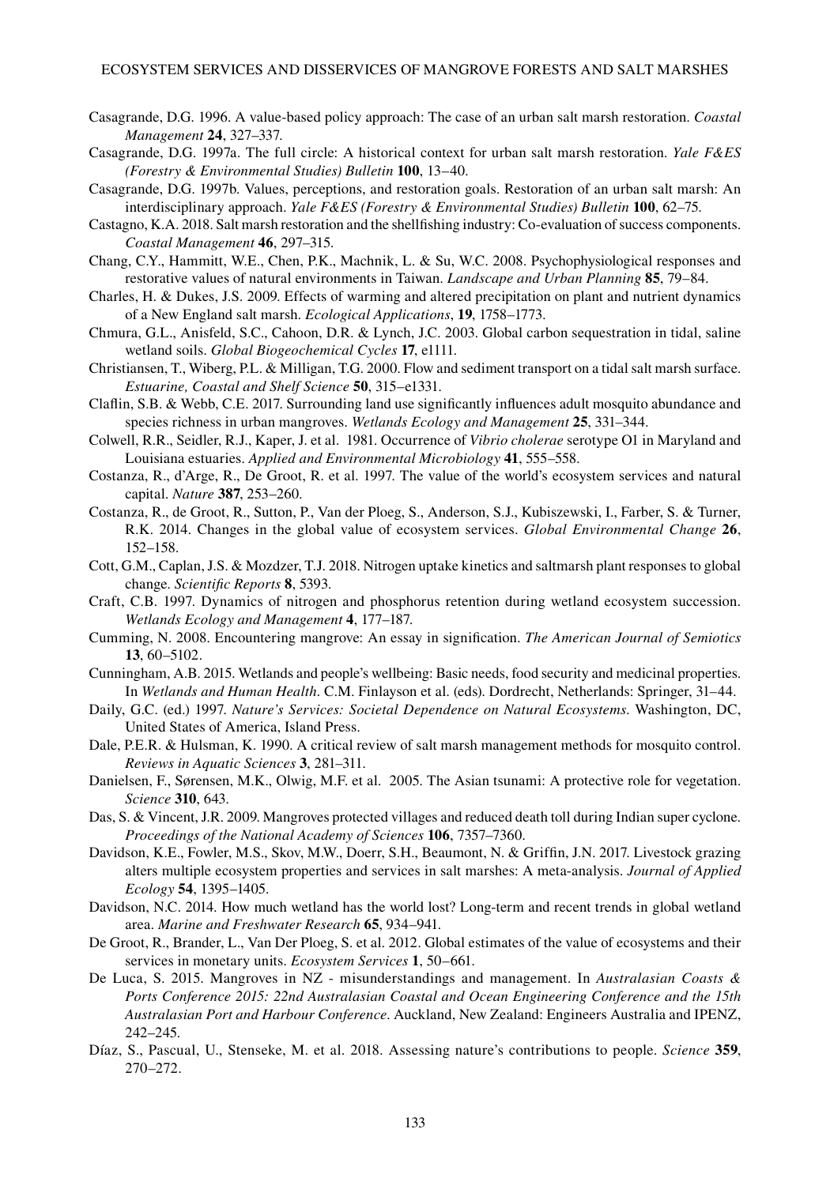Casagrande, D.G. 1996. A value-based policy approach: The case of an urban salt marsh restoration. *Coastal Management* **24**, 327–337.

Casagrande, D.G. 1997a. The full circle: A historical context for urban salt marsh restoration. *Yale F&ES (Forestry & Environmental Studies) Bulletin* **100**, 13–40.

Casagrande, D.G. 1997b. Values, perceptions, and restoration goals. Restoration of an urban salt marsh: An interdisciplinary approach. *Yale F&ES (Forestry & Environmental Studies) Bulletin* **100**, 62–75.

Castagno, K.A. 2018. Salt marsh restoration and the shellfishing industry: Co-evaluation of success components. *Coastal Management* **46**, 297–315.

Chang, C.Y., Hammitt, W.E., Chen, P.K., Machnik, L. & Su, W.C. 2008. Psychophysiological responses and restorative values of natural environments in Taiwan. *Landscape and Urban Planning* **85**, 79–84.

Charles, H. & Dukes, J.S. 2009. Effects of warming and altered precipitation on plant and nutrient dynamics of a New England salt marsh. *Ecological Applications*, **19**, 1758–1773.

Chmura, G.L., Anisfeld, S.C., Cahoon, D.R. & Lynch, J.C. 2003. Global carbon sequestration in tidal, saline wetland soils. *Global Biogeochemical Cycles* **17**, e1111.

Christiansen, T., Wiberg, P.L. & Milligan, T.G. 2000. Flow and sediment transport on a tidal salt marsh surface. *Estuarine, Coastal and Shelf Science* **50**, 315–e1331.

Claflin, S.B. & Webb, C.E. 2017. Surrounding land use significantly influences adult mosquito abundance and species richness in urban mangroves. *Wetlands Ecology and Management* **25**, 331–344.

Colwell, R.R., Seidler, R.J., Kaper, J. et al. 1981. Occurrence of *Vibrio cholerae* serotype O1 in Maryland and Louisiana estuaries. *Applied and Environmental Microbiology* **41**, 555–558.

Costanza, R., d'Arge, R., De Groot, R. et al. 1997. The value of the world's ecosystem services and natural capital. *Nature* **387**, 253–260.

Costanza, R., de Groot, R., Sutton, P., Van der Ploeg, S., Anderson, S.J., Kubiszewski, I., Farber, S. & Turner, R.K. 2014. Changes in the global value of ecosystem services. *Global Environmental Change* **26**, 152–158.

Cott, G.M., Caplan, J.S. & Mozdzer, T.J. 2018. Nitrogen uptake kinetics and saltmarsh plant responses to global change. *Scientific Reports* **8**, 5393.

Craft, C.B. 1997. Dynamics of nitrogen and phosphorus retention during wetland ecosystem succession. *Wetlands Ecology and Management* **4**, 177–187.

Cumming, N. 2008. Encountering mangrove: An essay in signification. *The American Journal of Semiotics* **13**, 60–5102.

Cunningham, A.B. 2015. Wetlands and people's wellbeing: Basic needs, food security and medicinal properties. In *Wetlands and Human Health*. C.M. Finlayson et al. (eds). Dordrecht, Netherlands: Springer, 31–44.

Daily, G.C. (ed.) 1997. *Nature's Services: Societal Dependence on Natural Ecosystems*. Washington, DC, United States of America, Island Press.

Dale, P.E.R. & Hulsman, K. 1990. A critical review of salt marsh management methods for mosquito control. *Reviews in Aquatic Sciences* **3**, 281–311.

Danielsen, F., Sørensen, M.K., Olwig, M.F. et al. 2005. The Asian tsunami: A protective role for vegetation. *Science* **310**, 643.

Das, S. & Vincent, J.R. 2009. Mangroves protected villages and reduced death toll during Indian super cyclone. *Proceedings of the National Academy of Sciences* **106**, 7357–7360.

Davidson, K.E., Fowler, M.S., Skov, M.W., Doerr, S.H., Beaumont, N. & Griffin, J.N. 2017. Livestock grazing alters multiple ecosystem properties and services in salt marshes: A meta-analysis. *Journal of Applied Ecology* **54**, 1395–1405.

Davidson, N.C. 2014. How much wetland has the world lost? Long-term and recent trends in global wetland area. *Marine and Freshwater Research* **65**, 934–941.

De Groot, R., Brander, L., Van Der Ploeg, S. et al. 2012. Global estimates of the value of ecosystems and their services in monetary units. *Ecosystem Services* **1**, 50–661.

De Luca, S. 2015. Mangroves in NZ - misunderstandings and management. In *Australasian Coasts & Ports Conference 2015: 22nd Australasian Coastal and Ocean Engineering Conference and the 15th Australasian Port and Harbour Conference*. Auckland, New Zealand: Engineers Australia and IPENZ, 242–245.

Díaz, S., Pascual, U., Stenseke, M. et al. 2018. Assessing nature's contributions to people. *Science* **359**, 270–272.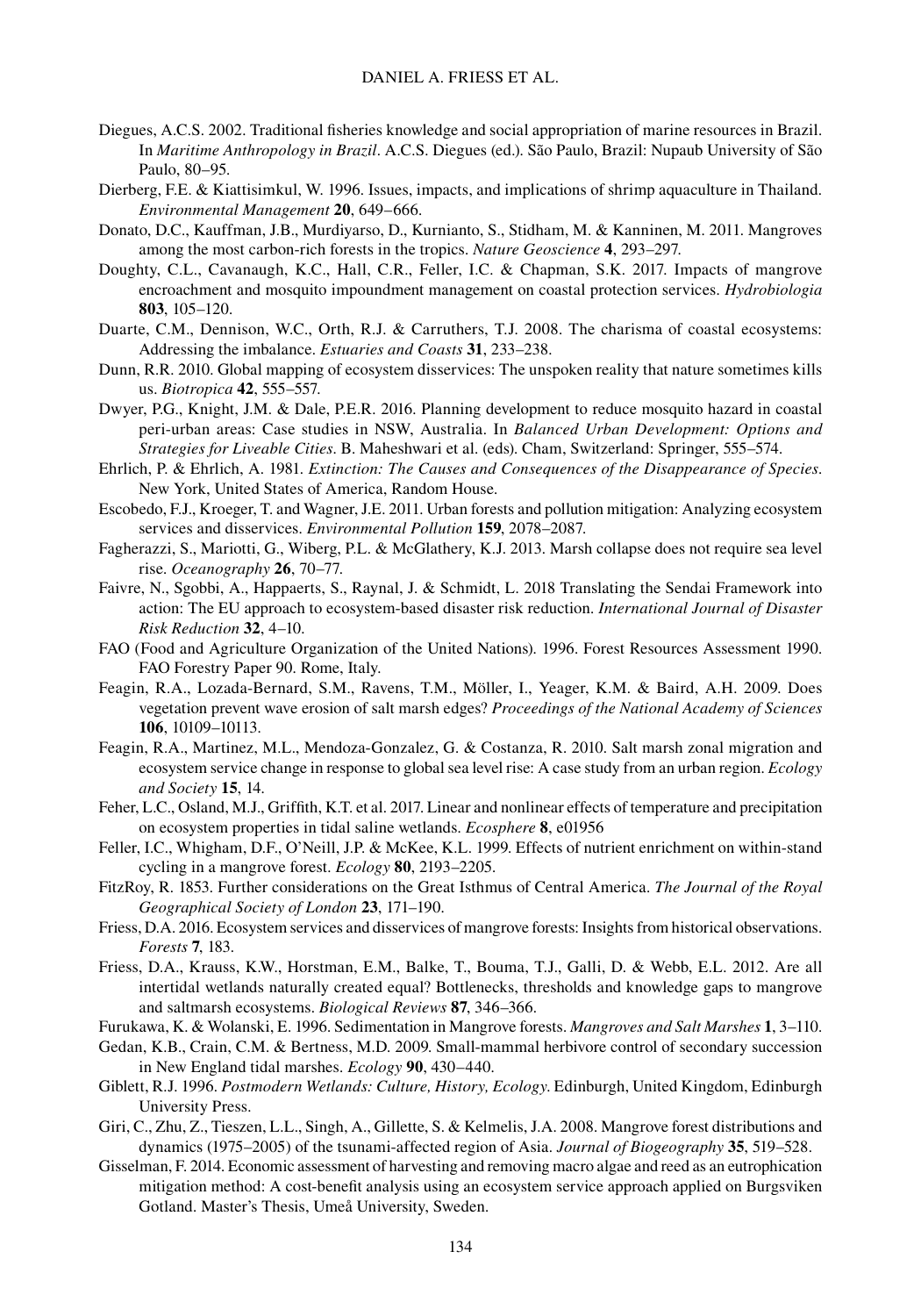Diegues, A.C.S. 2002. Traditional fisheries knowledge and social appropriation of marine resources in Brazil. In *Maritime Anthropology in Brazil*. A.C.S. Diegues (ed.). São Paulo, Brazil: Nupaub University of São Paulo, 80–95.

Dierberg, F.E. & Kiattisimkul, W. 1996. Issues, impacts, and implications of shrimp aquaculture in Thailand. *Environmental Management* **20**, 649–666.

Donato, D.C., Kauffman, J.B., Murdiyarso, D., Kurnianto, S., Stidham, M. & Kanninen, M. 2011. Mangroves among the most carbon-rich forests in the tropics. *Nature Geoscience* **4**, 293–297.

Doughty, C.L., Cavanaugh, K.C., Hall, C.R., Feller, I.C. & Chapman, S.K. 2017. Impacts of mangrove encroachment and mosquito impoundment management on coastal protection services. *Hydrobiologia* **803**, 105–120.

Duarte, C.M., Dennison, W.C., Orth, R.J. & Carruthers, T.J. 2008. The charisma of coastal ecosystems: Addressing the imbalance. *Estuaries and Coasts* **31**, 233–238.

Dunn, R.R. 2010. Global mapping of ecosystem disservices: The unspoken reality that nature sometimes kills us. *Biotropica* **42**, 555–557.

Dwyer, P.G., Knight, J.M. & Dale, P.E.R. 2016. Planning development to reduce mosquito hazard in coastal peri-urban areas: Case studies in NSW, Australia. In *Balanced Urban Development: Options and Strategies for Liveable Cities*. B. Maheshwari et al. (eds). Cham, Switzerland: Springer, 555–574.

Ehrlich, P. & Ehrlich, A. 1981. *Extinction: The Causes and Consequences of the Disappearance of Species*. New York, United States of America, Random House.

Escobedo, F.J., Kroeger, T. and Wagner, J.E. 2011. Urban forests and pollution mitigation: Analyzing ecosystem services and disservices. *Environmental Pollution* **159**, 2078–2087.

Fagherazzi, S., Mariotti, G., Wiberg, P.L. & McGlathery, K.J. 2013. Marsh collapse does not require sea level rise. *Oceanography* **26**, 70–77.

Faivre, N., Sgobbi, A., Happaerts, S., Raynal, J. & Schmidt, L. 2018 Translating the Sendai Framework into action: The EU approach to ecosystem-based disaster risk reduction. *International Journal of Disaster Risk Reduction* **32**, 4–10.

FAO (Food and Agriculture Organization of the United Nations). 1996. Forest Resources Assessment 1990. FAO Forestry Paper 90. Rome, Italy.

Feagin, R.A., Lozada-Bernard, S.M., Ravens, T.M., Möller, I., Yeager, K.M. & Baird, A.H. 2009. Does vegetation prevent wave erosion of salt marsh edges? *Proceedings of the National Academy of Sciences* **106**, 10109–10113.

Feagin, R.A., Martinez, M.L., Mendoza-Gonzalez, G. & Costanza, R. 2010. Salt marsh zonal migration and ecosystem service change in response to global sea level rise: A case study from an urban region. *Ecology and Society* **15**, 14.

Feher, L.C., Osland, M.J., Griffith, K.T. et al. 2017. Linear and nonlinear effects of temperature and precipitation on ecosystem properties in tidal saline wetlands. *Ecosphere* **8**, e01956

Feller, I.C., Whigham, D.F., O'Neill, J.P. & McKee, K.L. 1999. Effects of nutrient enrichment on within-stand cycling in a mangrove forest. *Ecology* **80**, 2193–2205.

FitzRoy, R. 1853. Further considerations on the Great Isthmus of Central America. *The Journal of the Royal Geographical Society of London* **23**, 171–190.

Friess, D.A. 2016. Ecosystem services and disservices of mangrove forests: Insights from historical observations. *Forests* **7**, 183.

Friess, D.A., Krauss, K.W., Horstman, E.M., Balke, T., Bouma, T.J., Galli, D. & Webb, E.L. 2012. Are all intertidal wetlands naturally created equal? Bottlenecks, thresholds and knowledge gaps to mangrove and saltmarsh ecosystems. *Biological Reviews* **87**, 346–366.

Furukawa, K. & Wolanski, E. 1996. Sedimentation in Mangrove forests. *Mangroves and Salt Marshes* **1**, 3–110.

Gedan, K.B., Crain, C.M. & Bertness, M.D. 2009. Small-mammal herbivore control of secondary succession in New England tidal marshes. *Ecology* **90**, 430–440.

Giblett, R.J. 1996. *Postmodern Wetlands: Culture, History, Ecology*. Edinburgh, United Kingdom, Edinburgh University Press.

Giri, C., Zhu, Z., Tieszen, L.L., Singh, A., Gillette, S. & Kelmelis, J.A. 2008. Mangrove forest distributions and dynamics (1975–2005) of the tsunami-affected region of Asia. *Journal of Biogeography* **35**, 519–528.

Gisselman, F. 2014. Economic assessment of harvesting and removing macro algae and reed as an eutrophication mitigation method: A cost-benefit analysis using an ecosystem service approach applied on Burgsviken Gotland. Master's Thesis, Umeå University, Sweden.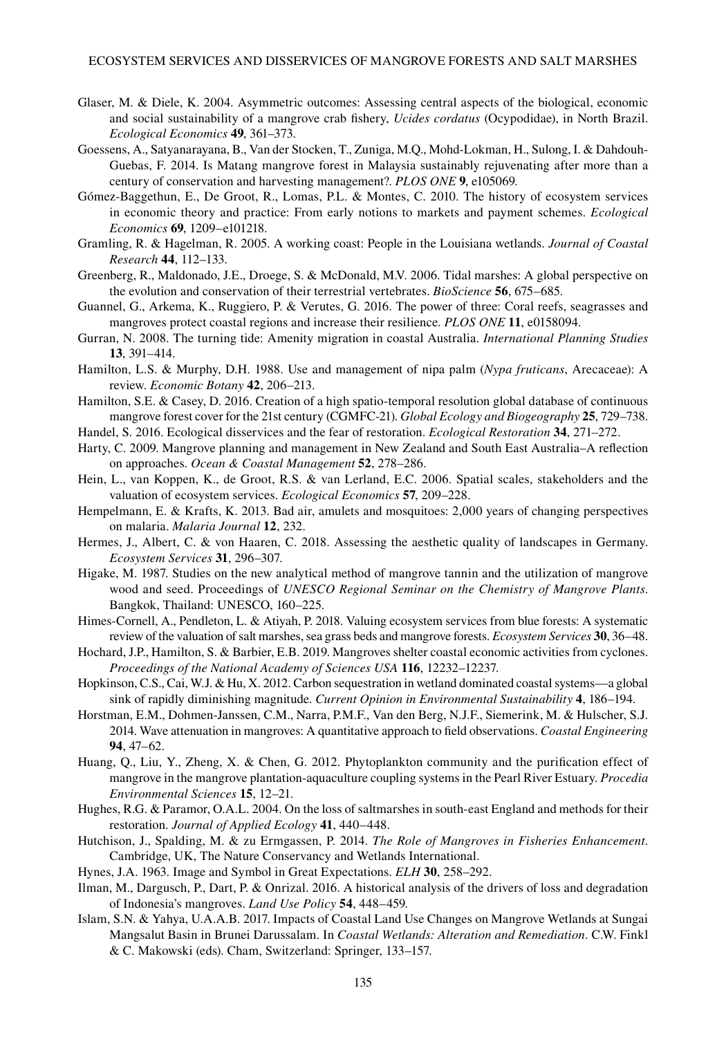Glaser, M. & Diele, K. 2004. Asymmetric outcomes: Assessing central aspects of the biological, economic and social sustainability of a mangrove crab fishery, *Ucides cordatus* (Ocypodidae), in North Brazil. *Ecological Economics* **49**, 361–373.

Goessens, A., Satyanarayana, B., Van der Stocken, T., Zuniga, M.Q., Mohd-Lokman, H., Sulong, I. & Dahdouh-Guebas, F. 2014. Is Matang mangrove forest in Malaysia sustainably rejuvenating after more than a century of conservation and harvesting management?. *PLOS ONE* **9**, e105069.

Gómez-Baggethun, E., De Groot, R., Lomas, P.L. & Montes, C. 2010. The history of ecosystem services in economic theory and practice: From early notions to markets and payment schemes. *Ecological Economics* **69**, 1209–e101218.

Gramling, R. & Hagelman, R. 2005. A working coast: People in the Louisiana wetlands. *Journal of Coastal Research* **44**, 112–133.

Greenberg, R., Maldonado, J.E., Droege, S. & McDonald, M.V. 2006. Tidal marshes: A global perspective on the evolution and conservation of their terrestrial vertebrates. *BioScience* **56**, 675–685.

Guannel, G., Arkema, K., Ruggiero, P. & Verutes, G. 2016. The power of three: Coral reefs, seagrasses and mangroves protect coastal regions and increase their resilience. *PLOS ONE* **11**, e0158094.

Gurran, N. 2008. The turning tide: Amenity migration in coastal Australia. *International Planning Studies* **13**, 391–414.

Hamilton, L.S. & Murphy, D.H. 1988. Use and management of nipa palm (*Nypa fruticans*, Arecaceae): A review. *Economic Botany* **42**, 206–213.

Hamilton, S.E. & Casey, D. 2016. Creation of a high spatio-temporal resolution global database of continuous mangrove forest cover for the 21st century (CGMFC-21). *Global Ecology and Biogeography* **25**, 729–738.

Handel, S. 2016. Ecological disservices and the fear of restoration. *Ecological Restoration* **34**, 271–272.

Harty, C. 2009. Mangrove planning and management in New Zealand and South East Australia–A reflection on approaches. *Ocean & Coastal Management* **52**, 278–286.

Hein, L., van Koppen, K., de Groot, R.S. & van Lerland, E.C. 2006. Spatial scales, stakeholders and the valuation of ecosystem services. *Ecological Economics* **57**, 209–228.

Hempelmann, E. & Krafts, K. 2013. Bad air, amulets and mosquitoes: 2,000 years of changing perspectives on malaria. *Malaria Journal* **12**, 232.

Hermes, J., Albert, C. & von Haaren, C. 2018. Assessing the aesthetic quality of landscapes in Germany. *Ecosystem Services* **31**, 296–307.

Higake, M. 1987. Studies on the new analytical method of mangrove tannin and the utilization of mangrove wood and seed. Proceedings of *UNESCO Regional Seminar on the Chemistry of Mangrove Plants*. Bangkok, Thailand: UNESCO, 160–225.

Himes-Cornell, A., Pendleton, L. & Atiyah, P. 2018. Valuing ecosystem services from blue forests: A systematic review of the valuation of salt marshes, sea grass beds and mangrove forests. *Ecosystem Services* **30**, 36–48.

Hochard, J.P., Hamilton, S. & Barbier, E.B. 2019. Mangroves shelter coastal economic activities from cyclones. *Proceedings of the National Academy of Sciences USA* **116**, 12232–12237.

Hopkinson, C.S., Cai, W.J. & Hu, X. 2012. Carbon sequestration in wetland dominated coastal systems—a global sink of rapidly diminishing magnitude. *Current Opinion in Environmental Sustainability* **4**, 186–194.

Horstman, E.M., Dohmen-Janssen, C.M., Narra, P.M.F., Van den Berg, N.J.F., Siemerink, M. & Hulscher, S.J. 2014. Wave attenuation in mangroves: A quantitative approach to field observations. *Coastal Engineering* **94**, 47–62.

Huang, Q., Liu, Y., Zheng, X. & Chen, G. 2012. Phytoplankton community and the purification effect of mangrove in the mangrove plantation-aquaculture coupling systems in the Pearl River Estuary. *Procedia Environmental Sciences* **15**, 12–21.

Hughes, R.G. & Paramor, O.A.L. 2004. On the loss of saltmarshes in south-east England and methods for their restoration. *Journal of Applied Ecology* **41**, 440–448.

Hutchison, J., Spalding, M. & zu Ermgassen, P. 2014. *The Role of Mangroves in Fisheries Enhancement*. Cambridge, UK, The Nature Conservancy and Wetlands International.

Hynes, J.A. 1963. Image and Symbol in Great Expectations. *ELH* **30**, 258–292.

Ilman, M., Dargusch, P., Dart, P. & Onrizal. 2016. A historical analysis of the drivers of loss and degradation of Indonesia's mangroves. *Land Use Policy* **54**, 448–459.

Islam, S.N. & Yahya, U.A.A.B. 2017. Impacts of Coastal Land Use Changes on Mangrove Wetlands at Sungai Mangsalut Basin in Brunei Darussalam. In *Coastal Wetlands: Alteration and Remediation*. C.W. Finkl & C. Makowski (eds). Cham, Switzerland: Springer, 133–157.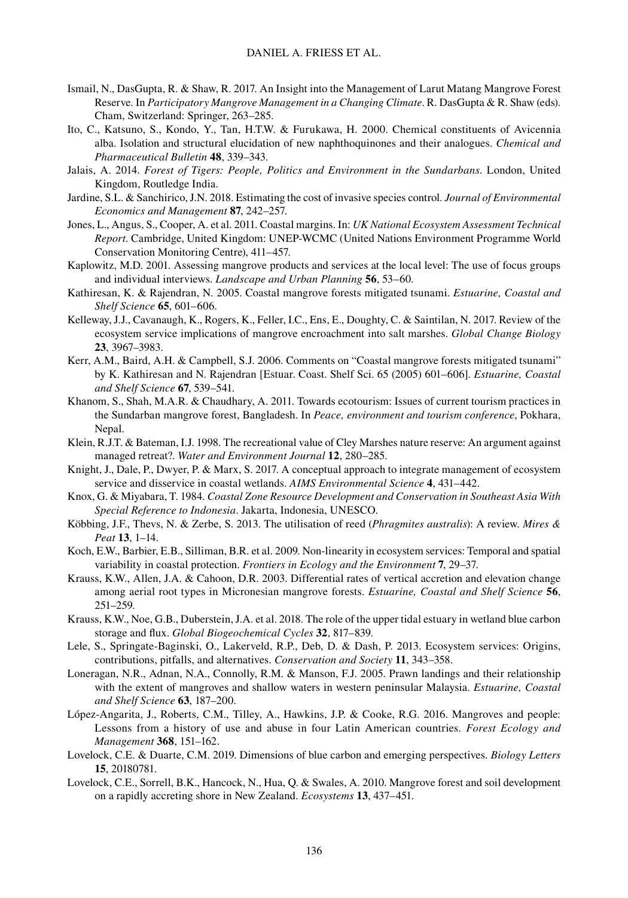Ismail, N., DasGupta, R. & Shaw, R. 2017. An Insight into the Management of Larut Matang Mangrove Forest Reserve. In *Participatory Mangrove Management in a Changing Climate*. R. DasGupta & R. Shaw (eds). Cham, Switzerland: Springer, 263–285.

Ito, C., Katsuno, S., Kondo, Y., Tan, H.T.W. & Furukawa, H. 2000. Chemical constituents of Avicennia alba. Isolation and structural elucidation of new naphthoquinones and their analogues. *Chemical and Pharmaceutical Bulletin* **48**, 339–343.

Jalais, A. 2014. *Forest of Tigers: People, Politics and Environment in the Sundarbans*. London, United Kingdom, Routledge India.

Jardine, S.L. & Sanchirico, J.N. 2018. Estimating the cost of invasive species control. *Journal of Environmental Economics and Management* **87**, 242–257.

Jones, L., Angus, S., Cooper, A. et al. 2011. Coastal margins. In: *UK National Ecosystem Assessment Technical Report*. Cambridge, United Kingdom: UNEP-WCMC (United Nations Environment Programme World Conservation Monitoring Centre), 411–457.

Kaplowitz, M.D. 2001. Assessing mangrove products and services at the local level: The use of focus groups and individual interviews. *Landscape and Urban Planning* **56**, 53–60.

Kathiresan, K. & Rajendran, N. 2005. Coastal mangrove forests mitigated tsunami. *Estuarine, Coastal and Shelf Science* **65**, 601–606.

Kelleway, J.J., Cavanaugh, K., Rogers, K., Feller, I.C., Ens, E., Doughty, C. & Saintilan, N. 2017. Review of the ecosystem service implications of mangrove encroachment into salt marshes. *Global Change Biology* **23**, 3967–3983.

Kerr, A.M., Baird, A.H. & Campbell, S.J. 2006. Comments on "Coastal mangrove forests mitigated tsunami" by K. Kathiresan and N. Rajendran [Estuar. Coast. Shelf Sci. 65 (2005) 601–606]. *Estuarine, Coastal and Shelf Science* **67**, 539–541.

Khanom, S., Shah, M.A.R. & Chaudhary, A. 2011. Towards ecotourism: Issues of current tourism practices in the Sundarban mangrove forest, Bangladesh. In *Peace, environment and tourism conference*, Pokhara, Nepal.

Klein, R.J.T. & Bateman, I.J. 1998. The recreational value of Cley Marshes nature reserve: An argument against managed retreat?. *Water and Environment Journal* **12**, 280–285.

Knight, J., Dale, P., Dwyer, P. & Marx, S. 2017. A conceptual approach to integrate management of ecosystem service and disservice in coastal wetlands. *AIMS Environmental Science* **4**, 431–442.

Knox, G. & Miyabara, T. 1984. *Coastal Zone Resource Development and Conservation in Southeast Asia With Special Reference to Indonesia*. Jakarta, Indonesia, UNESCO.

Köbbing, J.F., Thevs, N. & Zerbe, S. 2013. The utilisation of reed (*Phragmites australis*): A review. *Mires & Peat* **13**, 1–14.

Koch, E.W., Barbier, E.B., Silliman, B.R. et al. 2009. Non-linearity in ecosystem services: Temporal and spatial variability in coastal protection. *Frontiers in Ecology and the Environment* **7**, 29–37.

Krauss, K.W., Allen, J.A. & Cahoon, D.R. 2003. Differential rates of vertical accretion and elevation change among aerial root types in Micronesian mangrove forests. *Estuarine, Coastal and Shelf Science* **56**, 251–259.

Krauss, K.W., Noe, G.B., Duberstein, J.A. et al. 2018. The role of the upper tidal estuary in wetland blue carbon storage and flux. *Global Biogeochemical Cycles* **32**, 817–839.

Lele, S., Springate-Baginski, O., Lakerveld, R.P., Deb, D. & Dash, P. 2013. Ecosystem services: Origins, contributions, pitfalls, and alternatives. *Conservation and Society* **11**, 343–358.

Loneragan, N.R., Adnan, N.A., Connolly, R.M. & Manson, F.J. 2005. Prawn landings and their relationship with the extent of mangroves and shallow waters in western peninsular Malaysia. *Estuarine, Coastal and Shelf Science* **63**, 187–200.

López-Angarita, J., Roberts, C.M., Tilley, A., Hawkins, J.P. & Cooke, R.G. 2016. Mangroves and people: Lessons from a history of use and abuse in four Latin American countries. *Forest Ecology and Management* **368**, 151–162.

Lovelock, C.E. & Duarte, C.M. 2019. Dimensions of blue carbon and emerging perspectives. *Biology Letters* **15**, 20180781.

Lovelock, C.E., Sorrell, B.K., Hancock, N., Hua, Q. & Swales, A. 2010. Mangrove forest and soil development on a rapidly accreting shore in New Zealand. *Ecosystems* **13**, 437–451.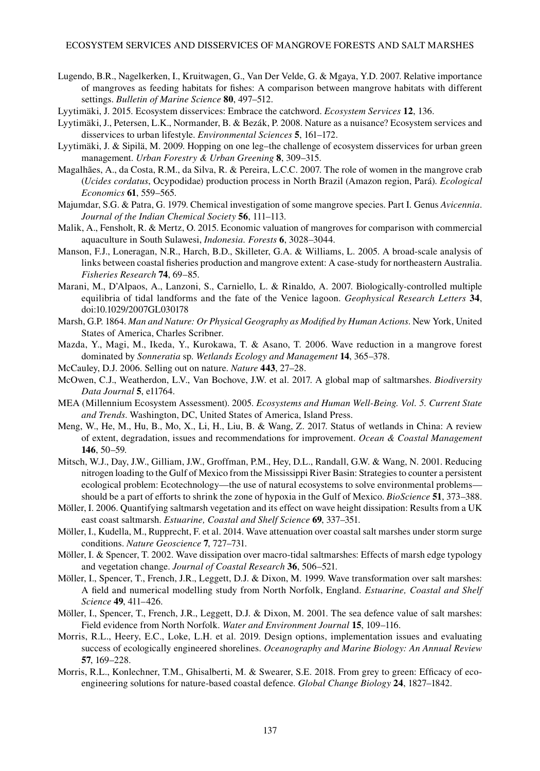Lugendo, B.R., Nagelkerken, I., Kruitwagen, G., Van Der Velde, G. & Mgaya, Y.D. 2007. Relative importance of mangroves as feeding habitats for fishes: A comparison between mangrove habitats with different settings. *Bulletin of Marine Science* **80**, 497–512.

Lyytimäki, J. 2015. Ecosystem disservices: Embrace the catchword. *Ecosystem Services* **12**, 136.

Lyytimäki, J., Petersen, L.K., Normander, B. & Bezák, P. 2008. Nature as a nuisance? Ecosystem services and disservices to urban lifestyle. *Environmental Sciences* **5**, 161–172.

Lyytimäki, J. & Sipilä, M. 2009. Hopping on one leg–the challenge of ecosystem disservices for urban green management. *Urban Forestry & Urban Greening* **8**, 309–315.

Magalhães, A., da Costa, R.M., da Silva, R. & Pereira, L.C.C. 2007. The role of women in the mangrove crab (*Ucides cordatus*, Ocypodidae) production process in North Brazil (Amazon region, Pará). *Ecological Economics* **61**, 559–565.

Majumdar, S.G. & Patra, G. 1979. Chemical investigation of some mangrove species. Part I. Genus *Avicennia*. *Journal of the Indian Chemical Society* **56**, 111–113.

Malik, A., Fensholt, R. & Mertz, O. 2015. Economic valuation of mangroves for comparison with commercial aquaculture in South Sulawesi, *Indonesia*. *Forests* **6**, 3028–3044.

Manson, F.J., Loneragan, N.R., Harch, B.D., Skilleter, G.A. & Williams, L. 2005. A broad-scale analysis of links between coastal fisheries production and mangrove extent: A case-study for northeastern Australia. *Fisheries Research* **74**, 69–85.

Marani, M., D'Alpaos, A., Lanzoni, S., Carniello, L. & Rinaldo, A. 2007. Biologically-controlled multiple equilibria of tidal landforms and the fate of the Venice lagoon. *Geophysical Research Letters* **34**, doi:10.1029/2007GL030178

Marsh, G.P. 1864. *Man and Nature: Or Physical Geography as Modified by Human Actions*. New York, United States of America, Charles Scribner.

Mazda, Y., Magi, M., Ikeda, Y., Kurokawa, T. & Asano, T. 2006. Wave reduction in a mangrove forest dominated by *Sonneratia* sp. *Wetlands Ecology and Management* **14**, 365–378.

McCauley, D.J. 2006. Selling out on nature. *Nature* **443**, 27–28.

McOwen, C.J., Weatherdon, L.V., Van Bochove, J.W. et al. 2017. A global map of saltmarshes. *Biodiversity Data Journal* **5**, e11764.

MEA (Millennium Ecosystem Assessment). 2005. *Ecosystems and Human Well-Being. Vol. 5. Current State and Trends*. Washington, DC, United States of America, Island Press.

Meng, W., He, M., Hu, B., Mo, X., Li, H., Liu, B. & Wang, Z. 2017. Status of wetlands in China: A review of extent, degradation, issues and recommendations for improvement. *Ocean & Coastal Management* **146**, 50–59.

Mitsch, W.J., Day, J.W., Gilliam, J.W., Groffman, P.M., Hey, D.L., Randall, G.W. & Wang, N. 2001. Reducing nitrogen loading to the Gulf of Mexico from the Mississippi River Basin: Strategies to counter a persistent ecological problem: Ecotechnology—the use of natural ecosystems to solve environmental problems—should be a part of efforts to shrink the zone of hypoxia in the Gulf of Mexico. *BioScience* **51**, 373–388.

Möller, I. 2006. Quantifying saltmarsh vegetation and its effect on wave height dissipation: Results from a UK east coast saltmarsh. *Estuarine, Coastal and Shelf Science* **69**, 337–351.

Möller, I., Kudella, M., Rupprecht, F. et al. 2014. Wave attenuation over coastal salt marshes under storm surge conditions. *Nature Geoscience* **7**, 727–731.

Möller, I. & Spencer, T. 2002. Wave dissipation over macro-tidal saltmarshes: Effects of marsh edge typology and vegetation change. *Journal of Coastal Research* **36**, 506–521.

Möller, I., Spencer, T., French, J.R., Leggett, D.J. & Dixon, M. 1999. Wave transformation over salt marshes: A field and numerical modelling study from North Norfolk, England. *Estuarine, Coastal and Shelf Science* **49**, 411–426.

Möller, I., Spencer, T., French, J.R., Leggett, D.J. & Dixon, M. 2001. The sea defence value of salt marshes: Field evidence from North Norfolk. *Water and Environment Journal* **15**, 109–116.

Morris, R.L., Heery, E.C., Loke, L.H. et al. 2019. Design options, implementation issues and evaluating success of ecologically engineered shorelines. *Oceanography and Marine Biology: An Annual Review* **57**, 169–228.

Morris, R.L., Konlechner, T.M., Ghisalberti, M. & Swearer, S.E. 2018. From grey to green: Efficacy of eco-engineering solutions for nature-based coastal defence. *Global Change Biology* **24**, 1827–1842.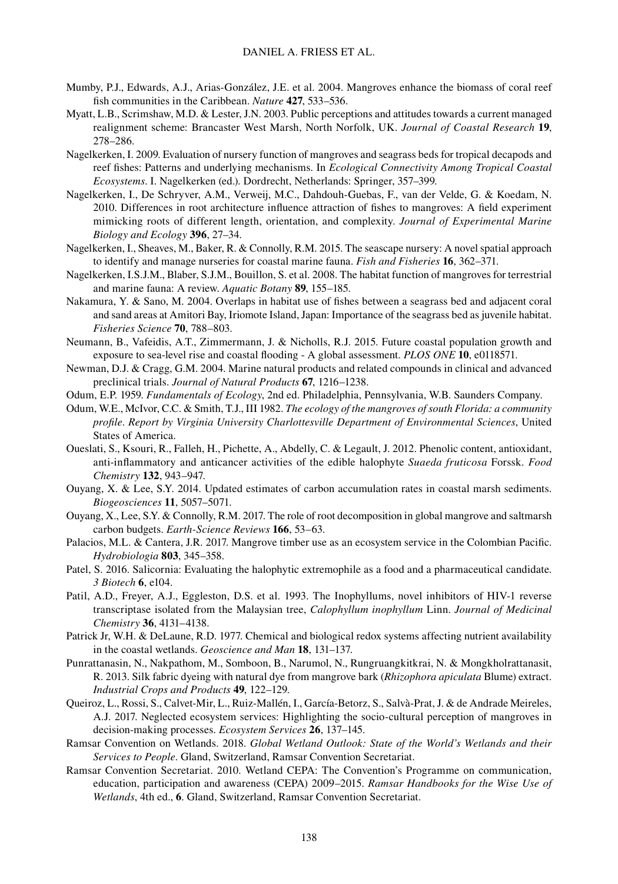Mumby, P.J., Edwards, A.J., Arias-González, J.E. et al. 2004. Mangroves enhance the biomass of coral reef fish communities in the Caribbean. *Nature* **427**, 533–536.

Myatt, L.B., Scrimshaw, M.D. & Lester, J.N. 2003. Public perceptions and attitudes towards a current managed realignment scheme: Brancaster West Marsh, North Norfolk, UK. *Journal of Coastal Research* **19**, 278–286.

Nagelkerken, I. 2009. Evaluation of nursery function of mangroves and seagrass beds for tropical decapods and reef fishes: Patterns and underlying mechanisms. In *Ecological Connectivity Among Tropical Coastal Ecosystems*. I. Nagelkerken (ed.). Dordrecht, Netherlands: Springer, 357–399.

Nagelkerken, I., De Schryver, A.M., Verweij, M.C., Dahdouh-Guebas, F., van der Velde, G. & Koedam, N. 2010. Differences in root architecture influence attraction of fishes to mangroves: A field experiment mimicking roots of different length, orientation, and complexity. *Journal of Experimental Marine Biology and Ecology* **396**, 27–34.

Nagelkerken, I., Sheaves, M., Baker, R. & Connolly, R.M. 2015. The seascape nursery: A novel spatial approach to identify and manage nurseries for coastal marine fauna. *Fish and Fisheries* **16**, 362–371.

Nagelkerken, I.S.J.M., Blaber, S.J.M., Bouillon, S. et al. 2008. The habitat function of mangroves for terrestrial and marine fauna: A review. *Aquatic Botany* **89**, 155–185.

Nakamura, Y. & Sano, M. 2004. Overlaps in habitat use of fishes between a seagrass bed and adjacent coral and sand areas at Amitori Bay, Iriomote Island, Japan: Importance of the seagrass bed as juvenile habitat. *Fisheries Science* **70**, 788–803.

Neumann, B., Vafeidis, A.T., Zimmermann, J. & Nicholls, R.J. 2015. Future coastal population growth and exposure to sea-level rise and coastal flooding - A global assessment. *PLOS ONE* **10**, e0118571.

Newman, D.J. & Cragg, G.M. 2004. Marine natural products and related compounds in clinical and advanced preclinical trials. *Journal of Natural Products* **67**, 1216–1238.

Odum, E.P. 1959. *Fundamentals of Ecology*, 2nd ed. Philadelphia, Pennsylvania, W.B. Saunders Company.

Odum, W.E., McIvor, C.C. & Smith, T.J., III 1982. *The ecology of the mangroves of south Florida: a community profile*. *Report by Virginia University Charlottesville Department of Environmental Sciences*, United States of America.

Oueslati, S., Ksouri, R., Falleh, H., Pichette, A., Abdelly, C. & Legault, J. 2012. Phenolic content, antioxidant, anti-inflammatory and anticancer activities of the edible halophyte *Suaeda fruticosa* Forssk. *Food Chemistry* **132**, 943–947.

Ouyang, X. & Lee, S.Y. 2014. Updated estimates of carbon accumulation rates in coastal marsh sediments. *Biogeosciences* **11**, 5057–5071.

Ouyang, X., Lee, S.Y. & Connolly, R.M. 2017. The role of root decomposition in global mangrove and saltmarsh carbon budgets. *Earth-Science Reviews* **166**, 53–63.

Palacios, M.L. & Cantera, J.R. 2017. Mangrove timber use as an ecosystem service in the Colombian Pacific. *Hydrobiologia* **803**, 345–358.

Patel, S. 2016. Salicornia: Evaluating the halophytic extremophile as a food and a pharmaceutical candidate. *3 Biotech* **6**, e104.

Patil, A.D., Freyer, A.J., Eggleston, D.S. et al. 1993. The Inophyllums, novel inhibitors of HIV-1 reverse transcriptase isolated from the Malaysian tree, *Calophyllum inophyllum* Linn. *Journal of Medicinal Chemistry* **36**, 4131–4138.

Patrick Jr, W.H. & DeLaune, R.D. 1977. Chemical and biological redox systems affecting nutrient availability in the coastal wetlands. *Geoscience and Man* **18**, 131–137.

Punrattanasin, N., Nakpathom, M., Somboon, B., Narumol, N., Rungruangkitkrai, N. & Mongkholrattanasit, R. 2013. Silk fabric dyeing with natural dye from mangrove bark (*Rhizophora apiculata* Blume) extract. *Industrial Crops and Products* **49**, 122–129.

Queiroz, L., Rossi, S., Calvet-Mir, L., Ruiz-Mallén, I., García-Betorz, S., Salvà-Prat, J. & de Andrade Meireles, A.J. 2017. Neglected ecosystem services: Highlighting the socio-cultural perception of mangroves in decision-making processes. *Ecosystem Services* **26**, 137–145.

Ramsar Convention on Wetlands. 2018. *Global Wetland Outlook: State of the World's Wetlands and their Services to People*. Gland, Switzerland, Ramsar Convention Secretariat.

Ramsar Convention Secretariat. 2010. Wetland CEPA: The Convention's Programme on communication, education, participation and awareness (CEPA) 2009–2015. *Ramsar Handbooks for the Wise Use of Wetlands*, 4th ed., **6**. Gland, Switzerland, Ramsar Convention Secretariat.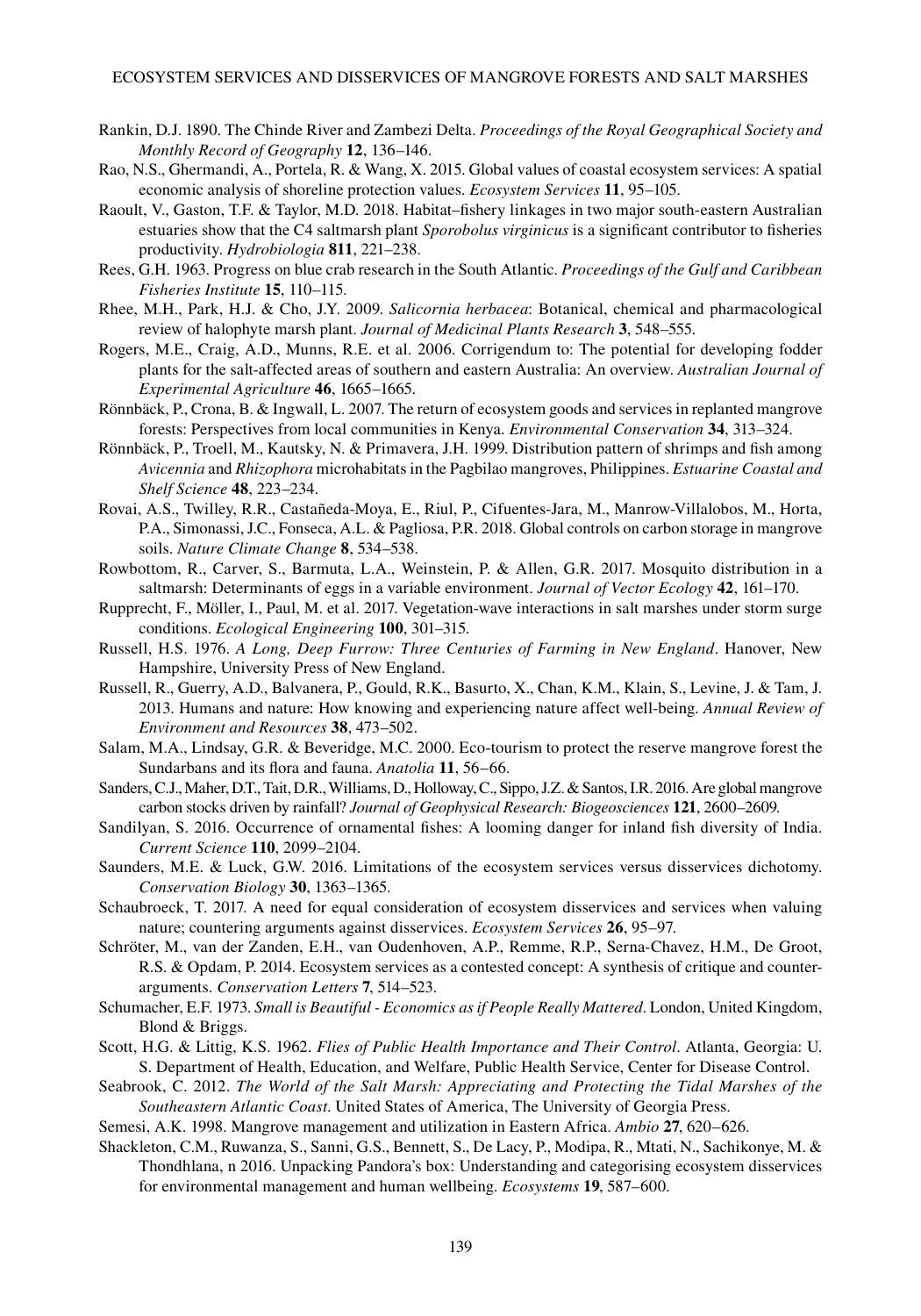Rankin, D.J. 1890. The Chinde River and Zambezi Delta. *Proceedings of the Royal Geographical Society and Monthly Record of Geography* **12**, 136–146.

Rao, N.S., Ghermandi, A., Portela, R. & Wang, X. 2015. Global values of coastal ecosystem services: A spatial economic analysis of shoreline protection values. *Ecosystem Services* **11**, 95–105.

Raoult, V., Gaston, T.F. & Taylor, M.D. 2018. Habitat–fishery linkages in two major south-eastern Australian estuaries show that the C4 saltmarsh plant *Sporobolus virginicus* is a significant contributor to fisheries productivity. *Hydrobiologia* **811**, 221–238.

Rees, G.H. 1963. Progress on blue crab research in the South Atlantic. *Proceedings of the Gulf and Caribbean Fisheries Institute* **15**, 110–115.

Rhee, M.H., Park, H.J. & Cho, J.Y. 2009. *Salicornia herbacea*: Botanical, chemical and pharmacological review of halophyte marsh plant. *Journal of Medicinal Plants Research* **3**, 548–555.

Rogers, M.E., Craig, A.D., Munns, R.E. et al. 2006. Corrigendum to: The potential for developing fodder plants for the salt-affected areas of southern and eastern Australia: An overview. *Australian Journal of Experimental Agriculture* **46**, 1665–1665.

Rönnbäck, P., Crona, B. & Ingwall, L. 2007. The return of ecosystem goods and services in replanted mangrove forests: Perspectives from local communities in Kenya. *Environmental Conservation* **34**, 313–324.

Rönnbäck, P., Troell, M., Kautsky, N. & Primavera, J.H. 1999. Distribution pattern of shrimps and fish among *Avicennia* and *Rhizophora* microhabitats in the Pagbilao mangroves, Philippines. *Estuarine Coastal and Shelf Science* **48**, 223–234.

Rovai, A.S., Twilley, R.R., Castañeda-Moya, E., Riul, P., Cifuentes-Jara, M., Manrow-Villalobos, M., Horta, P.A., Simonassi, J.C., Fonseca, A.L. & Pagliosa, P.R. 2018. Global controls on carbon storage in mangrove soils. *Nature Climate Change* **8**, 534–538.

Rowbottom, R., Carver, S., Barmuta, L.A., Weinstein, P. & Allen, G.R. 2017. Mosquito distribution in a saltmarsh: Determinants of eggs in a variable environment. *Journal of Vector Ecology* **42**, 161–170.

Rupprecht, F., Möller, I., Paul, M. et al. 2017. Vegetation-wave interactions in salt marshes under storm surge conditions. *Ecological Engineering* **100**, 301–315.

Russell, H.S. 1976. *A Long, Deep Furrow: Three Centuries of Farming in New England*. Hanover, New Hampshire, University Press of New England.

Russell, R., Guerry, A.D., Balvanera, P., Gould, R.K., Basurto, X., Chan, K.M., Klain, S., Levine, J. & Tam, J. 2013. Humans and nature: How knowing and experiencing nature affect well-being. *Annual Review of Environment and Resources* **38**, 473–502.

Salam, M.A., Lindsay, G.R. & Beveridge, M.C. 2000. Eco-tourism to protect the reserve mangrove forest the Sundarbans and its flora and fauna. *Anatolia* **11**, 56–66.

Sanders, C.J., Maher, D.T., Tait, D.R., Williams, D., Holloway, C., Sippo, J.Z. & Santos, I.R. 2016. Are global mangrove carbon stocks driven by rainfall? *Journal of Geophysical Research: Biogeosciences* **121**, 2600–2609.

Sandilyan, S. 2016. Occurrence of ornamental fishes: A looming danger for inland fish diversity of India. *Current Science* **110**, 2099–2104.

Saunders, M.E. & Luck, G.W. 2016. Limitations of the ecosystem services versus disservices dichotomy. *Conservation Biology* **30**, 1363–1365.

Schaubroeck, T. 2017. A need for equal consideration of ecosystem disservices and services when valuing nature; countering arguments against disservices. *Ecosystem Services* **26**, 95–97.

Schröter, M., van der Zanden, E.H., van Oudenhoven, A.P., Remme, R.P., Serna-Chavez, H.M., De Groot, R.S. & Opdam, P. 2014. Ecosystem services as a contested concept: A synthesis of critique and counter-arguments. *Conservation Letters* **7**, 514–523.

Schumacher, E.F. 1973. *Small is Beautiful - Economics as if People Really Mattered*. London, United Kingdom, Blond & Briggs.

Scott, H.G. & Littig, K.S. 1962. *Flies of Public Health Importance and Their Control*. Atlanta, Georgia: U. S. Department of Health, Education, and Welfare, Public Health Service, Center for Disease Control.

Seabrook, C. 2012. *The World of the Salt Marsh: Appreciating and Protecting the Tidal Marshes of the Southeastern Atlantic Coast*. United States of America, The University of Georgia Press.

Semesi, A.K. 1998. Mangrove management and utilization in Eastern Africa. *Ambio* **27**, 620–626.

Shackleton, C.M., Ruwanza, S., Sanni, G.S., Bennett, S., De Lacy, P., Modipa, R., Mtati, N., Sachikonye, M. & Thondhlana, n 2016. Unpacking Pandora's box: Understanding and categorising ecosystem disservices for environmental management and human wellbeing. *Ecosystems* **19**, 587–600.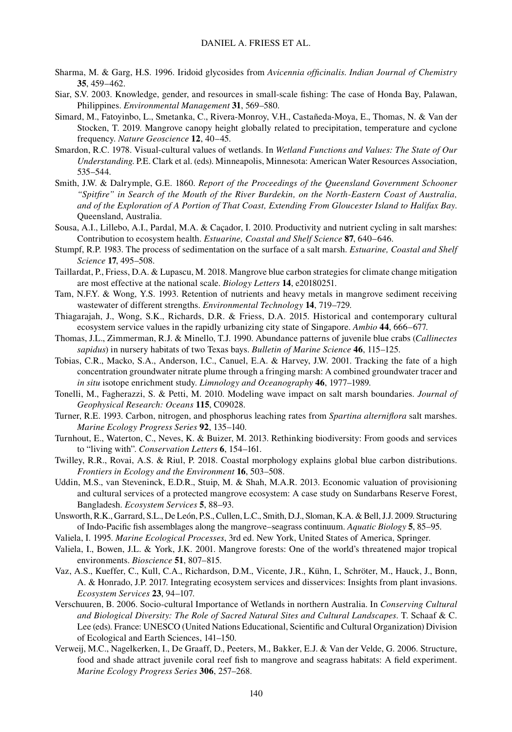Sharma, M. & Garg, H.S. 1996. Iridoid glycosides from *Avicennia officinalis*. *Indian Journal of Chemistry* **35**, 459–462.

Siar, S.V. 2003. Knowledge, gender, and resources in small-scale fishing: The case of Honda Bay, Palawan, Philippines. *Environmental Management* **31**, 569–580.

Simard, M., Fatoyinbo, L., Smetanka, C., Rivera-Monroy, V.H., Castañeda-Moya, E., Thomas, N. & Van der Stocken, T. 2019. Mangrove canopy height globally related to precipitation, temperature and cyclone frequency. *Nature Geoscience* **12**, 40–45.

Smardon, R.C. 1978. Visual-cultural values of wetlands. In *Wetland Functions and Values: The State of Our Understanding*. P.E. Clark et al. (eds). Minneapolis, Minnesota: American Water Resources Association, 535–544.

Smith, J.W. & Dalrymple, G.E. 1860. *Report of the Proceedings of the Queensland Government Schooner "Spitfire" in Search of the Mouth of the River Burdekin, on the North-Eastern Coast of Australia, and of the Exploration of A Portion of That Coast, Extending From Gloucester Island to Halifax Bay*. Queensland, Australia.

Sousa, A.I., Lillebo, A.I., Pardal, M.A. & Caçador, I. 2010. Productivity and nutrient cycling in salt marshes: Contribution to ecosystem health. *Estuarine, Coastal and Shelf Science* **87**, 640–646.

Stumpf, R.P. 1983. The process of sedimentation on the surface of a salt marsh. *Estuarine, Coastal and Shelf Science* **17**, 495–508.

Taillardat, P., Friess, D.A. & Lupascu, M. 2018. Mangrove blue carbon strategies for climate change mitigation are most effective at the national scale. *Biology Letters* **14**, e20180251.

Tam, N.F.Y. & Wong, Y.S. 1993. Retention of nutrients and heavy metals in mangrove sediment receiving wastewater of different strengths. *Environmental Technology* **14**, 719–729.

Thiagarajah, J., Wong, S.K., Richards, D.R. & Friess, D.A. 2015. Historical and contemporary cultural ecosystem service values in the rapidly urbanizing city state of Singapore. *Ambio* **44**, 666–677.

Thomas, J.L., Zimmerman, R.J. & Minello, T.J. 1990. Abundance patterns of juvenile blue crabs (*Callinectes sapidus*) in nursery habitats of two Texas bays. *Bulletin of Marine Science* **46**, 115–125.

Tobias, C.R., Macko, S.A., Anderson, I.C., Canuel, E.A. & Harvey, J.W. 2001. Tracking the fate of a high concentration groundwater nitrate plume through a fringing marsh: A combined groundwater tracer and *in situ* isotope enrichment study. *Limnology and Oceanography* **46**, 1977–1989.

Tonelli, M., Fagherazzi, S. & Petti, M. 2010. Modeling wave impact on salt marsh boundaries. *Journal of Geophysical Research: Oceans* **115**, C09028.

Turner, R.E. 1993. Carbon, nitrogen, and phosphorus leaching rates from *Spartina alterniflora* salt marshes. *Marine Ecology Progress Series* **92**, 135–140.

Turnhout, E., Waterton, C., Neves, K. & Buizer, M. 2013. Rethinking biodiversity: From goods and services to "living with". *Conservation Letters* **6**, 154–161.

Twilley, R.R., Rovai, A.S. & Riul, P. 2018. Coastal morphology explains global blue carbon distributions. *Frontiers in Ecology and the Environment* **16**, 503–508.

Uddin, M.S., van Steveninck, E.D.R., Stuip, M. & Shah, M.A.R. 2013. Economic valuation of provisioning and cultural services of a protected mangrove ecosystem: A case study on Sundarbans Reserve Forest, Bangladesh. *Ecosystem Services* **5**, 88–93.

Unsworth, R.K., Garrard, S.L., De León, P.S., Cullen, L.C., Smith, D.J., Sloman, K.A. & Bell, J.J. 2009. Structuring of Indo-Pacific fish assemblages along the mangrove–seagrass continuum. *Aquatic Biology* **5**, 85–95.

Valiela, I. 1995. *Marine Ecological Processes*, 3rd ed. New York, United States of America, Springer.

Valiela, I., Bowen, J.L. & York, J.K. 2001. Mangrove forests: One of the world's threatened major tropical environments. *Bioscience* **51**, 807–815.

Vaz, A.S., Kueffer, C., Kull, C.A., Richardson, D.M., Vicente, J.R., Kühn, I., Schröter, M., Hauck, J., Bonn, A. & Honrado, J.P. 2017. Integrating ecosystem services and disservices: Insights from plant invasions. *Ecosystem Services* **23**, 94–107.

Verschuuren, B. 2006. Socio-cultural Importance of Wetlands in northern Australia. In *Conserving Cultural and Biological Diversity: The Role of Sacred Natural Sites and Cultural Landscapes*. T. Schaaf & C. Lee (eds). France: UNESCO (United Nations Educational, Scientific and Cultural Organization) Division of Ecological and Earth Sciences, 141–150.

Verweij, M.C., Nagelkerken, I., De Graaff, D., Peeters, M., Bakker, E.J. & Van der Velde, G. 2006. Structure, food and shade attract juvenile coral reef fish to mangrove and seagrass habitats: A field experiment. *Marine Ecology Progress Series* **306**, 257–268.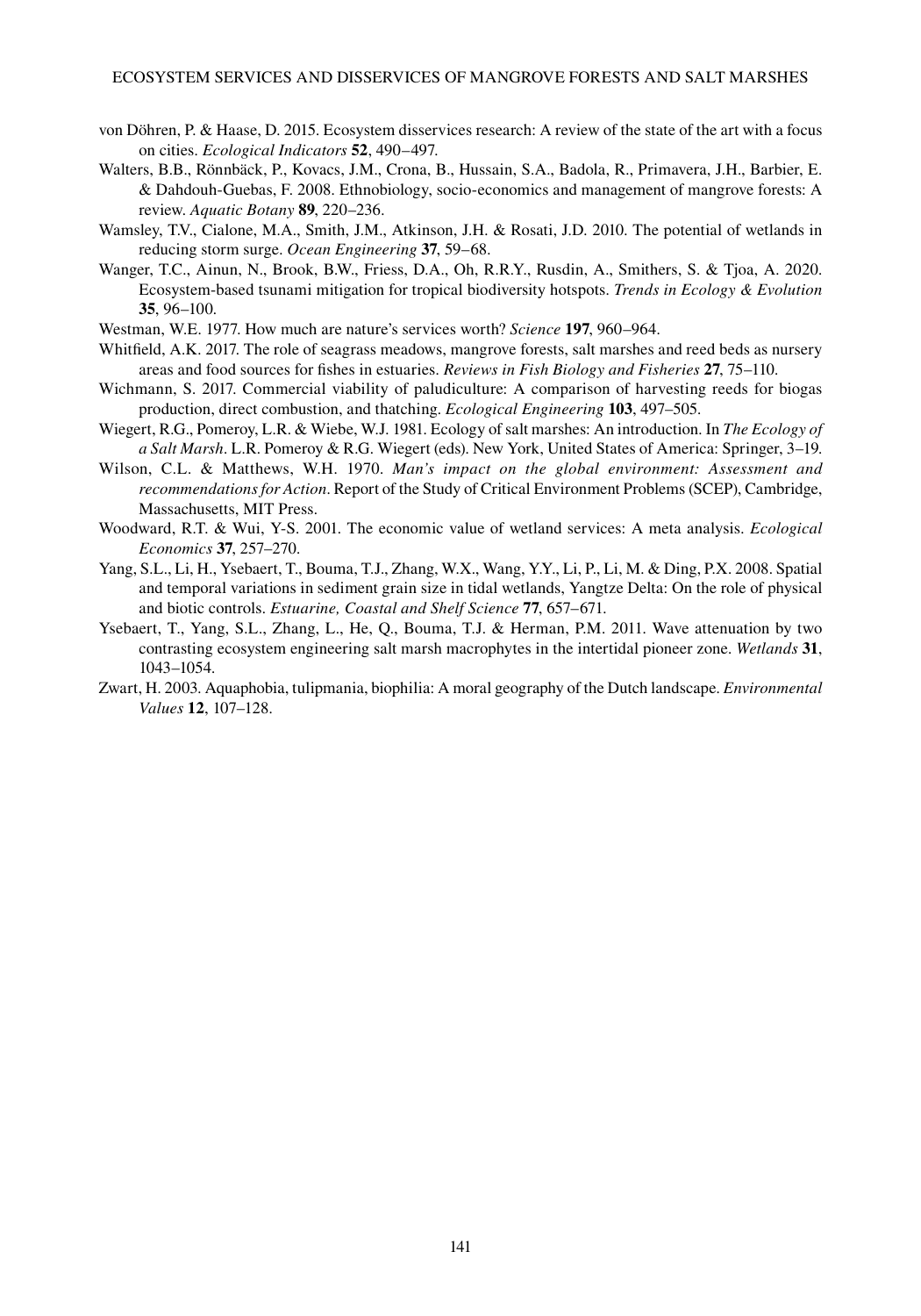von Döhren, P. & Haase, D. 2015. Ecosystem disservices research: A review of the state of the art with a focus on cities. *Ecological Indicators* **52**, 490–497.

Walters, B.B., Rönnbäck, P., Kovacs, J.M., Crona, B., Hussain, S.A., Badola, R., Primavera, J.H., Barbier, E. & Dahdouh-Guebas, F. 2008. Ethnobiology, socio-economics and management of mangrove forests: A review. *Aquatic Botany* **89**, 220–236.

Wamsley, T.V., Cialone, M.A., Smith, J.M., Atkinson, J.H. & Rosati, J.D. 2010. The potential of wetlands in reducing storm surge. *Ocean Engineering* **37**, 59–68.

Wanger, T.C., Ainun, N., Brook, B.W., Friess, D.A., Oh, R.R.Y., Rusdin, A., Smithers, S. & Tjoa, A. 2020. Ecosystem-based tsunami mitigation for tropical biodiversity hotspots. *Trends in Ecology & Evolution* **35**, 96–100.

Westman, W.E. 1977. How much are nature's services worth? *Science* **197**, 960–964.

Whitfield, A.K. 2017. The role of seagrass meadows, mangrove forests, salt marshes and reed beds as nursery areas and food sources for fishes in estuaries. *Reviews in Fish Biology and Fisheries* **27**, 75–110.

Wichmann, S. 2017. Commercial viability of paludiculture: A comparison of harvesting reeds for biogas production, direct combustion, and thatching. *Ecological Engineering* **103**, 497–505.

Wiegert, R.G., Pomeroy, L.R. & Wiebe, W.J. 1981. Ecology of salt marshes: An introduction. In *The Ecology of a Salt Marsh*. L.R. Pomeroy & R.G. Wiegert (eds). New York, United States of America: Springer, 3–19.

Wilson, C.L. & Matthews, W.H. 1970. *Man's impact on the global environment: Assessment and recommendations for Action*. Report of the Study of Critical Environment Problems (SCEP), Cambridge, Massachusetts, MIT Press.

Woodward, R.T. & Wui, Y-S. 2001. The economic value of wetland services: A meta analysis. *Ecological Economics* **37**, 257–270.

Yang, S.L., Li, H., Ysebaert, T., Bouma, T.J., Zhang, W.X., Wang, Y.Y., Li, P., Li, M. & Ding, P.X. 2008. Spatial and temporal variations in sediment grain size in tidal wetlands, Yangtze Delta: On the role of physical and biotic controls. *Estuarine, Coastal and Shelf Science* **77**, 657–671.

Ysebaert, T., Yang, S.L., Zhang, L., He, Q., Bouma, T.J. & Herman, P.M. 2011. Wave attenuation by two contrasting ecosystem engineering salt marsh macrophytes in the intertidal pioneer zone. *Wetlands* **31**, 1043–1054.

Zwart, H. 2003. Aquaphobia, tulipmania, biophilia: A moral geography of the Dutch landscape. *Environmental Values* **12**, 107–128.